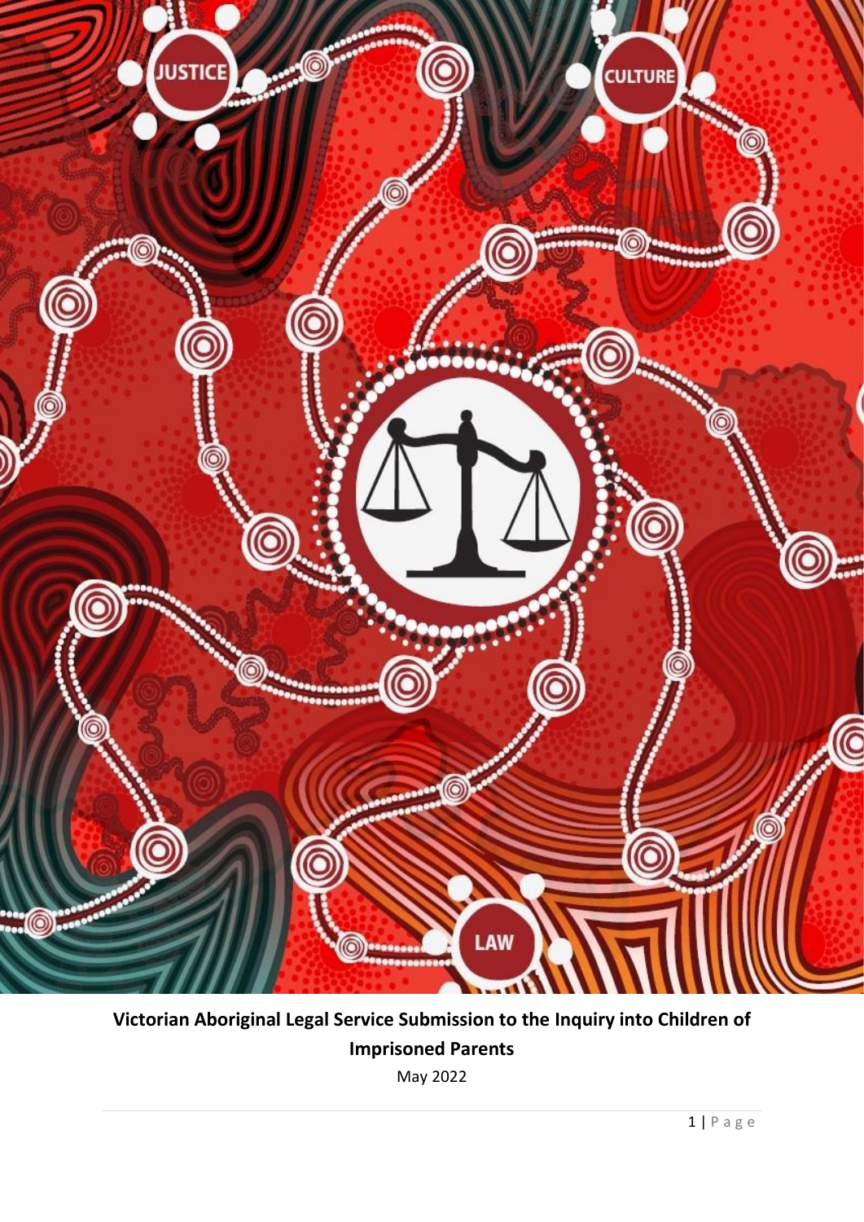**Victorian Aboriginal Legal Service Submission to the Inquiry into Children of Imprisoned Parents**

May 2022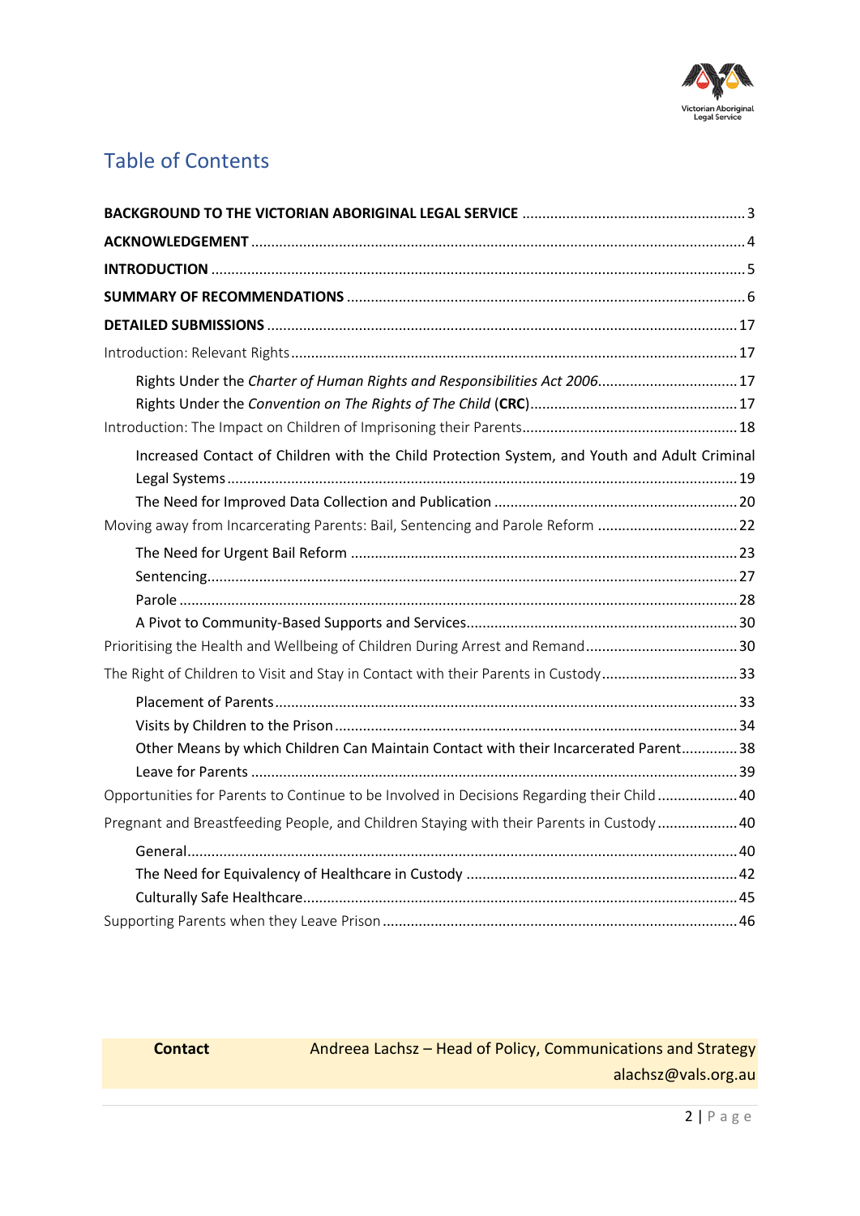# Table of Contents

**BACKGROUND TO THE VICTORIAN ABORIGINAL LEGAL SERVICE** ........ 3

**ACKNOWLEDGEMENT** ........ 4

**INTRODUCTION** ........ 5

**SUMMARY OF RECOMMENDATIONS** ........ 6

**DETAILED SUBMISSIONS** ........ 17

Introduction: Relevant Rights ........ 17

- Rights Under the *Charter of Human Rights and Responsibilities Act 2006* ........ 17
- Rights Under the *Convention on The Rights of The Child* (**CRC**) ........ 17

Introduction: The Impact on Children of Imprisoning their Parents ........ 18

- Increased Contact of Children with the Child Protection System, and Youth and Adult Criminal Legal Systems ........ 19
- The Need for Improved Data Collection and Publication ........ 20

Moving away from Incarcerating Parents: Bail, Sentencing and Parole Reform ........ 22

- The Need for Urgent Bail Reform ........ 23
- Sentencing ........ 27
- Parole ........ 28
- A Pivot to Community-Based Supports and Services ........ 30

Prioritising the Health and Wellbeing of Children During Arrest and Remand ........ 30

The Right of Children to Visit and Stay in Contact with their Parents in Custody ........ 33

- Placement of Parents ........ 33
- Visits by Children to the Prison ........ 34
- Other Means by which Children Can Maintain Contact with their Incarcerated Parent ........ 38
- Leave for Parents ........ 39

Opportunities for Parents to Continue to be Involved in Decisions Regarding their Child ........ 40

Pregnant and Breastfeeding People, and Children Staying with their Parents in Custody ........ 40

- General ........ 40
- The Need for Equivalency of Healthcare in Custody ........ 42
- Culturally Safe Healthcare ........ 45

Supporting Parents when they Leave Prison ........ 46

| **Contact** | Andreea Lachsz – Head of Policy, Communications and Strategy<br>alachsz@vals.org.au |
|---|---|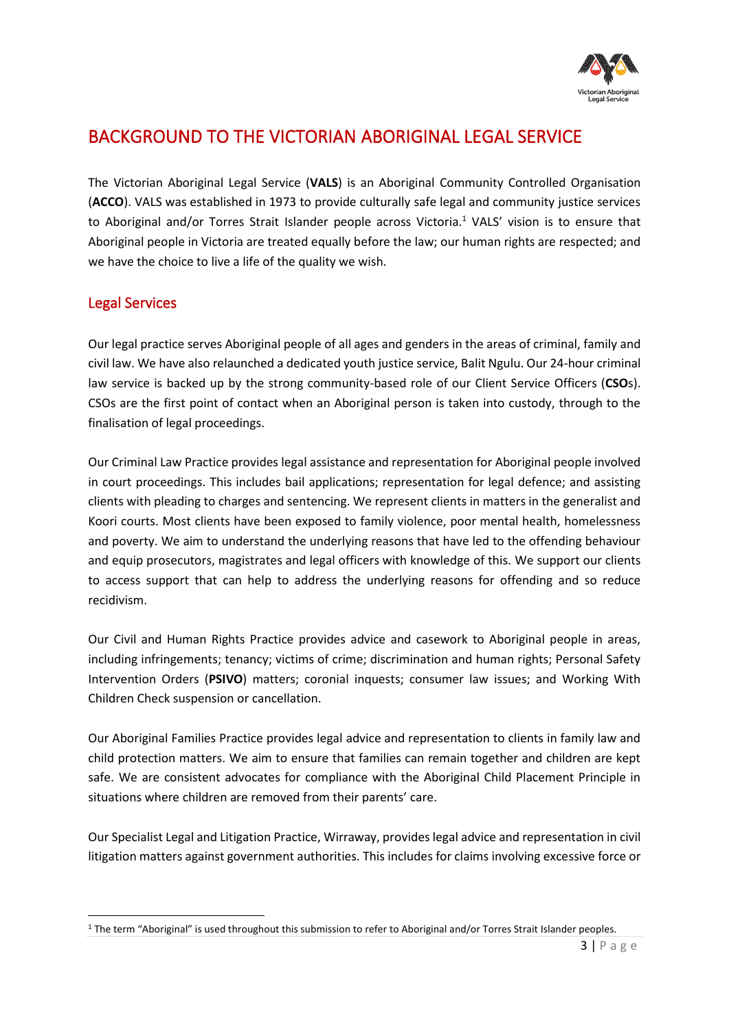# BACKGROUND TO THE VICTORIAN ABORIGINAL LEGAL SERVICE

The Victorian Aboriginal Legal Service (**VALS**) is an Aboriginal Community Controlled Organisation (**ACCO**). VALS was established in 1973 to provide culturally safe legal and community justice services to Aboriginal and/or Torres Strait Islander people across Victoria.[1] VALS' vision is to ensure that Aboriginal people in Victoria are treated equally before the law; our human rights are respected; and we have the choice to live a life of the quality we wish.

## Legal Services

Our legal practice serves Aboriginal people of all ages and genders in the areas of criminal, family and civil law. We have also relaunched a dedicated youth justice service, Balit Ngulu. Our 24-hour criminal law service is backed up by the strong community-based role of our Client Service Officers (**CSO**s). CSOs are the first point of contact when an Aboriginal person is taken into custody, through to the finalisation of legal proceedings.

Our Criminal Law Practice provides legal assistance and representation for Aboriginal people involved in court proceedings. This includes bail applications; representation for legal defence; and assisting clients with pleading to charges and sentencing. We represent clients in matters in the generalist and Koori courts. Most clients have been exposed to family violence, poor mental health, homelessness and poverty. We aim to understand the underlying reasons that have led to the offending behaviour and equip prosecutors, magistrates and legal officers with knowledge of this. We support our clients to access support that can help to address the underlying reasons for offending and so reduce recidivism.

Our Civil and Human Rights Practice provides advice and casework to Aboriginal people in areas, including infringements; tenancy; victims of crime; discrimination and human rights; Personal Safety Intervention Orders (**PSIVO**) matters; coronial inquests; consumer law issues; and Working With Children Check suspension or cancellation.

Our Aboriginal Families Practice provides legal advice and representation to clients in family law and child protection matters. We aim to ensure that families can remain together and children are kept safe. We are consistent advocates for compliance with the Aboriginal Child Placement Principle in situations where children are removed from their parents' care.

Our Specialist Legal and Litigation Practice, Wirraway, provides legal advice and representation in civil litigation matters against government authorities. This includes for claims involving excessive force or

[1] The term "Aboriginal" is used throughout this submission to refer to Aboriginal and/or Torres Strait Islander peoples.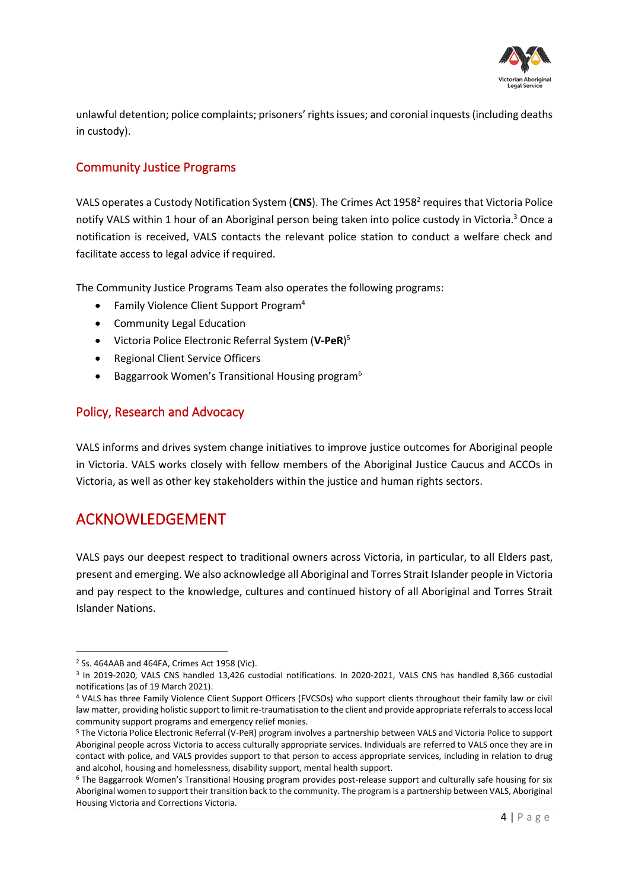unlawful detention; police complaints; prisoners' rights issues; and coronial inquests (including deaths in custody).

### Community Justice Programs

VALS operates a Custody Notification System (**CNS**). The Crimes Act 1958[2] requires that Victoria Police notify VALS within 1 hour of an Aboriginal person being taken into police custody in Victoria.[3] Once a notification is received, VALS contacts the relevant police station to conduct a welfare check and facilitate access to legal advice if required.

The Community Justice Programs Team also operates the following programs:

- Family Violence Client Support Program[4]
- Community Legal Education
- Victoria Police Electronic Referral System (**V-PeR**)[5]
- Regional Client Service Officers
- Baggarrook Women's Transitional Housing program[6]

### Policy, Research and Advocacy

VALS informs and drives system change initiatives to improve justice outcomes for Aboriginal people in Victoria. VALS works closely with fellow members of the Aboriginal Justice Caucus and ACCOs in Victoria, as well as other key stakeholders within the justice and human rights sectors.

## ACKNOWLEDGEMENT

VALS pays our deepest respect to traditional owners across Victoria, in particular, to all Elders past, present and emerging. We also acknowledge all Aboriginal and Torres Strait Islander people in Victoria and pay respect to the knowledge, cultures and continued history of all Aboriginal and Torres Strait Islander Nations.

---

[2] Ss. 464AAB and 464FA, Crimes Act 1958 (Vic).

[3] In 2019-2020, VALS CNS handled 13,426 custodial notifications. In 2020-2021, VALS CNS has handled 8,366 custodial notifications (as of 19 March 2021).

[4] VALS has three Family Violence Client Support Officers (FVCSOs) who support clients throughout their family law or civil law matter, providing holistic support to limit re-traumatisation to the client and provide appropriate referrals to access local community support programs and emergency relief monies.

[5] The Victoria Police Electronic Referral (V-PeR) program involves a partnership between VALS and Victoria Police to support Aboriginal people across Victoria to access culturally appropriate services. Individuals are referred to VALS once they are in contact with police, and VALS provides support to that person to access appropriate services, including in relation to drug and alcohol, housing and homelessness, disability support, mental health support.

[6] The Baggarrook Women's Transitional Housing program provides post-release support and culturally safe housing for six Aboriginal women to support their transition back to the community. The program is a partnership between VALS, Aboriginal Housing Victoria and Corrections Victoria.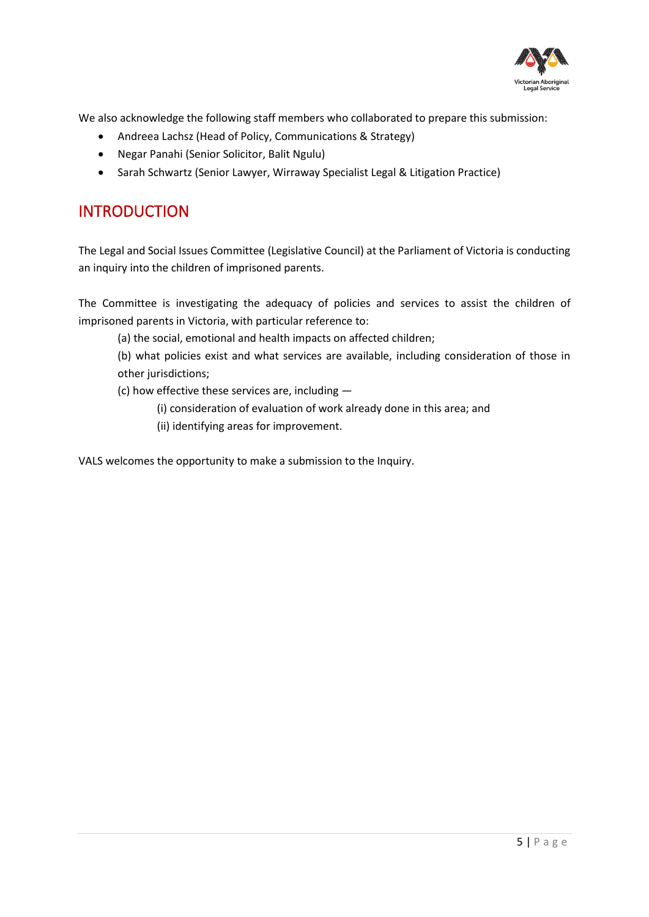We also acknowledge the following staff members who collaborated to prepare this submission:

- Andreea Lachsz (Head of Policy, Communications & Strategy)
- Negar Panahi (Senior Solicitor, Balit Ngulu)
- Sarah Schwartz (Senior Lawyer, Wirraway Specialist Legal & Litigation Practice)

# INTRODUCTION

The Legal and Social Issues Committee (Legislative Council) at the Parliament of Victoria is conducting an inquiry into the children of imprisoned parents.

The Committee is investigating the adequacy of policies and services to assist the children of imprisoned parents in Victoria, with particular reference to:

(a) the social, emotional and health impacts on affected children;

(b) what policies exist and what services are available, including consideration of those in other jurisdictions;

(c) how effective these services are, including —

(i) consideration of evaluation of work already done in this area; and

(ii) identifying areas for improvement.

VALS welcomes the opportunity to make a submission to the Inquiry.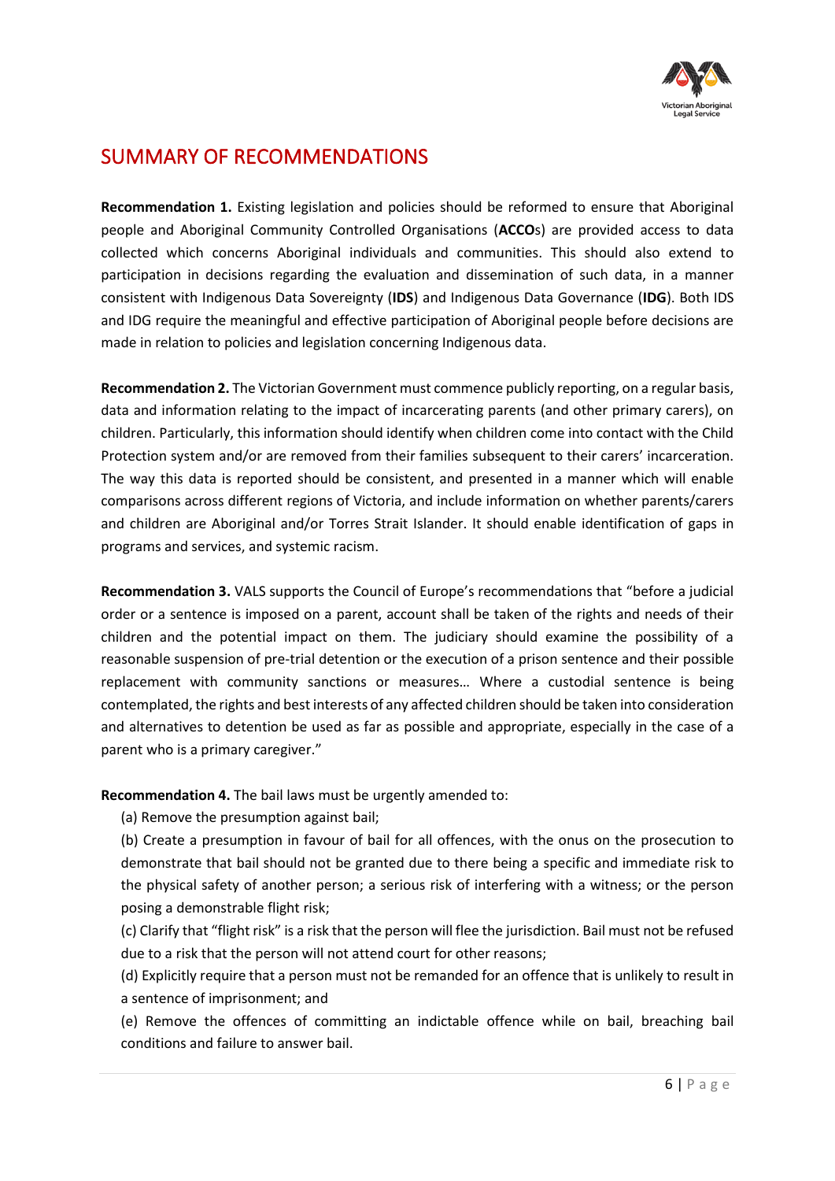## SUMMARY OF RECOMMENDATIONS

**Recommendation 1.** Existing legislation and policies should be reformed to ensure that Aboriginal people and Aboriginal Community Controlled Organisations (**ACCO**s) are provided access to data collected which concerns Aboriginal individuals and communities. This should also extend to participation in decisions regarding the evaluation and dissemination of such data, in a manner consistent with Indigenous Data Sovereignty (**IDS**) and Indigenous Data Governance (**IDG**). Both IDS and IDG require the meaningful and effective participation of Aboriginal people before decisions are made in relation to policies and legislation concerning Indigenous data.

**Recommendation 2.** The Victorian Government must commence publicly reporting, on a regular basis, data and information relating to the impact of incarcerating parents (and other primary carers), on children. Particularly, this information should identify when children come into contact with the Child Protection system and/or are removed from their families subsequent to their carers' incarceration. The way this data is reported should be consistent, and presented in a manner which will enable comparisons across different regions of Victoria, and include information on whether parents/carers and children are Aboriginal and/or Torres Strait Islander. It should enable identification of gaps in programs and services, and systemic racism.

**Recommendation 3.** VALS supports the Council of Europe's recommendations that "before a judicial order or a sentence is imposed on a parent, account shall be taken of the rights and needs of their children and the potential impact on them. The judiciary should examine the possibility of a reasonable suspension of pre-trial detention or the execution of a prison sentence and their possible replacement with community sanctions or measures… Where a custodial sentence is being contemplated, the rights and best interests of any affected children should be taken into consideration and alternatives to detention be used as far as possible and appropriate, especially in the case of a parent who is a primary caregiver."

**Recommendation 4.** The bail laws must be urgently amended to:

(a) Remove the presumption against bail;

(b) Create a presumption in favour of bail for all offences, with the onus on the prosecution to demonstrate that bail should not be granted due to there being a specific and immediate risk to the physical safety of another person; a serious risk of interfering with a witness; or the person posing a demonstrable flight risk;

(c) Clarify that "flight risk" is a risk that the person will flee the jurisdiction. Bail must not be refused due to a risk that the person will not attend court for other reasons;

(d) Explicitly require that a person must not be remanded for an offence that is unlikely to result in a sentence of imprisonment; and

(e) Remove the offences of committing an indictable offence while on bail, breaching bail conditions and failure to answer bail.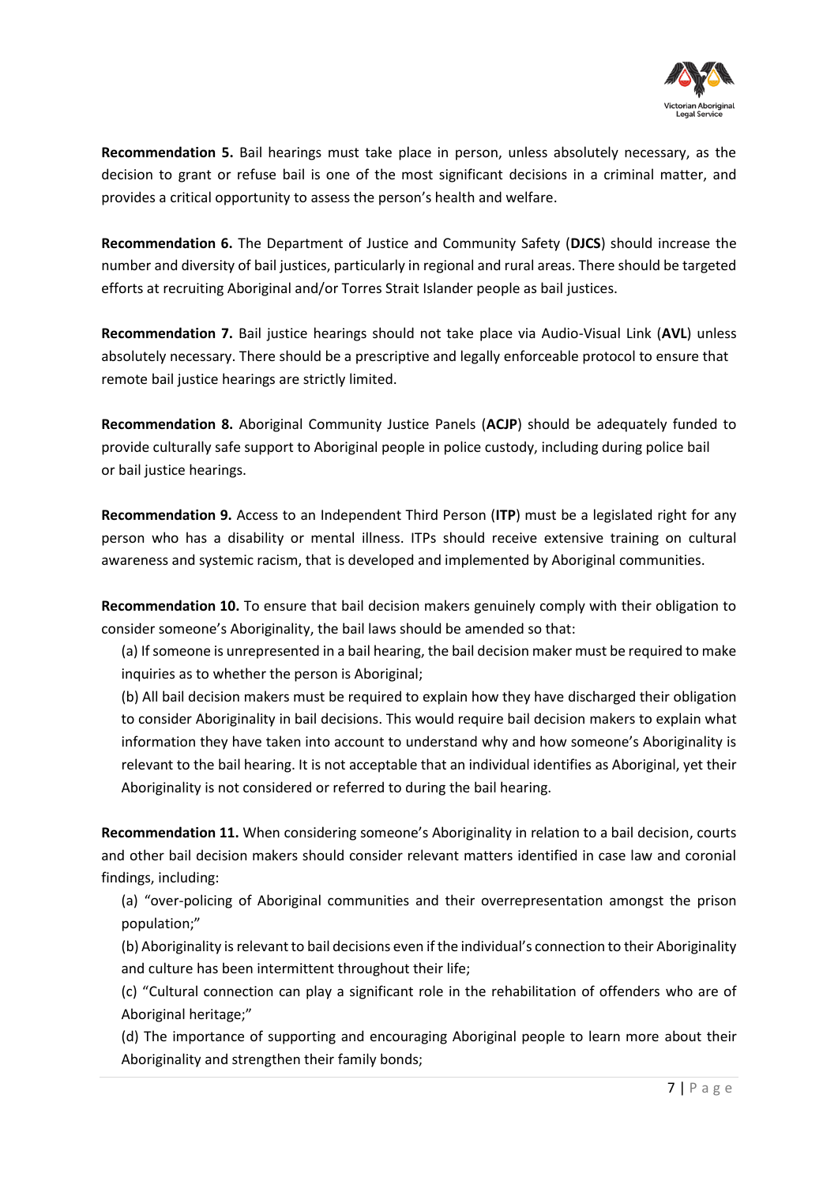**Recommendation 5.** Bail hearings must take place in person, unless absolutely necessary, as the decision to grant or refuse bail is one of the most significant decisions in a criminal matter, and provides a critical opportunity to assess the person's health and welfare.

**Recommendation 6.** The Department of Justice and Community Safety (**DJCS**) should increase the number and diversity of bail justices, particularly in regional and rural areas. There should be targeted efforts at recruiting Aboriginal and/or Torres Strait Islander people as bail justices.

**Recommendation 7.** Bail justice hearings should not take place via Audio-Visual Link (**AVL**) unless absolutely necessary. There should be a prescriptive and legally enforceable protocol to ensure that remote bail justice hearings are strictly limited.

**Recommendation 8.** Aboriginal Community Justice Panels (**ACJP**) should be adequately funded to provide culturally safe support to Aboriginal people in police custody, including during police bail or bail justice hearings.

**Recommendation 9.** Access to an Independent Third Person (**ITP**) must be a legislated right for any person who has a disability or mental illness. ITPs should receive extensive training on cultural awareness and systemic racism, that is developed and implemented by Aboriginal communities.

**Recommendation 10.** To ensure that bail decision makers genuinely comply with their obligation to consider someone's Aboriginality, the bail laws should be amended so that:

(a) If someone is unrepresented in a bail hearing, the bail decision maker must be required to make inquiries as to whether the person is Aboriginal;

(b) All bail decision makers must be required to explain how they have discharged their obligation to consider Aboriginality in bail decisions. This would require bail decision makers to explain what information they have taken into account to understand why and how someone's Aboriginality is relevant to the bail hearing. It is not acceptable that an individual identifies as Aboriginal, yet their Aboriginality is not considered or referred to during the bail hearing.

**Recommendation 11.** When considering someone's Aboriginality in relation to a bail decision, courts and other bail decision makers should consider relevant matters identified in case law and coronial findings, including:

(a) "over-policing of Aboriginal communities and their overrepresentation amongst the prison population;"

(b) Aboriginality is relevant to bail decisions even if the individual's connection to their Aboriginality and culture has been intermittent throughout their life;

(c) "Cultural connection can play a significant role in the rehabilitation of offenders who are of Aboriginal heritage;"

(d) The importance of supporting and encouraging Aboriginal people to learn more about their Aboriginality and strengthen their family bonds;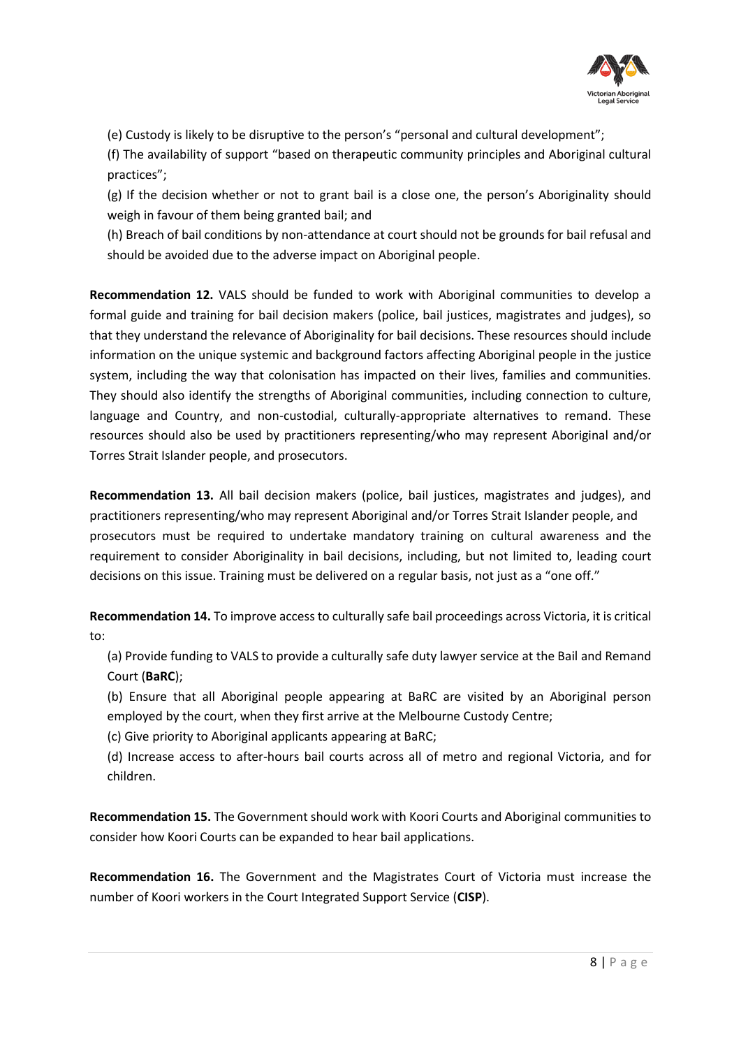(e) Custody is likely to be disruptive to the person's "personal and cultural development";

(f) The availability of support "based on therapeutic community principles and Aboriginal cultural practices";

(g) If the decision whether or not to grant bail is a close one, the person's Aboriginality should weigh in favour of them being granted bail; and

(h) Breach of bail conditions by non-attendance at court should not be grounds for bail refusal and should be avoided due to the adverse impact on Aboriginal people.

**Recommendation 12.** VALS should be funded to work with Aboriginal communities to develop a formal guide and training for bail decision makers (police, bail justices, magistrates and judges), so that they understand the relevance of Aboriginality for bail decisions. These resources should include information on the unique systemic and background factors affecting Aboriginal people in the justice system, including the way that colonisation has impacted on their lives, families and communities. They should also identify the strengths of Aboriginal communities, including connection to culture, language and Country, and non-custodial, culturally-appropriate alternatives to remand. These resources should also be used by practitioners representing/who may represent Aboriginal and/or Torres Strait Islander people, and prosecutors.

**Recommendation 13.** All bail decision makers (police, bail justices, magistrates and judges), and practitioners representing/who may represent Aboriginal and/or Torres Strait Islander people, and prosecutors must be required to undertake mandatory training on cultural awareness and the requirement to consider Aboriginality in bail decisions, including, but not limited to, leading court decisions on this issue. Training must be delivered on a regular basis, not just as a "one off."

**Recommendation 14.** To improve access to culturally safe bail proceedings across Victoria, it is critical to:

(a) Provide funding to VALS to provide a culturally safe duty lawyer service at the Bail and Remand Court (**BaRC**);

(b) Ensure that all Aboriginal people appearing at BaRC are visited by an Aboriginal person employed by the court, when they first arrive at the Melbourne Custody Centre;

(c) Give priority to Aboriginal applicants appearing at BaRC;

(d) Increase access to after-hours bail courts across all of metro and regional Victoria, and for children.

**Recommendation 15.** The Government should work with Koori Courts and Aboriginal communities to consider how Koori Courts can be expanded to hear bail applications.

**Recommendation 16.** The Government and the Magistrates Court of Victoria must increase the number of Koori workers in the Court Integrated Support Service (**CISP**).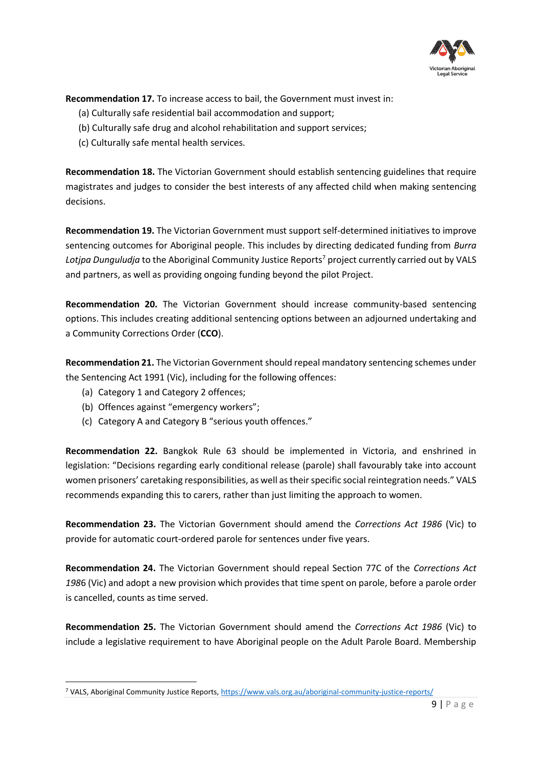**Recommendation 17.** To increase access to bail, the Government must invest in:

(a) Culturally safe residential bail accommodation and support;
(b) Culturally safe drug and alcohol rehabilitation and support services;
(c) Culturally safe mental health services.

**Recommendation 18.** The Victorian Government should establish sentencing guidelines that require magistrates and judges to consider the best interests of any affected child when making sentencing decisions.

**Recommendation 19.** The Victorian Government must support self-determined initiatives to improve sentencing outcomes for Aboriginal people. This includes by directing dedicated funding from *Burra Lotjpa Dunguludja* to the Aboriginal Community Justice Reports[7] project currently carried out by VALS and partners, as well as providing ongoing funding beyond the pilot Project.

**Recommendation 20.** The Victorian Government should increase community-based sentencing options. This includes creating additional sentencing options between an adjourned undertaking and a Community Corrections Order (**CCO**).

**Recommendation 21.** The Victorian Government should repeal mandatory sentencing schemes under the Sentencing Act 1991 (Vic), including for the following offences:

(a) Category 1 and Category 2 offences;
(b) Offences against "emergency workers";
(c) Category A and Category B "serious youth offences."

**Recommendation 22.** Bangkok Rule 63 should be implemented in Victoria, and enshrined in legislation: "Decisions regarding early conditional release (parole) shall favourably take into account women prisoners' caretaking responsibilities, as well as their specific social reintegration needs." VALS recommends expanding this to carers, rather than just limiting the approach to women.

**Recommendation 23.** The Victorian Government should amend the *Corrections Act 1986* (Vic) to provide for automatic court-ordered parole for sentences under five years.

**Recommendation 24.** The Victorian Government should repeal Section 77C of the *Corrections Act 1986* (Vic) and adopt a new provision which provides that time spent on parole, before a parole order is cancelled, counts as time served.

**Recommendation 25.** The Victorian Government should amend the *Corrections Act 1986* (Vic) to include a legislative requirement to have Aboriginal people on the Adult Parole Board. Membership

[7] VALS, Aboriginal Community Justice Reports, https://www.vals.org.au/aboriginal-community-justice-reports/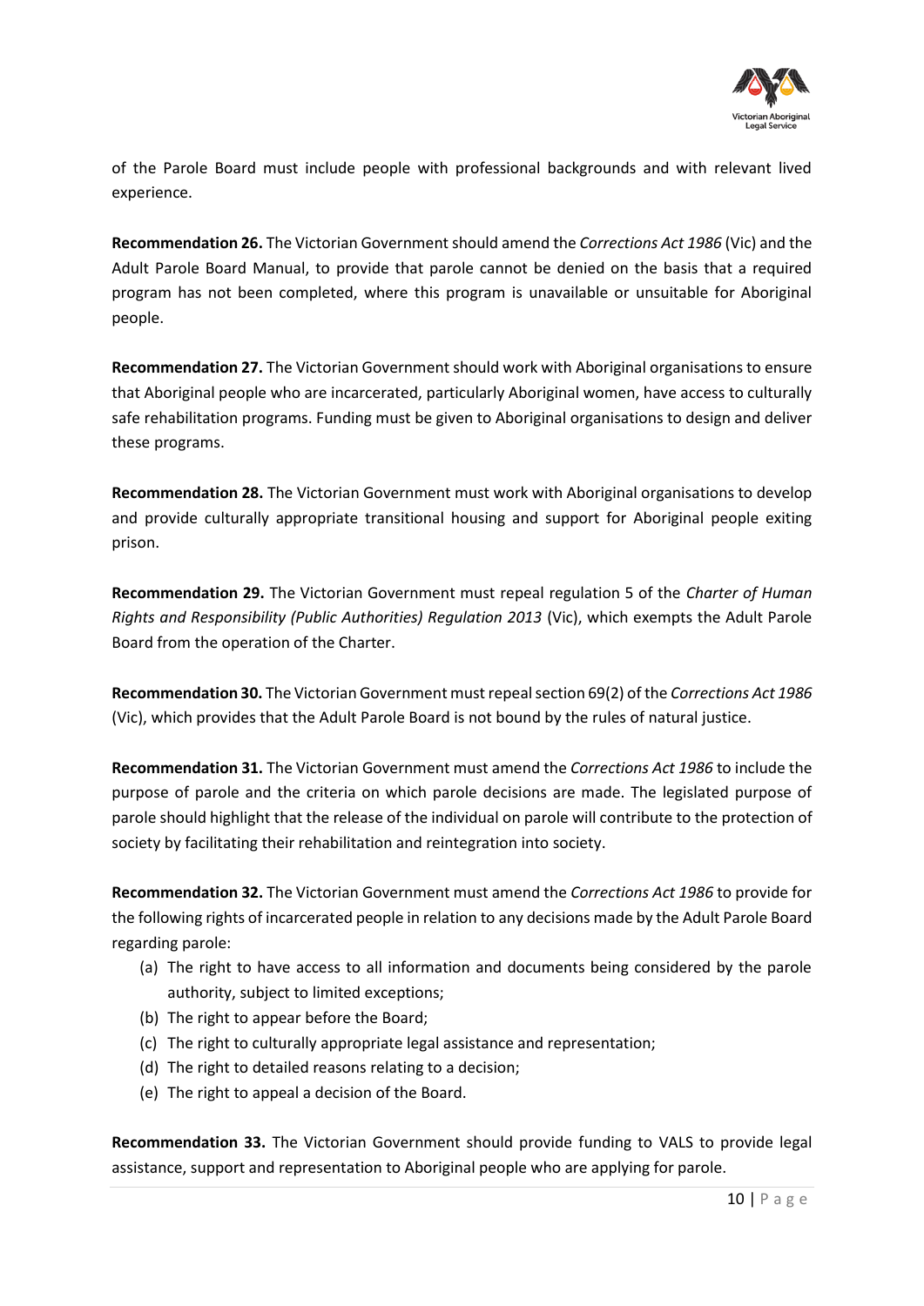of the Parole Board must include people with professional backgrounds and with relevant lived experience.

**Recommendation 26.** The Victorian Government should amend the *Corrections Act 1986* (Vic) and the Adult Parole Board Manual, to provide that parole cannot be denied on the basis that a required program has not been completed, where this program is unavailable or unsuitable for Aboriginal people.

**Recommendation 27.** The Victorian Government should work with Aboriginal organisations to ensure that Aboriginal people who are incarcerated, particularly Aboriginal women, have access to culturally safe rehabilitation programs. Funding must be given to Aboriginal organisations to design and deliver these programs.

**Recommendation 28.** The Victorian Government must work with Aboriginal organisations to develop and provide culturally appropriate transitional housing and support for Aboriginal people exiting prison.

**Recommendation 29.** The Victorian Government must repeal regulation 5 of the *Charter of Human Rights and Responsibility (Public Authorities) Regulation 2013* (Vic), which exempts the Adult Parole Board from the operation of the Charter.

**Recommendation 30.** The Victorian Government must repeal section 69(2) of the *Corrections Act 1986* (Vic), which provides that the Adult Parole Board is not bound by the rules of natural justice.

**Recommendation 31.** The Victorian Government must amend the *Corrections Act 1986* to include the purpose of parole and the criteria on which parole decisions are made. The legislated purpose of parole should highlight that the release of the individual on parole will contribute to the protection of society by facilitating their rehabilitation and reintegration into society.

**Recommendation 32.** The Victorian Government must amend the *Corrections Act 1986* to provide for the following rights of incarcerated people in relation to any decisions made by the Adult Parole Board regarding parole:

(a) The right to have access to all information and documents being considered by the parole authority, subject to limited exceptions;
(b) The right to appear before the Board;
(c) The right to culturally appropriate legal assistance and representation;
(d) The right to detailed reasons relating to a decision;
(e) The right to appeal a decision of the Board.

**Recommendation 33.** The Victorian Government should provide funding to VALS to provide legal assistance, support and representation to Aboriginal people who are applying for parole.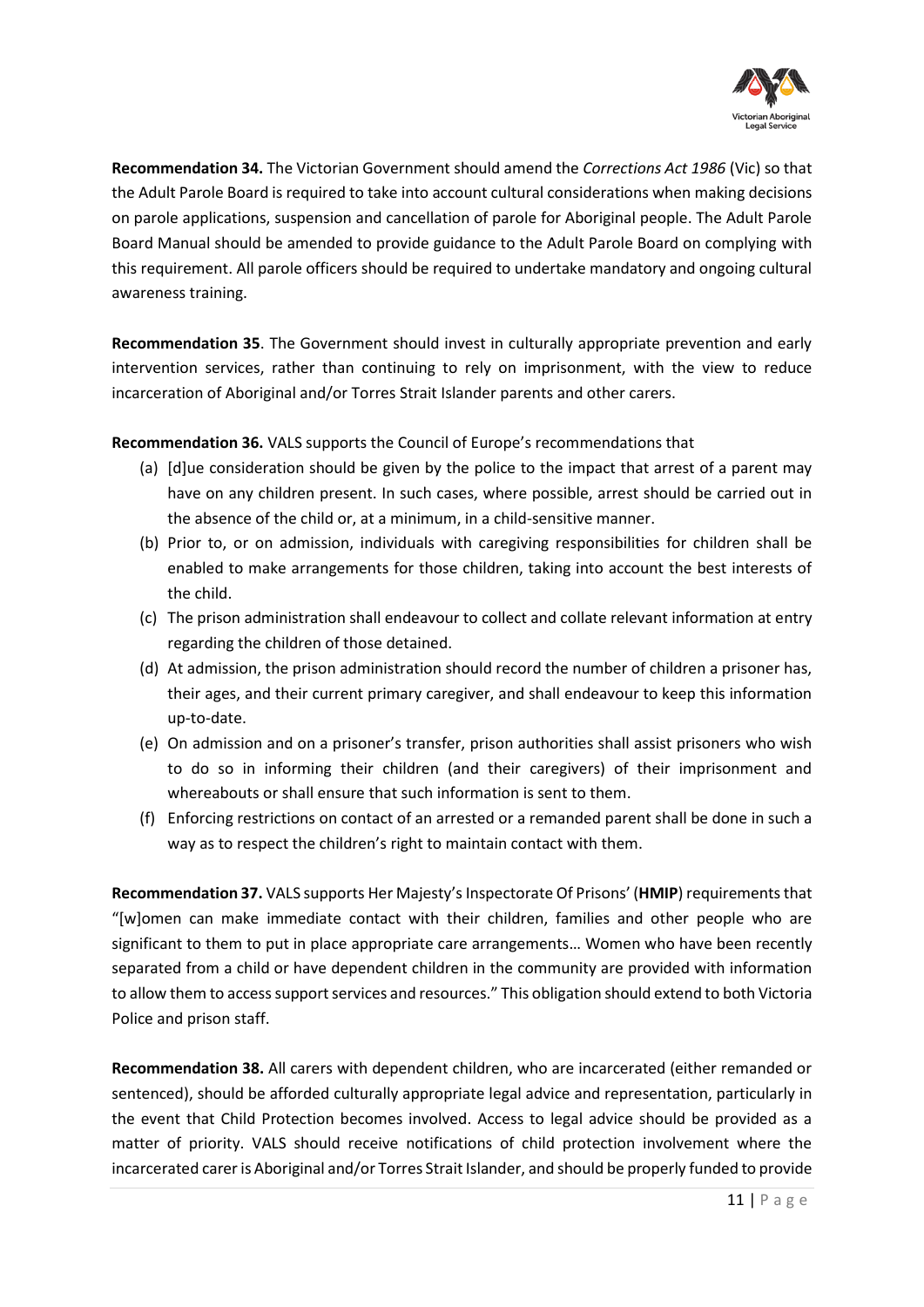**Recommendation 34.** The Victorian Government should amend the *Corrections Act 1986* (Vic) so that the Adult Parole Board is required to take into account cultural considerations when making decisions on parole applications, suspension and cancellation of parole for Aboriginal people. The Adult Parole Board Manual should be amended to provide guidance to the Adult Parole Board on complying with this requirement. All parole officers should be required to undertake mandatory and ongoing cultural awareness training.

**Recommendation 35**. The Government should invest in culturally appropriate prevention and early intervention services, rather than continuing to rely on imprisonment, with the view to reduce incarceration of Aboriginal and/or Torres Strait Islander parents and other carers.

**Recommendation 36.** VALS supports the Council of Europe's recommendations that

(a) [d]ue consideration should be given by the police to the impact that arrest of a parent may have on any children present. In such cases, where possible, arrest should be carried out in the absence of the child or, at a minimum, in a child-sensitive manner.

(b) Prior to, or on admission, individuals with caregiving responsibilities for children shall be enabled to make arrangements for those children, taking into account the best interests of the child.

(c) The prison administration shall endeavour to collect and collate relevant information at entry regarding the children of those detained.

(d) At admission, the prison administration should record the number of children a prisoner has, their ages, and their current primary caregiver, and shall endeavour to keep this information up-to-date.

(e) On admission and on a prisoner's transfer, prison authorities shall assist prisoners who wish to do so in informing their children (and their caregivers) of their imprisonment and whereabouts or shall ensure that such information is sent to them.

(f) Enforcing restrictions on contact of an arrested or a remanded parent shall be done in such a way as to respect the children's right to maintain contact with them.

**Recommendation 37.** VALS supports Her Majesty's Inspectorate Of Prisons' (**HMIP**) requirements that "[w]omen can make immediate contact with their children, families and other people who are significant to them to put in place appropriate care arrangements… Women who have been recently separated from a child or have dependent children in the community are provided with information to allow them to access support services and resources." This obligation should extend to both Victoria Police and prison staff.

**Recommendation 38.** All carers with dependent children, who are incarcerated (either remanded or sentenced), should be afforded culturally appropriate legal advice and representation, particularly in the event that Child Protection becomes involved. Access to legal advice should be provided as a matter of priority. VALS should receive notifications of child protection involvement where the incarcerated carer is Aboriginal and/or Torres Strait Islander, and should be properly funded to provide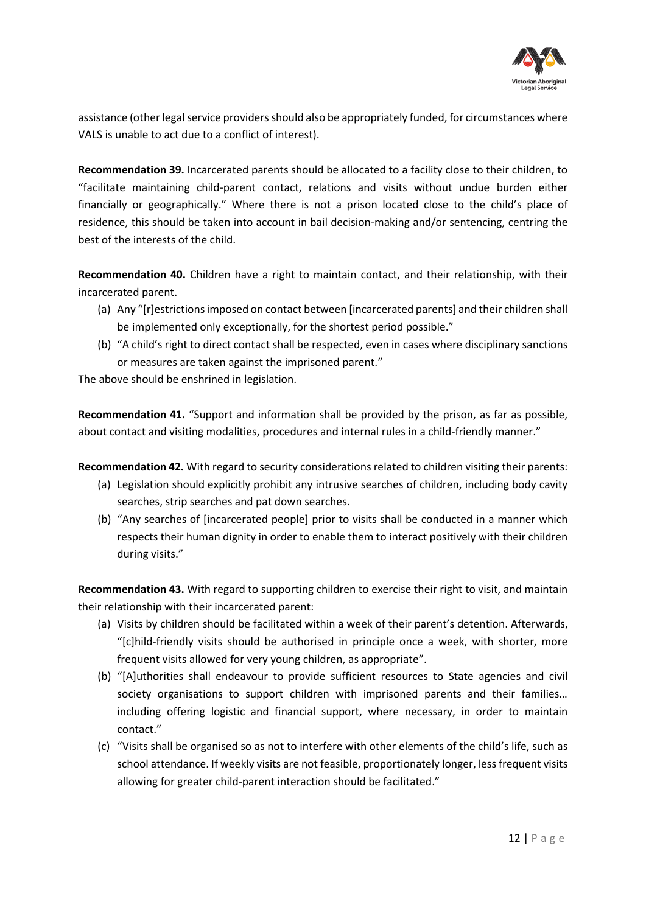assistance (other legal service providers should also be appropriately funded, for circumstances where VALS is unable to act due to a conflict of interest).

**Recommendation 39.** Incarcerated parents should be allocated to a facility close to their children, to "facilitate maintaining child-parent contact, relations and visits without undue burden either financially or geographically." Where there is not a prison located close to the child's place of residence, this should be taken into account in bail decision-making and/or sentencing, centring the best of the interests of the child.

**Recommendation 40.** Children have a right to maintain contact, and their relationship, with their incarcerated parent.

(a) Any "[r]estrictions imposed on contact between [incarcerated parents] and their children shall be implemented only exceptionally, for the shortest period possible."
(b) "A child's right to direct contact shall be respected, even in cases where disciplinary sanctions or measures are taken against the imprisoned parent."

The above should be enshrined in legislation.

**Recommendation 41.** "Support and information shall be provided by the prison, as far as possible, about contact and visiting modalities, procedures and internal rules in a child-friendly manner."

**Recommendation 42.** With regard to security considerations related to children visiting their parents:

(a) Legislation should explicitly prohibit any intrusive searches of children, including body cavity searches, strip searches and pat down searches.
(b) "Any searches of [incarcerated people] prior to visits shall be conducted in a manner which respects their human dignity in order to enable them to interact positively with their children during visits."

**Recommendation 43.** With regard to supporting children to exercise their right to visit, and maintain their relationship with their incarcerated parent:

(a) Visits by children should be facilitated within a week of their parent's detention. Afterwards, "[c]hild-friendly visits should be authorised in principle once a week, with shorter, more frequent visits allowed for very young children, as appropriate".
(b) "[A]uthorities shall endeavour to provide sufficient resources to State agencies and civil society organisations to support children with imprisoned parents and their families… including offering logistic and financial support, where necessary, in order to maintain contact."
(c) "Visits shall be organised so as not to interfere with other elements of the child's life, such as school attendance. If weekly visits are not feasible, proportionately longer, less frequent visits allowing for greater child-parent interaction should be facilitated."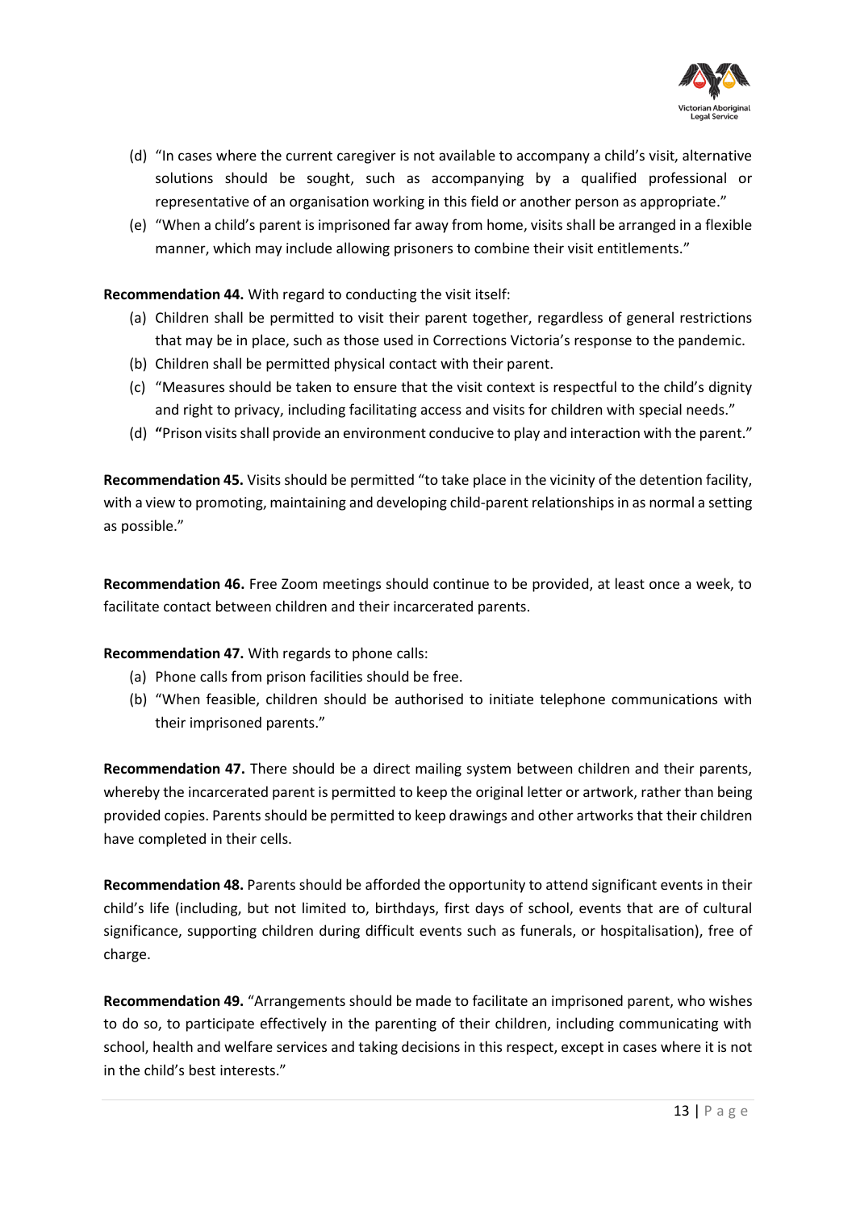(d) "In cases where the current caregiver is not available to accompany a child's visit, alternative solutions should be sought, such as accompanying by a qualified professional or representative of an organisation working in this field or another person as appropriate."

(e) "When a child's parent is imprisoned far away from home, visits shall be arranged in a flexible manner, which may include allowing prisoners to combine their visit entitlements."

**Recommendation 44.** With regard to conducting the visit itself:

(a) Children shall be permitted to visit their parent together, regardless of general restrictions that may be in place, such as those used in Corrections Victoria's response to the pandemic.

(b) Children shall be permitted physical contact with their parent.

(c) "Measures should be taken to ensure that the visit context is respectful to the child's dignity and right to privacy, including facilitating access and visits for children with special needs."

(d) **"**Prison visits shall provide an environment conducive to play and interaction with the parent."

**Recommendation 45.** Visits should be permitted "to take place in the vicinity of the detention facility, with a view to promoting, maintaining and developing child-parent relationships in as normal a setting as possible."

**Recommendation 46.** Free Zoom meetings should continue to be provided, at least once a week, to facilitate contact between children and their incarcerated parents.

**Recommendation 47.** With regards to phone calls:

(a) Phone calls from prison facilities should be free.

(b) "When feasible, children should be authorised to initiate telephone communications with their imprisoned parents."

**Recommendation 47.** There should be a direct mailing system between children and their parents, whereby the incarcerated parent is permitted to keep the original letter or artwork, rather than being provided copies. Parents should be permitted to keep drawings and other artworks that their children have completed in their cells.

**Recommendation 48.** Parents should be afforded the opportunity to attend significant events in their child's life (including, but not limited to, birthdays, first days of school, events that are of cultural significance, supporting children during difficult events such as funerals, or hospitalisation), free of charge.

**Recommendation 49.** "Arrangements should be made to facilitate an imprisoned parent, who wishes to do so, to participate effectively in the parenting of their children, including communicating with school, health and welfare services and taking decisions in this respect, except in cases where it is not in the child's best interests."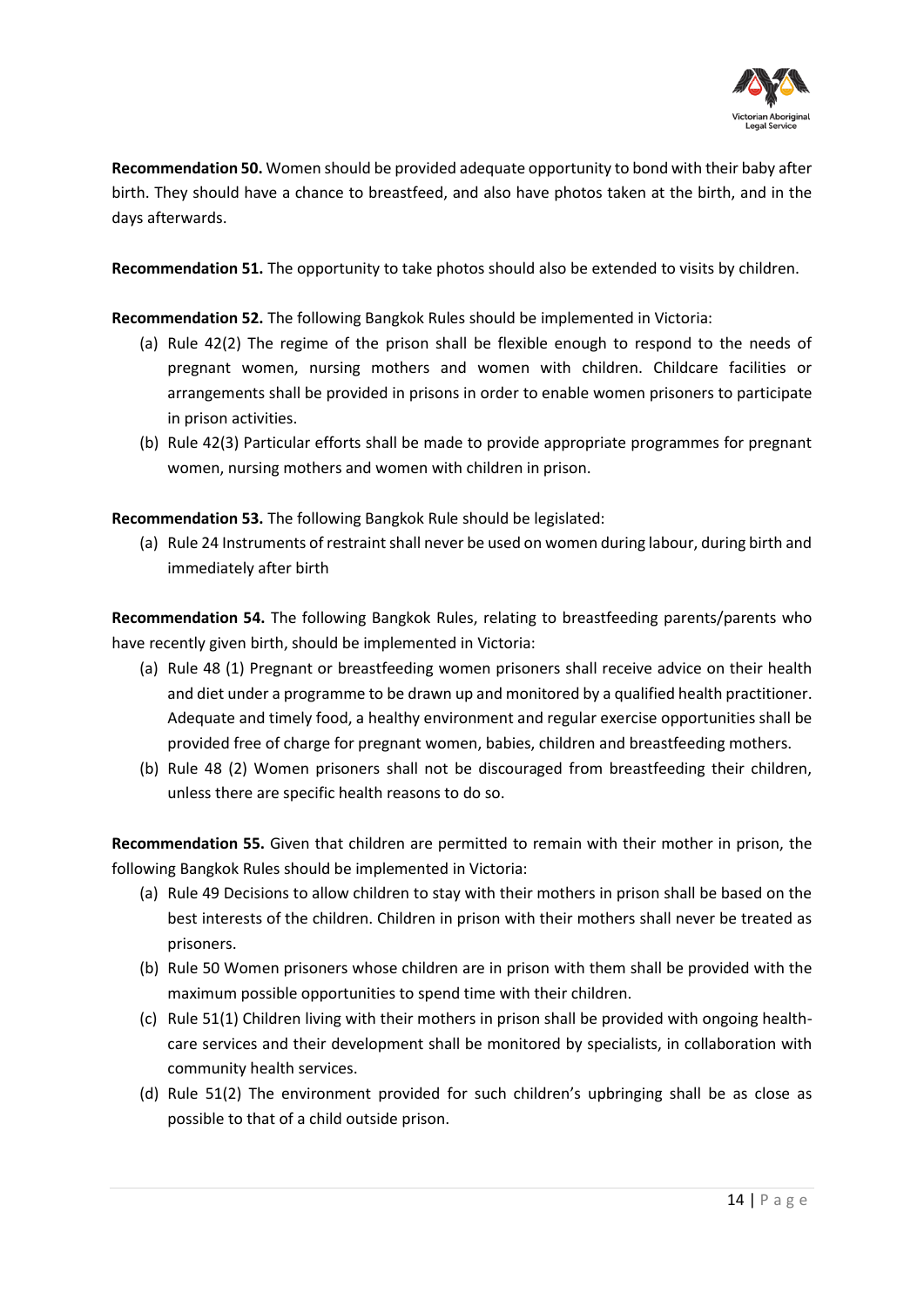**Recommendation 50.** Women should be provided adequate opportunity to bond with their baby after birth. They should have a chance to breastfeed, and also have photos taken at the birth, and in the days afterwards.

**Recommendation 51.** The opportunity to take photos should also be extended to visits by children.

**Recommendation 52.** The following Bangkok Rules should be implemented in Victoria:

(a) Rule 42(2) The regime of the prison shall be flexible enough to respond to the needs of pregnant women, nursing mothers and women with children. Childcare facilities or arrangements shall be provided in prisons in order to enable women prisoners to participate in prison activities.

(b) Rule 42(3) Particular efforts shall be made to provide appropriate programmes for pregnant women, nursing mothers and women with children in prison.

**Recommendation 53.** The following Bangkok Rule should be legislated:

(a) Rule 24 Instruments of restraint shall never be used on women during labour, during birth and immediately after birth

**Recommendation 54.** The following Bangkok Rules, relating to breastfeeding parents/parents who have recently given birth, should be implemented in Victoria:

(a) Rule 48 (1) Pregnant or breastfeeding women prisoners shall receive advice on their health and diet under a programme to be drawn up and monitored by a qualified health practitioner. Adequate and timely food, a healthy environment and regular exercise opportunities shall be provided free of charge for pregnant women, babies, children and breastfeeding mothers.

(b) Rule 48 (2) Women prisoners shall not be discouraged from breastfeeding their children, unless there are specific health reasons to do so.

**Recommendation 55.** Given that children are permitted to remain with their mother in prison, the following Bangkok Rules should be implemented in Victoria:

(a) Rule 49 Decisions to allow children to stay with their mothers in prison shall be based on the best interests of the children. Children in prison with their mothers shall never be treated as prisoners.

(b) Rule 50 Women prisoners whose children are in prison with them shall be provided with the maximum possible opportunities to spend time with their children.

(c) Rule 51(1) Children living with their mothers in prison shall be provided with ongoing health-care services and their development shall be monitored by specialists, in collaboration with community health services.

(d) Rule 51(2) The environment provided for such children's upbringing shall be as close as possible to that of a child outside prison.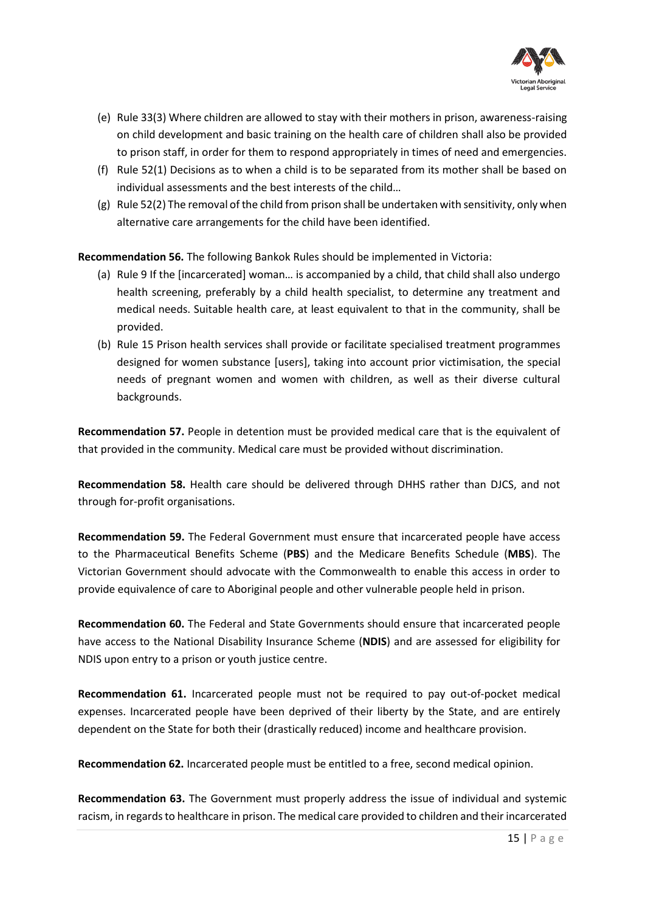(e) Rule 33(3) Where children are allowed to stay with their mothers in prison, awareness-raising on child development and basic training on the health care of children shall also be provided to prison staff, in order for them to respond appropriately in times of need and emergencies.
(f) Rule 52(1) Decisions as to when a child is to be separated from its mother shall be based on individual assessments and the best interests of the child…
(g) Rule 52(2) The removal of the child from prison shall be undertaken with sensitivity, only when alternative care arrangements for the child have been identified.

**Recommendation 56.** The following Bankok Rules should be implemented in Victoria:

(a) Rule 9 If the [incarcerated] woman… is accompanied by a child, that child shall also undergo health screening, preferably by a child health specialist, to determine any treatment and medical needs. Suitable health care, at least equivalent to that in the community, shall be provided.
(b) Rule 15 Prison health services shall provide or facilitate specialised treatment programmes designed for women substance [users], taking into account prior victimisation, the special needs of pregnant women and women with children, as well as their diverse cultural backgrounds.

**Recommendation 57.** People in detention must be provided medical care that is the equivalent of that provided in the community. Medical care must be provided without discrimination.

**Recommendation 58.** Health care should be delivered through DHHS rather than DJCS, and not through for-profit organisations.

**Recommendation 59.** The Federal Government must ensure that incarcerated people have access to the Pharmaceutical Benefits Scheme (**PBS**) and the Medicare Benefits Schedule (**MBS**). The Victorian Government should advocate with the Commonwealth to enable this access in order to provide equivalence of care to Aboriginal people and other vulnerable people held in prison.

**Recommendation 60.** The Federal and State Governments should ensure that incarcerated people have access to the National Disability Insurance Scheme (**NDIS**) and are assessed for eligibility for NDIS upon entry to a prison or youth justice centre.

**Recommendation 61.** Incarcerated people must not be required to pay out-of-pocket medical expenses. Incarcerated people have been deprived of their liberty by the State, and are entirely dependent on the State for both their (drastically reduced) income and healthcare provision.

**Recommendation 62.** Incarcerated people must be entitled to a free, second medical opinion.

**Recommendation 63.** The Government must properly address the issue of individual and systemic racism, in regards to healthcare in prison. The medical care provided to children and their incarcerated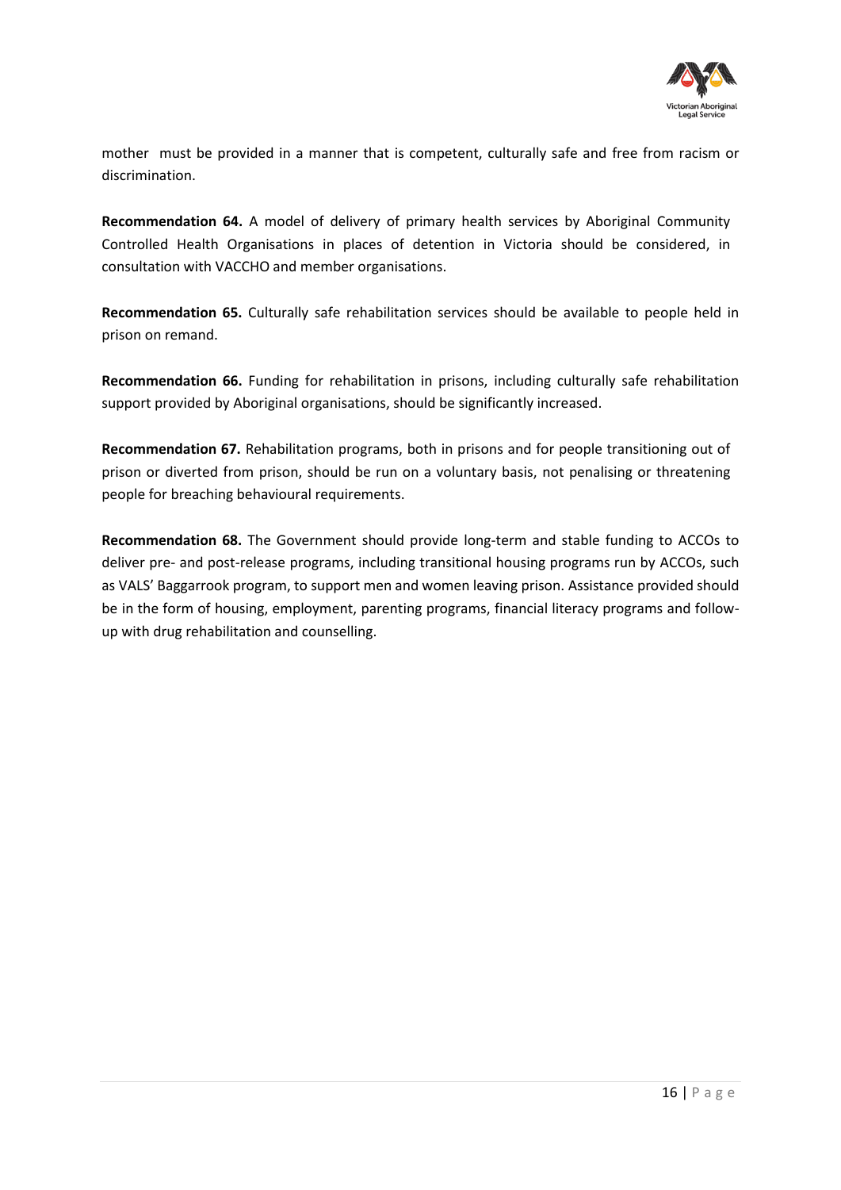mother must be provided in a manner that is competent, culturally safe and free from racism or discrimination.

**Recommendation 64.** A model of delivery of primary health services by Aboriginal Community Controlled Health Organisations in places of detention in Victoria should be considered, in consultation with VACCHO and member organisations.

**Recommendation 65.** Culturally safe rehabilitation services should be available to people held in prison on remand.

**Recommendation 66.** Funding for rehabilitation in prisons, including culturally safe rehabilitation support provided by Aboriginal organisations, should be significantly increased.

**Recommendation 67.** Rehabilitation programs, both in prisons and for people transitioning out of prison or diverted from prison, should be run on a voluntary basis, not penalising or threatening people for breaching behavioural requirements.

**Recommendation 68.** The Government should provide long-term and stable funding to ACCOs to deliver pre- and post-release programs, including transitional housing programs run by ACCOs, such as VALS' Baggarrook program, to support men and women leaving prison. Assistance provided should be in the form of housing, employment, parenting programs, financial literacy programs and follow-up with drug rehabilitation and counselling.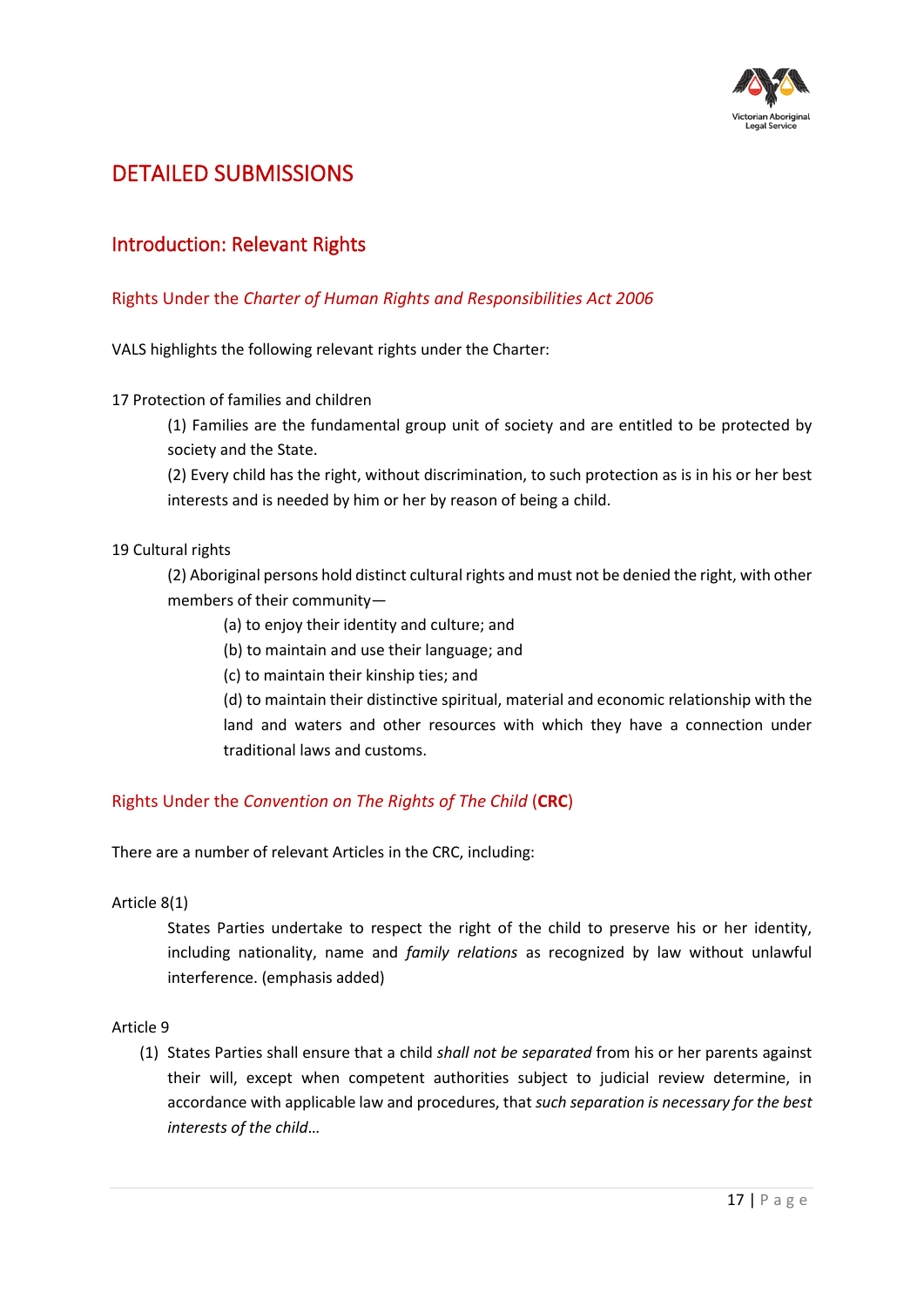# DETAILED SUBMISSIONS

## Introduction: Relevant Rights

### Rights Under the *Charter of Human Rights and Responsibilities Act 2006*

VALS highlights the following relevant rights under the Charter:

17 Protection of families and children

> (1) Families are the fundamental group unit of society and are entitled to be protected by society and the State.
>
> (2) Every child has the right, without discrimination, to such protection as is in his or her best interests and is needed by him or her by reason of being a child.

19 Cultural rights

> (2) Aboriginal persons hold distinct cultural rights and must not be denied the right, with other members of their community—
>
> > (a) to enjoy their identity and culture; and
> >
> > (b) to maintain and use their language; and
> >
> > (c) to maintain their kinship ties; and
> >
> > (d) to maintain their distinctive spiritual, material and economic relationship with the land and waters and other resources with which they have a connection under traditional laws and customs.

### Rights Under the *Convention on The Rights of The Child* (**CRC**)

There are a number of relevant Articles in the CRC, including:

Article 8(1)

> States Parties undertake to respect the right of the child to preserve his or her identity, including nationality, name and *family relations* as recognized by law without unlawful interference. (emphasis added)

Article 9

> (1) States Parties shall ensure that a child *shall not be separated* from his or her parents against their will, except when competent authorities subject to judicial review determine, in accordance with applicable law and procedures, that *such separation is necessary for the best interests of the child*…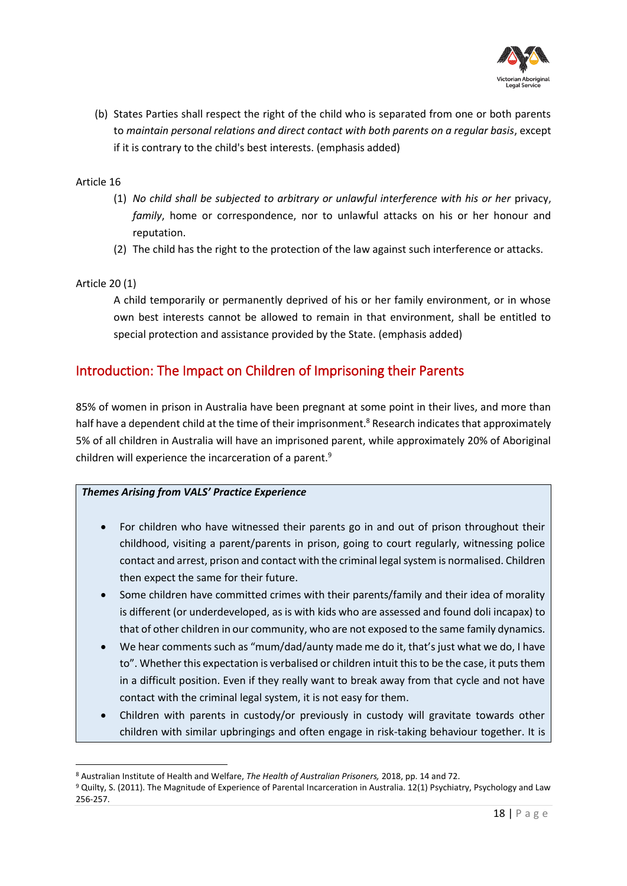(b) States Parties shall respect the right of the child who is separated from one or both parents to *maintain personal relations and direct contact with both parents on a regular basis*, except if it is contrary to the child's best interests. (emphasis added)

Article 16

(1) *No child shall be subjected to arbitrary or unlawful interference with his or her* privacy, *family*, home or correspondence, nor to unlawful attacks on his or her honour and reputation.

(2) The child has the right to the protection of the law against such interference or attacks.

Article 20 (1)

A child temporarily or permanently deprived of his or her family environment, or in whose own best interests cannot be allowed to remain in that environment, shall be entitled to special protection and assistance provided by the State. (emphasis added)

## Introduction: The Impact on Children of Imprisoning their Parents

85% of women in prison in Australia have been pregnant at some point in their lives, and more than half have a dependent child at the time of their imprisonment.[8] Research indicates that approximately 5% of all children in Australia will have an imprisoned parent, while approximately 20% of Aboriginal children will experience the incarceration of a parent.[9]

***Themes Arising from VALS' Practice Experience***

- For children who have witnessed their parents go in and out of prison throughout their childhood, visiting a parent/parents in prison, going to court regularly, witnessing police contact and arrest, prison and contact with the criminal legal system is normalised. Children then expect the same for their future.
- Some children have committed crimes with their parents/family and their idea of morality is different (or underdeveloped, as is with kids who are assessed and found doli incapax) to that of other children in our community, who are not exposed to the same family dynamics.
- We hear comments such as "mum/dad/aunty made me do it, that's just what we do, I have to". Whether this expectation is verbalised or children intuit this to be the case, it puts them in a difficult position. Even if they really want to break away from that cycle and not have contact with the criminal legal system, it is not easy for them.
- Children with parents in custody/or previously in custody will gravitate towards other children with similar upbringings and often engage in risk-taking behaviour together. It is

[8] Australian Institute of Health and Welfare, *The Health of Australian Prisoners,* 2018, pp. 14 and 72.

[9] Quilty, S. (2011). The Magnitude of Experience of Parental Incarceration in Australia. 12(1) Psychiatry, Psychology and Law 256-257.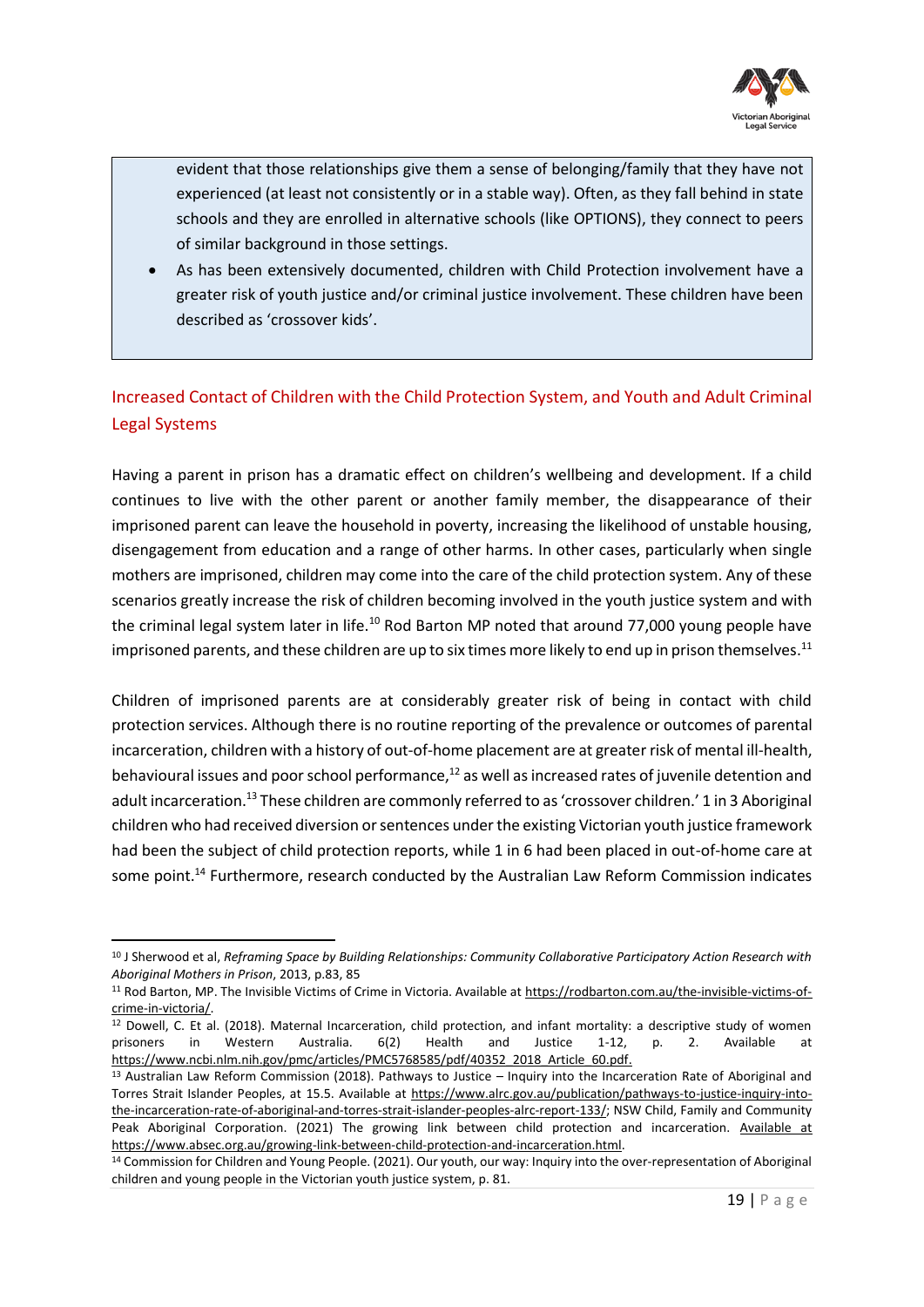evident that those relationships give them a sense of belonging/family that they have not experienced (at least not consistently or in a stable way). Often, as they fall behind in state schools and they are enrolled in alternative schools (like OPTIONS), they connect to peers of similar background in those settings.

- As has been extensively documented, children with Child Protection involvement have a greater risk of youth justice and/or criminal justice involvement. These children have been described as 'crossover kids'.

## Increased Contact of Children with the Child Protection System, and Youth and Adult Criminal Legal Systems

Having a parent in prison has a dramatic effect on children's wellbeing and development. If a child continues to live with the other parent or another family member, the disappearance of their imprisoned parent can leave the household in poverty, increasing the likelihood of unstable housing, disengagement from education and a range of other harms. In other cases, particularly when single mothers are imprisoned, children may come into the care of the child protection system. Any of these scenarios greatly increase the risk of children becoming involved in the youth justice system and with the criminal legal system later in life.[10] Rod Barton MP noted that around 77,000 young people have imprisoned parents, and these children are up to six times more likely to end up in prison themselves.[11]

Children of imprisoned parents are at considerably greater risk of being in contact with child protection services. Although there is no routine reporting of the prevalence or outcomes of parental incarceration, children with a history of out-of-home placement are at greater risk of mental ill-health, behavioural issues and poor school performance,[12] as well as increased rates of juvenile detention and adult incarceration.[13] These children are commonly referred to as 'crossover children.' 1 in 3 Aboriginal children who had received diversion or sentences under the existing Victorian youth justice framework had been the subject of child protection reports, while 1 in 6 had been placed in out-of-home care at some point.[14] Furthermore, research conducted by the Australian Law Reform Commission indicates

---

[10] J Sherwood et al, *Reframing Space by Building Relationships: Community Collaborative Participatory Action Research with Aboriginal Mothers in Prison*, 2013, p.83, 85

[11] Rod Barton, MP. The Invisible Victims of Crime in Victoria. Available at https://rodbarton.com.au/the-invisible-victims-of-crime-in-victoria/.

[12] Dowell, C. Et al. (2018). Maternal Incarceration, child protection, and infant mortality: a descriptive study of women prisoners in Western Australia. 6(2) Health and Justice 1-12, p. 2. Available at https://www.ncbi.nlm.nih.gov/pmc/articles/PMC5768585/pdf/40352_2018_Article_60.pdf.

[13] Australian Law Reform Commission (2018). Pathways to Justice – Inquiry into the Incarceration Rate of Aboriginal and Torres Strait Islander Peoples, at 15.5. Available at https://www.alrc.gov.au/publication/pathways-to-justice-inquiry-into-the-incarceration-rate-of-aboriginal-and-torres-strait-islander-peoples-alrc-report-133/; NSW Child, Family and Community Peak Aboriginal Corporation. (2021) The growing link between child protection and incarceration. Available at https://www.absec.org.au/growing-link-between-child-protection-and-incarceration.html.

[14] Commission for Children and Young People. (2021). Our youth, our way: Inquiry into the over-representation of Aboriginal children and young people in the Victorian youth justice system, p. 81.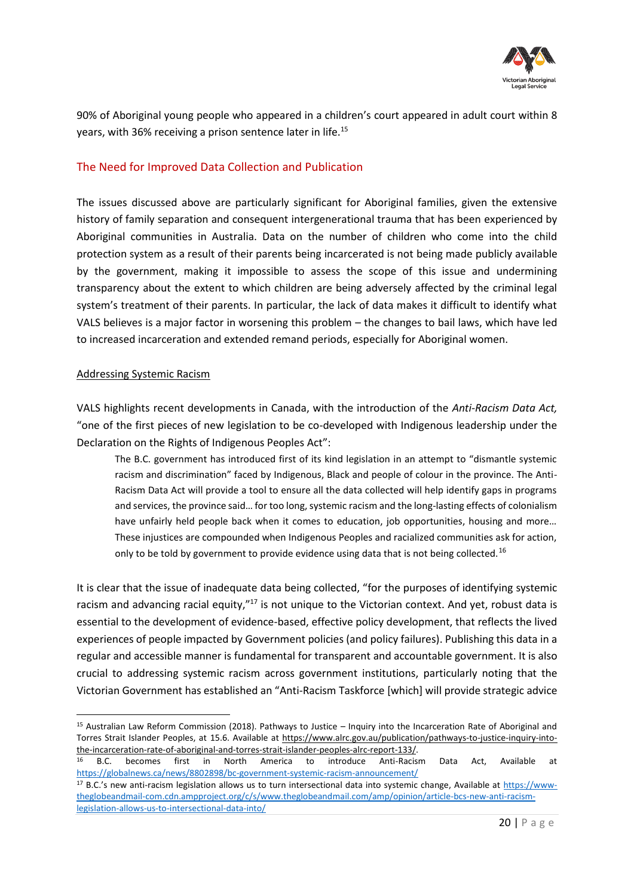90% of Aboriginal young people who appeared in a children's court appeared in adult court within 8 years, with 36% receiving a prison sentence later in life.[15]

## The Need for Improved Data Collection and Publication

The issues discussed above are particularly significant for Aboriginal families, given the extensive history of family separation and consequent intergenerational trauma that has been experienced by Aboriginal communities in Australia. Data on the number of children who come into the child protection system as a result of their parents being incarcerated is not being made publicly available by the government, making it impossible to assess the scope of this issue and undermining transparency about the extent to which children are being adversely affected by the criminal legal system's treatment of their parents. In particular, the lack of data makes it difficult to identify what VALS believes is a major factor in worsening this problem – the changes to bail laws, which have led to increased incarceration and extended remand periods, especially for Aboriginal women.

### Addressing Systemic Racism

VALS highlights recent developments in Canada, with the introduction of the *Anti-Racism Data Act,* "one of the first pieces of new legislation to be co-developed with Indigenous leadership under the Declaration on the Rights of Indigenous Peoples Act":

> The B.C. government has introduced first of its kind legislation in an attempt to "dismantle systemic racism and discrimination" faced by Indigenous, Black and people of colour in the province. The Anti-Racism Data Act will provide a tool to ensure all the data collected will help identify gaps in programs and services, the province said… for too long, systemic racism and the long-lasting effects of colonialism have unfairly held people back when it comes to education, job opportunities, housing and more… These injustices are compounded when Indigenous Peoples and racialized communities ask for action, only to be told by government to provide evidence using data that is not being collected.[16]

It is clear that the issue of inadequate data being collected, "for the purposes of identifying systemic racism and advancing racial equity,"[17] is not unique to the Victorian context. And yet, robust data is essential to the development of evidence-based, effective policy development, that reflects the lived experiences of people impacted by Government policies (and policy failures). Publishing this data in a regular and accessible manner is fundamental for transparent and accountable government. It is also crucial to addressing systemic racism across government institutions, particularly noting that the Victorian Government has established an "Anti-Racism Taskforce [which] will provide strategic advice

---

[15] Australian Law Reform Commission (2018). Pathways to Justice – Inquiry into the Incarceration Rate of Aboriginal and Torres Strait Islander Peoples, at 15.6. Available at https://www.alrc.gov.au/publication/pathways-to-justice-inquiry-into-the-incarceration-rate-of-aboriginal-and-torres-strait-islander-peoples-alrc-report-133/.

[16] B.C. becomes first in North America to introduce Anti-Racism Data Act, Available at https://globalnews.ca/news/8802898/bc-government-systemic-racism-announcement/

[17] B.C.'s new anti-racism legislation allows us to turn intersectional data into systemic change, Available at https://www-theglobeandmail-com.cdn.ampproject.org/c/s/www.theglobeandmail.com/amp/opinion/article-bcs-new-anti-racism-legislation-allows-us-to-intersectional-data-into/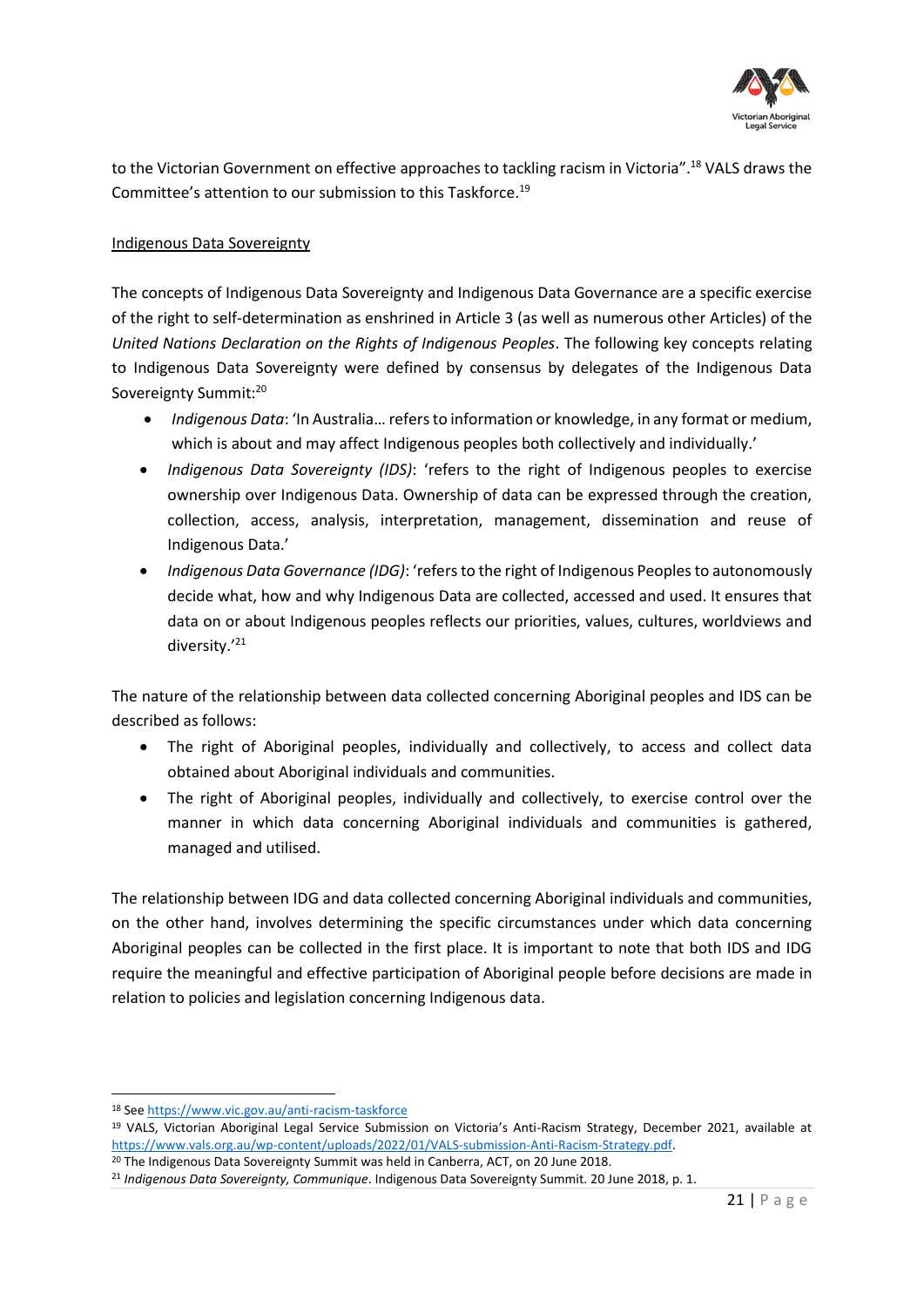to the Victorian Government on effective approaches to tackling racism in Victoria".[18] VALS draws the Committee's attention to our submission to this Taskforce.[19]

Indigenous Data Sovereignty

The concepts of Indigenous Data Sovereignty and Indigenous Data Governance are a specific exercise of the right to self-determination as enshrined in Article 3 (as well as numerous other Articles) of the *United Nations Declaration on the Rights of Indigenous Peoples*. The following key concepts relating to Indigenous Data Sovereignty were defined by consensus by delegates of the Indigenous Data Sovereignty Summit:[20]

- *Indigenous Data*: 'In Australia… refers to information or knowledge, in any format or medium, which is about and may affect Indigenous peoples both collectively and individually.'
- *Indigenous Data Sovereignty (IDS)*: 'refers to the right of Indigenous peoples to exercise ownership over Indigenous Data. Ownership of data can be expressed through the creation, collection, access, analysis, interpretation, management, dissemination and reuse of Indigenous Data.'
- *Indigenous Data Governance (IDG)*: 'refers to the right of Indigenous Peoples to autonomously decide what, how and why Indigenous Data are collected, accessed and used. It ensures that data on or about Indigenous peoples reflects our priorities, values, cultures, worldviews and diversity.'[21]

The nature of the relationship between data collected concerning Aboriginal peoples and IDS can be described as follows:

- The right of Aboriginal peoples, individually and collectively, to access and collect data obtained about Aboriginal individuals and communities.
- The right of Aboriginal peoples, individually and collectively, to exercise control over the manner in which data concerning Aboriginal individuals and communities is gathered, managed and utilised.

The relationship between IDG and data collected concerning Aboriginal individuals and communities, on the other hand, involves determining the specific circumstances under which data concerning Aboriginal peoples can be collected in the first place. It is important to note that both IDS and IDG require the meaningful and effective participation of Aboriginal people before decisions are made in relation to policies and legislation concerning Indigenous data.

---

[18] See https://www.vic.gov.au/anti-racism-taskforce

[19] VALS, Victorian Aboriginal Legal Service Submission on Victoria's Anti-Racism Strategy, December 2021, available at https://www.vals.org.au/wp-content/uploads/2022/01/VALS-submission-Anti-Racism-Strategy.pdf.

[20] The Indigenous Data Sovereignty Summit was held in Canberra, ACT, on 20 June 2018.

[21] *Indigenous Data Sovereignty, Communique*. Indigenous Data Sovereignty Summit. 20 June 2018, p. 1.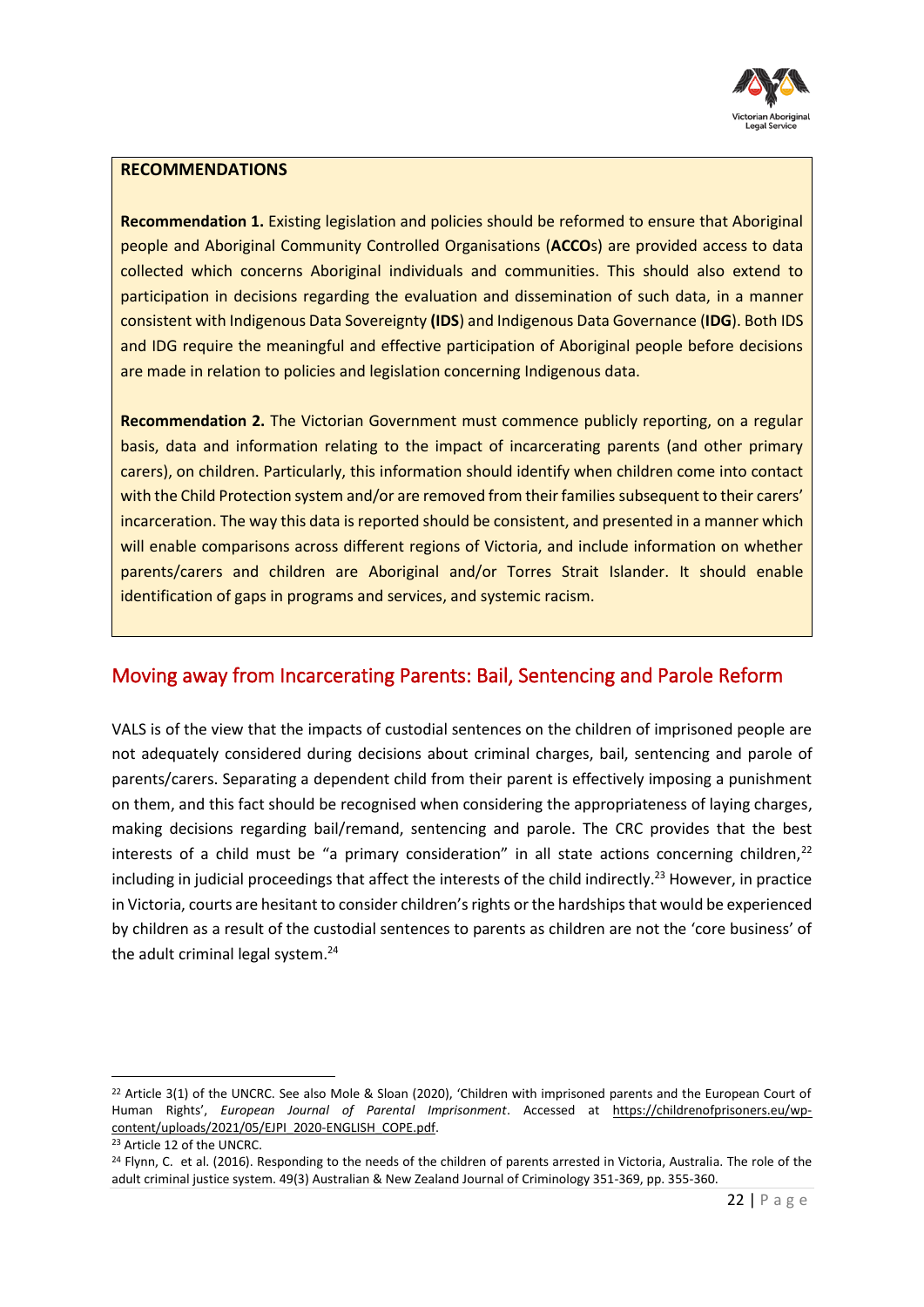**RECOMMENDATIONS**

**Recommendation 1.** Existing legislation and policies should be reformed to ensure that Aboriginal people and Aboriginal Community Controlled Organisations (**ACCO**s) are provided access to data collected which concerns Aboriginal individuals and communities. This should also extend to participation in decisions regarding the evaluation and dissemination of such data, in a manner consistent with Indigenous Data Sovereignty **(IDS)** and Indigenous Data Governance (**IDG**). Both IDS and IDG require the meaningful and effective participation of Aboriginal people before decisions are made in relation to policies and legislation concerning Indigenous data.

**Recommendation 2.** The Victorian Government must commence publicly reporting, on a regular basis, data and information relating to the impact of incarcerating parents (and other primary carers), on children. Particularly, this information should identify when children come into contact with the Child Protection system and/or are removed from their families subsequent to their carers' incarceration. The way this data is reported should be consistent, and presented in a manner which will enable comparisons across different regions of Victoria, and include information on whether parents/carers and children are Aboriginal and/or Torres Strait Islander. It should enable identification of gaps in programs and services, and systemic racism.

## Moving away from Incarcerating Parents: Bail, Sentencing and Parole Reform

VALS is of the view that the impacts of custodial sentences on the children of imprisoned people are not adequately considered during decisions about criminal charges, bail, sentencing and parole of parents/carers. Separating a dependent child from their parent is effectively imposing a punishment on them, and this fact should be recognised when considering the appropriateness of laying charges, making decisions regarding bail/remand, sentencing and parole. The CRC provides that the best interests of a child must be "a primary consideration" in all state actions concerning children,[22] including in judicial proceedings that affect the interests of the child indirectly.[23] However, in practice in Victoria, courts are hesitant to consider children's rights or the hardships that would be experienced by children as a result of the custodial sentences to parents as children are not the 'core business' of the adult criminal legal system.[24]

---

[22] Article 3(1) of the UNCRC. See also Mole & Sloan (2020), 'Children with imprisoned parents and the European Court of Human Rights', *European Journal of Parental Imprisonment*. Accessed at https://childrenofprisoners.eu/wp-content/uploads/2021/05/EJPI_2020-ENGLISH_COPE.pdf.

[23] Article 12 of the UNCRC.

[24] Flynn, C. et al. (2016). Responding to the needs of the children of parents arrested in Victoria, Australia. The role of the adult criminal justice system. 49(3) Australian & New Zealand Journal of Criminology 351-369, pp. 355-360.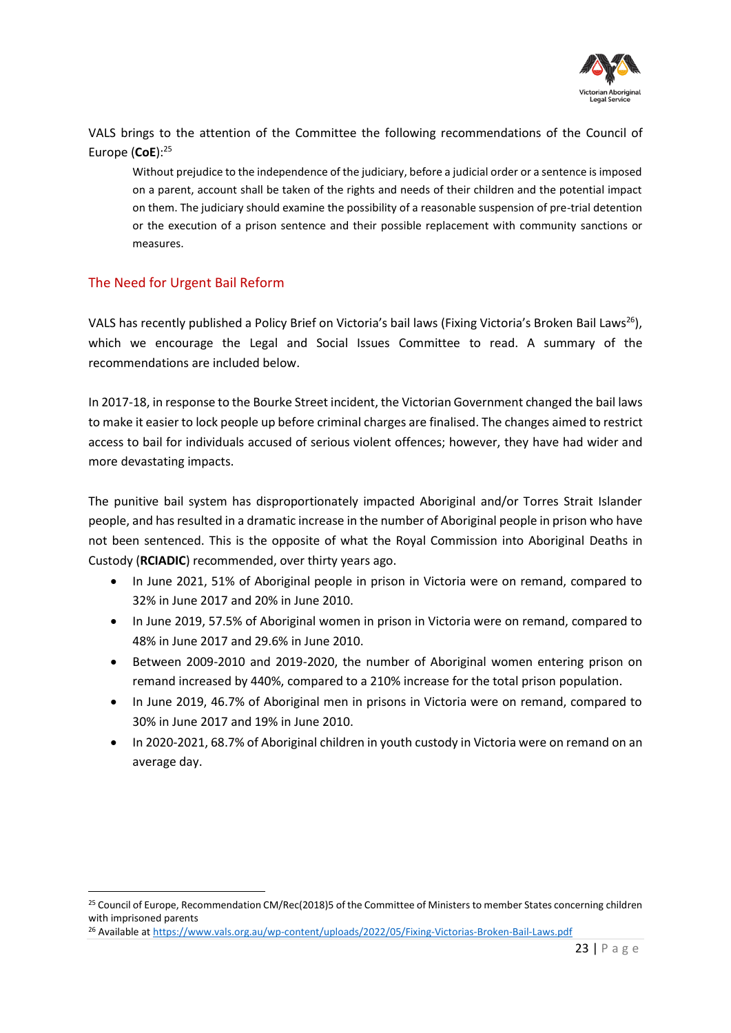VALS brings to the attention of the Committee the following recommendations of the Council of Europe (**CoE**):[25]

> Without prejudice to the independence of the judiciary, before a judicial order or a sentence is imposed on a parent, account shall be taken of the rights and needs of their children and the potential impact on them. The judiciary should examine the possibility of a reasonable suspension of pre-trial detention or the execution of a prison sentence and their possible replacement with community sanctions or measures.

## The Need for Urgent Bail Reform

VALS has recently published a Policy Brief on Victoria's bail laws (Fixing Victoria's Broken Bail Laws[26]), which we encourage the Legal and Social Issues Committee to read. A summary of the recommendations are included below.

In 2017-18, in response to the Bourke Street incident, the Victorian Government changed the bail laws to make it easier to lock people up before criminal charges are finalised. The changes aimed to restrict access to bail for individuals accused of serious violent offences; however, they have had wider and more devastating impacts.

The punitive bail system has disproportionately impacted Aboriginal and/or Torres Strait Islander people, and has resulted in a dramatic increase in the number of Aboriginal people in prison who have not been sentenced. This is the opposite of what the Royal Commission into Aboriginal Deaths in Custody (**RCIADIC**) recommended, over thirty years ago.

- In June 2021, 51% of Aboriginal people in prison in Victoria were on remand, compared to 32% in June 2017 and 20% in June 2010.
- In June 2019, 57.5% of Aboriginal women in prison in Victoria were on remand, compared to 48% in June 2017 and 29.6% in June 2010.
- Between 2009-2010 and 2019-2020, the number of Aboriginal women entering prison on remand increased by 440%, compared to a 210% increase for the total prison population.
- In June 2019, 46.7% of Aboriginal men in prisons in Victoria were on remand, compared to 30% in June 2017 and 19% in June 2010.
- In 2020-2021, 68.7% of Aboriginal children in youth custody in Victoria were on remand on an average day.

---

[25] Council of Europe, Recommendation CM/Rec(2018)5 of the Committee of Ministers to member States concerning children with imprisoned parents

[26] Available at https://www.vals.org.au/wp-content/uploads/2022/05/Fixing-Victorias-Broken-Bail-Laws.pdf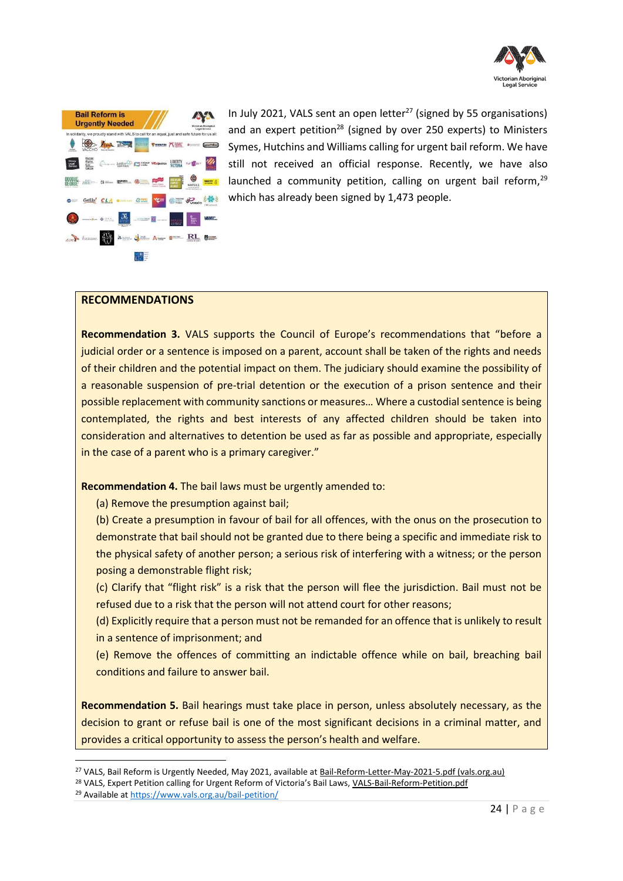In July 2021, VALS sent an open letter[27] (signed by 55 organisations) and an expert petition[28] (signed by over 250 experts) to Ministers Symes, Hutchins and Williams calling for urgent bail reform. We have still not received an official response. Recently, we have also launched a community petition, calling on urgent bail reform,[29] which has already been signed by 1,473 people.

**RECOMMENDATIONS**

**Recommendation 3.** VALS supports the Council of Europe's recommendations that "before a judicial order or a sentence is imposed on a parent, account shall be taken of the rights and needs of their children and the potential impact on them. The judiciary should examine the possibility of a reasonable suspension of pre-trial detention or the execution of a prison sentence and their possible replacement with community sanctions or measures… Where a custodial sentence is being contemplated, the rights and best interests of any affected children should be taken into consideration and alternatives to detention be used as far as possible and appropriate, especially in the case of a parent who is a primary caregiver."

**Recommendation 4.** The bail laws must be urgently amended to:

(a) Remove the presumption against bail;

(b) Create a presumption in favour of bail for all offences, with the onus on the prosecution to demonstrate that bail should not be granted due to there being a specific and immediate risk to the physical safety of another person; a serious risk of interfering with a witness; or the person posing a demonstrable flight risk;

(c) Clarify that "flight risk" is a risk that the person will flee the jurisdiction. Bail must not be refused due to a risk that the person will not attend court for other reasons;

(d) Explicitly require that a person must not be remanded for an offence that is unlikely to result in a sentence of imprisonment; and

(e) Remove the offences of committing an indictable offence while on bail, breaching bail conditions and failure to answer bail.

**Recommendation 5.** Bail hearings must take place in person, unless absolutely necessary, as the decision to grant or refuse bail is one of the most significant decisions in a criminal matter, and provides a critical opportunity to assess the person's health and welfare.

---

[27] VALS, Bail Reform is Urgently Needed, May 2021, available at Bail-Reform-Letter-May-2021-5.pdf (vals.org.au)

[28] VALS, Expert Petition calling for Urgent Reform of Victoria's Bail Laws, VALS-Bail-Reform-Petition.pdf

[29] Available at https://www.vals.org.au/bail-petition/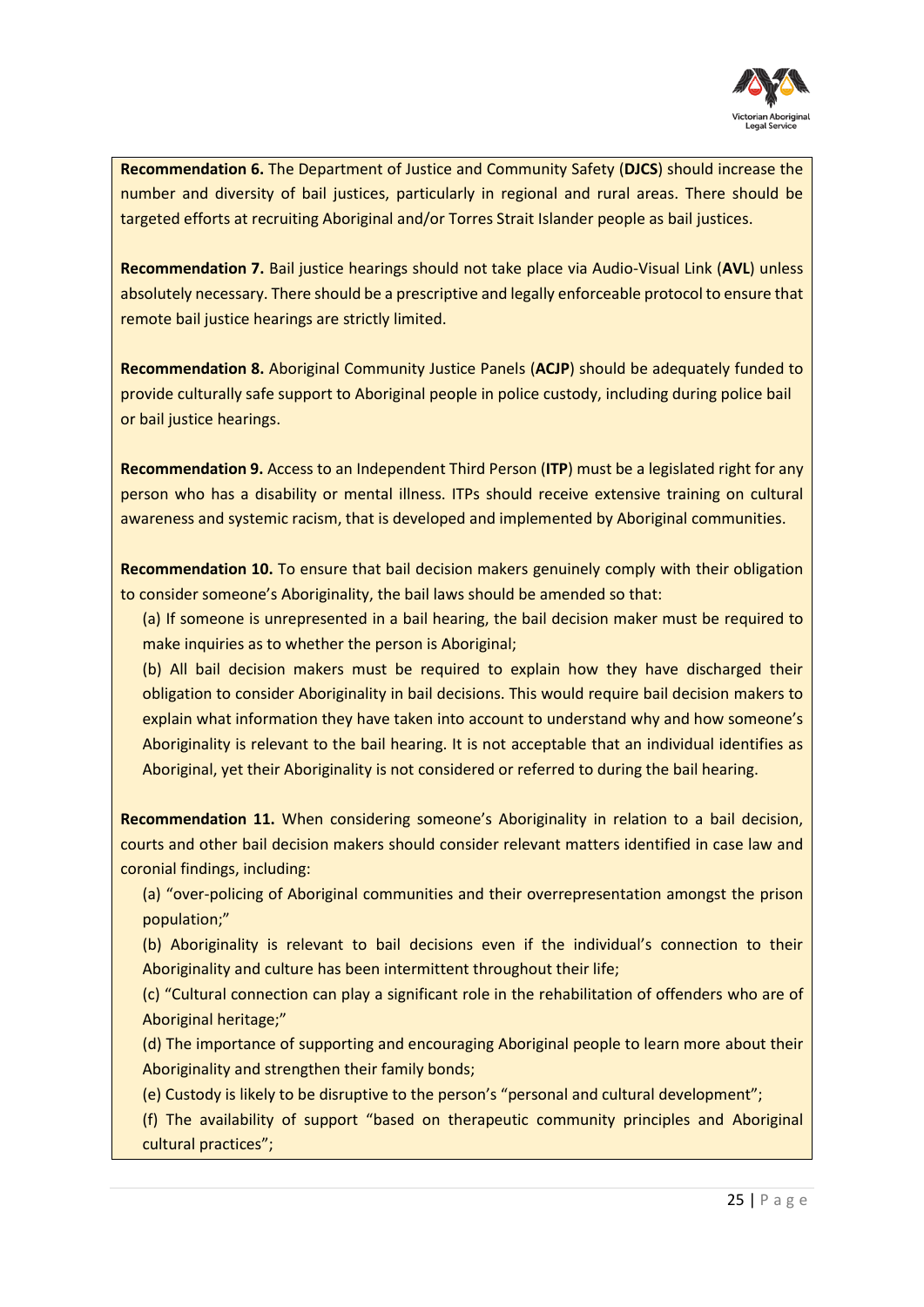**Recommendation 6.** The Department of Justice and Community Safety (**DJCS**) should increase the number and diversity of bail justices, particularly in regional and rural areas. There should be targeted efforts at recruiting Aboriginal and/or Torres Strait Islander people as bail justices.

**Recommendation 7.** Bail justice hearings should not take place via Audio-Visual Link (**AVL**) unless absolutely necessary. There should be a prescriptive and legally enforceable protocol to ensure that remote bail justice hearings are strictly limited.

**Recommendation 8.** Aboriginal Community Justice Panels (**ACJP**) should be adequately funded to provide culturally safe support to Aboriginal people in police custody, including during police bail or bail justice hearings.

**Recommendation 9.** Access to an Independent Third Person (**ITP**) must be a legislated right for any person who has a disability or mental illness. ITPs should receive extensive training on cultural awareness and systemic racism, that is developed and implemented by Aboriginal communities.

**Recommendation 10.** To ensure that bail decision makers genuinely comply with their obligation to consider someone's Aboriginality, the bail laws should be amended so that:

(a) If someone is unrepresented in a bail hearing, the bail decision maker must be required to make inquiries as to whether the person is Aboriginal;

(b) All bail decision makers must be required to explain how they have discharged their obligation to consider Aboriginality in bail decisions. This would require bail decision makers to explain what information they have taken into account to understand why and how someone's Aboriginality is relevant to the bail hearing. It is not acceptable that an individual identifies as Aboriginal, yet their Aboriginality is not considered or referred to during the bail hearing.

**Recommendation 11.** When considering someone's Aboriginality in relation to a bail decision, courts and other bail decision makers should consider relevant matters identified in case law and coronial findings, including:

(a) "over-policing of Aboriginal communities and their overrepresentation amongst the prison population;"

(b) Aboriginality is relevant to bail decisions even if the individual's connection to their Aboriginality and culture has been intermittent throughout their life;

(c) "Cultural connection can play a significant role in the rehabilitation of offenders who are of Aboriginal heritage;"

(d) The importance of supporting and encouraging Aboriginal people to learn more about their Aboriginality and strengthen their family bonds;

(e) Custody is likely to be disruptive to the person's "personal and cultural development";

(f) The availability of support "based on therapeutic community principles and Aboriginal cultural practices";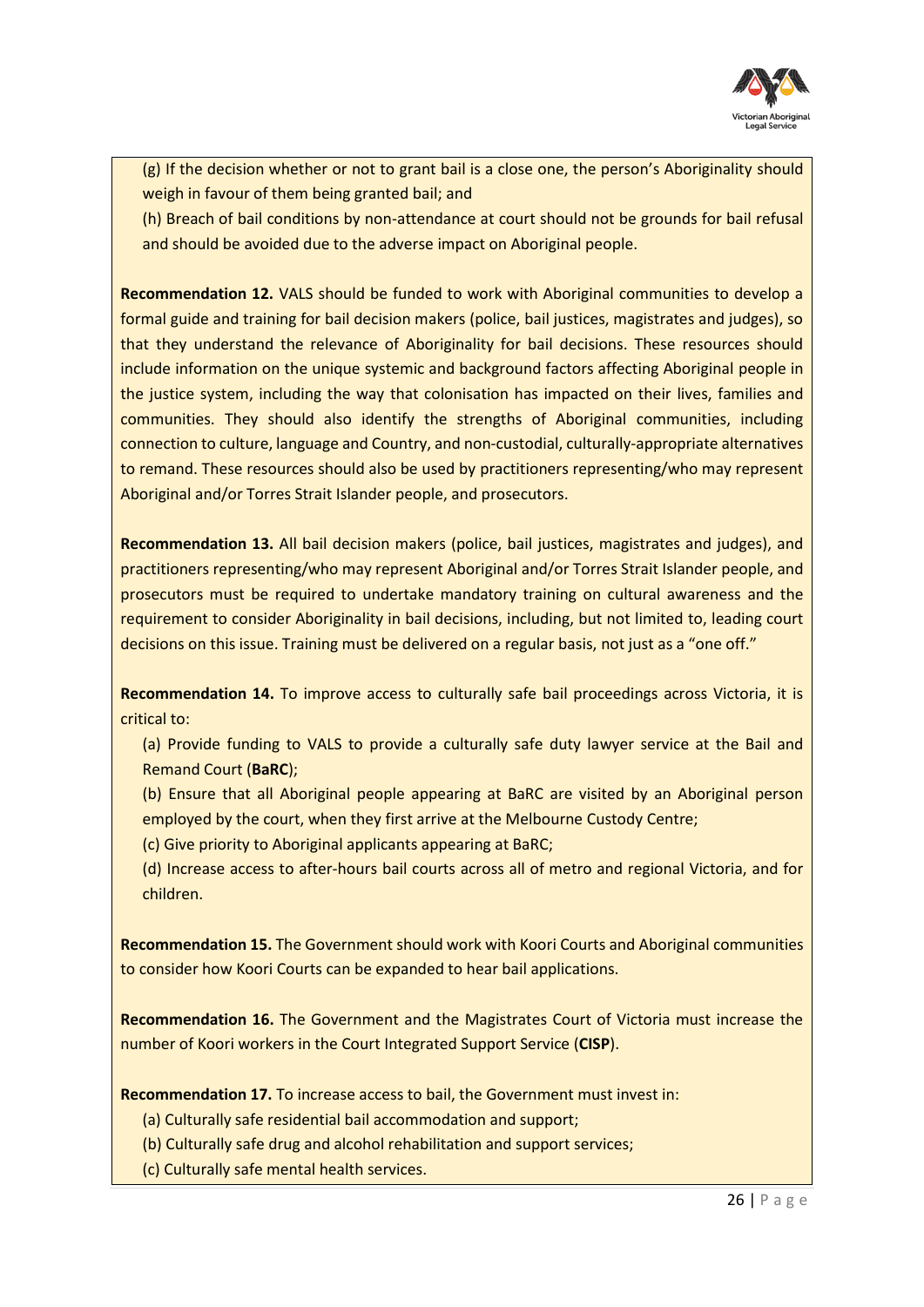(g) If the decision whether or not to grant bail is a close one, the person's Aboriginality should weigh in favour of them being granted bail; and

(h) Breach of bail conditions by non-attendance at court should not be grounds for bail refusal and should be avoided due to the adverse impact on Aboriginal people.

**Recommendation 12.** VALS should be funded to work with Aboriginal communities to develop a formal guide and training for bail decision makers (police, bail justices, magistrates and judges), so that they understand the relevance of Aboriginality for bail decisions. These resources should include information on the unique systemic and background factors affecting Aboriginal people in the justice system, including the way that colonisation has impacted on their lives, families and communities. They should also identify the strengths of Aboriginal communities, including connection to culture, language and Country, and non-custodial, culturally-appropriate alternatives to remand. These resources should also be used by practitioners representing/who may represent Aboriginal and/or Torres Strait Islander people, and prosecutors.

**Recommendation 13.** All bail decision makers (police, bail justices, magistrates and judges), and practitioners representing/who may represent Aboriginal and/or Torres Strait Islander people, and prosecutors must be required to undertake mandatory training on cultural awareness and the requirement to consider Aboriginality in bail decisions, including, but not limited to, leading court decisions on this issue. Training must be delivered on a regular basis, not just as a "one off."

**Recommendation 14.** To improve access to culturally safe bail proceedings across Victoria, it is critical to:

(a) Provide funding to VALS to provide a culturally safe duty lawyer service at the Bail and Remand Court (**BaRC**);

(b) Ensure that all Aboriginal people appearing at BaRC are visited by an Aboriginal person employed by the court, when they first arrive at the Melbourne Custody Centre;

(c) Give priority to Aboriginal applicants appearing at BaRC;

(d) Increase access to after-hours bail courts across all of metro and regional Victoria, and for children.

**Recommendation 15.** The Government should work with Koori Courts and Aboriginal communities to consider how Koori Courts can be expanded to hear bail applications.

**Recommendation 16.** The Government and the Magistrates Court of Victoria must increase the number of Koori workers in the Court Integrated Support Service (**CISP**).

**Recommendation 17.** To increase access to bail, the Government must invest in:

(a) Culturally safe residential bail accommodation and support;

(b) Culturally safe drug and alcohol rehabilitation and support services;

(c) Culturally safe mental health services.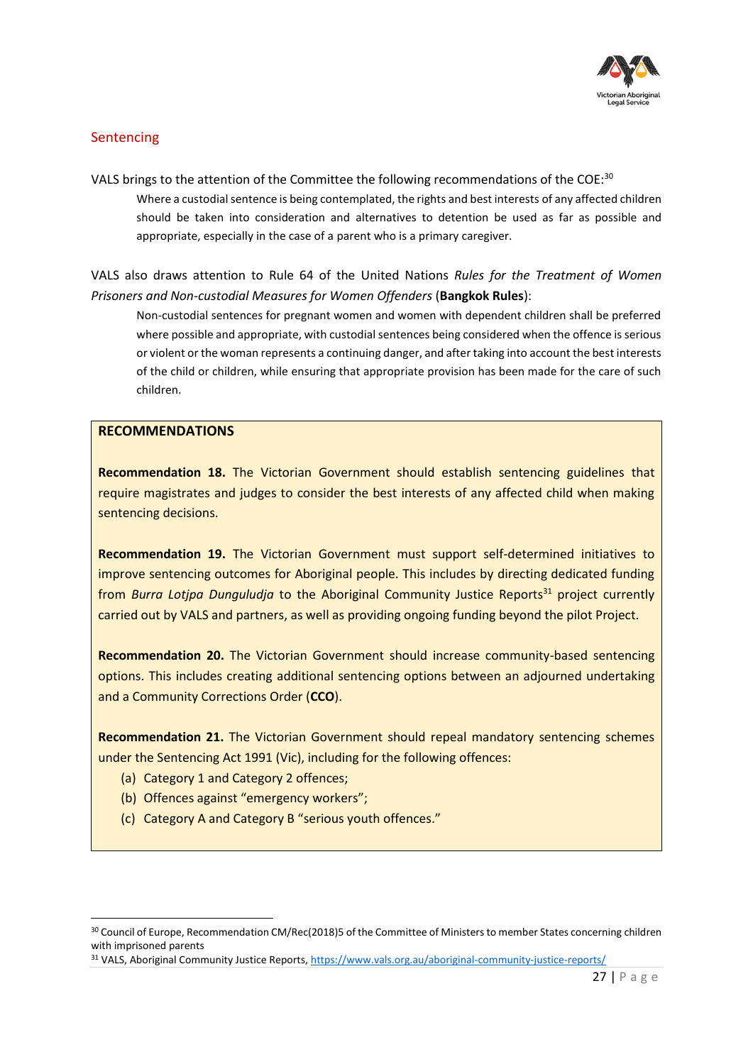## Sentencing

VALS brings to the attention of the Committee the following recommendations of the COE:[30]

> Where a custodial sentence is being contemplated, the rights and best interests of any affected children should be taken into consideration and alternatives to detention be used as far as possible and appropriate, especially in the case of a parent who is a primary caregiver.

VALS also draws attention to Rule 64 of the United Nations *Rules for the Treatment of Women Prisoners and Non-custodial Measures for Women Offenders* (**Bangkok Rules**):

> Non-custodial sentences for pregnant women and women with dependent children shall be preferred where possible and appropriate, with custodial sentences being considered when the offence is serious or violent or the woman represents a continuing danger, and after taking into account the best interests of the child or children, while ensuring that appropriate provision has been made for the care of such children.

**RECOMMENDATIONS**

**Recommendation 18.** The Victorian Government should establish sentencing guidelines that require magistrates and judges to consider the best interests of any affected child when making sentencing decisions.

**Recommendation 19.** The Victorian Government must support self-determined initiatives to improve sentencing outcomes for Aboriginal people. This includes by directing dedicated funding from *Burra Lotjpa Dunguludja* to the Aboriginal Community Justice Reports[31] project currently carried out by VALS and partners, as well as providing ongoing funding beyond the pilot Project.

**Recommendation 20.** The Victorian Government should increase community-based sentencing options. This includes creating additional sentencing options between an adjourned undertaking and a Community Corrections Order (**CCO**).

**Recommendation 21.** The Victorian Government should repeal mandatory sentencing schemes under the Sentencing Act 1991 (Vic), including for the following offences:

(a) Category 1 and Category 2 offences;
(b) Offences against "emergency workers";
(c) Category A and Category B "serious youth offences."

---

[30] Council of Europe, Recommendation CM/Rec(2018)5 of the Committee of Ministers to member States concerning children with imprisoned parents

[31] VALS, Aboriginal Community Justice Reports, https://www.vals.org.au/aboriginal-community-justice-reports/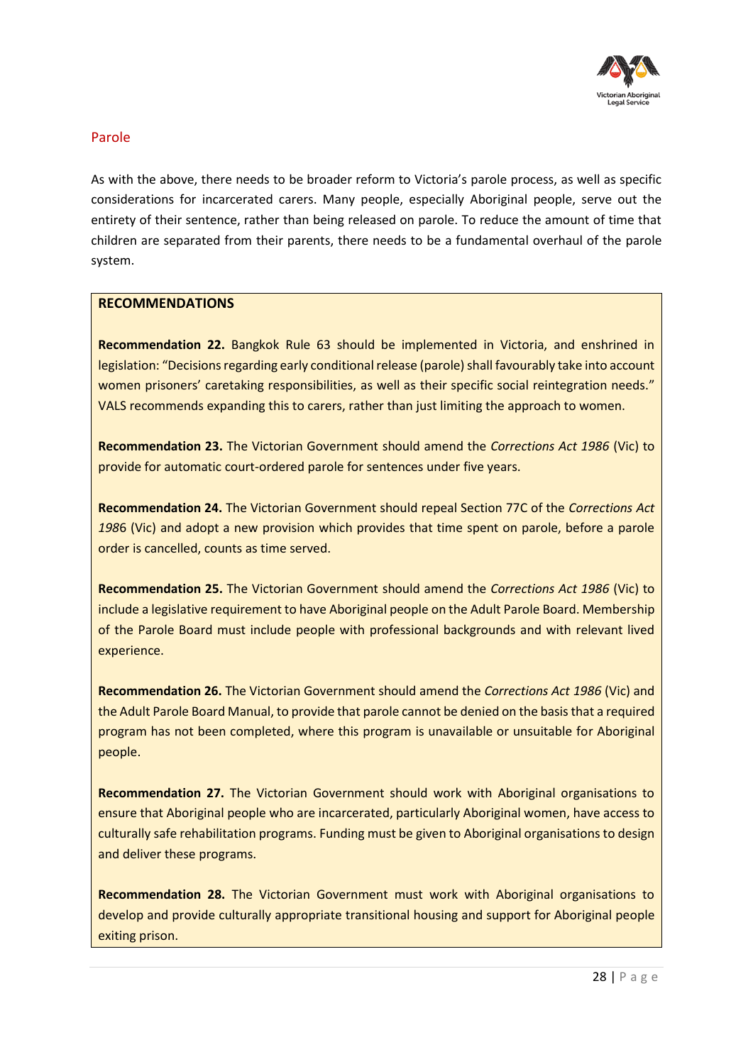## Parole

As with the above, there needs to be broader reform to Victoria's parole process, as well as specific considerations for incarcerated carers. Many people, especially Aboriginal people, serve out the entirety of their sentence, rather than being released on parole. To reduce the amount of time that children are separated from their parents, there needs to be a fundamental overhaul of the parole system.

**RECOMMENDATIONS**

**Recommendation 22.** Bangkok Rule 63 should be implemented in Victoria, and enshrined in legislation: "Decisions regarding early conditional release (parole) shall favourably take into account women prisoners' caretaking responsibilities, as well as their specific social reintegration needs." VALS recommends expanding this to carers, rather than just limiting the approach to women.

**Recommendation 23.** The Victorian Government should amend the *Corrections Act 1986* (Vic) to provide for automatic court-ordered parole for sentences under five years.

**Recommendation 24.** The Victorian Government should repeal Section 77C of the *Corrections Act 1986* (Vic) and adopt a new provision which provides that time spent on parole, before a parole order is cancelled, counts as time served.

**Recommendation 25.** The Victorian Government should amend the *Corrections Act 1986* (Vic) to include a legislative requirement to have Aboriginal people on the Adult Parole Board. Membership of the Parole Board must include people with professional backgrounds and with relevant lived experience.

**Recommendation 26.** The Victorian Government should amend the *Corrections Act 1986* (Vic) and the Adult Parole Board Manual, to provide that parole cannot be denied on the basis that a required program has not been completed, where this program is unavailable or unsuitable for Aboriginal people.

**Recommendation 27.** The Victorian Government should work with Aboriginal organisations to ensure that Aboriginal people who are incarcerated, particularly Aboriginal women, have access to culturally safe rehabilitation programs. Funding must be given to Aboriginal organisations to design and deliver these programs.

**Recommendation 28.** The Victorian Government must work with Aboriginal organisations to develop and provide culturally appropriate transitional housing and support for Aboriginal people exiting prison.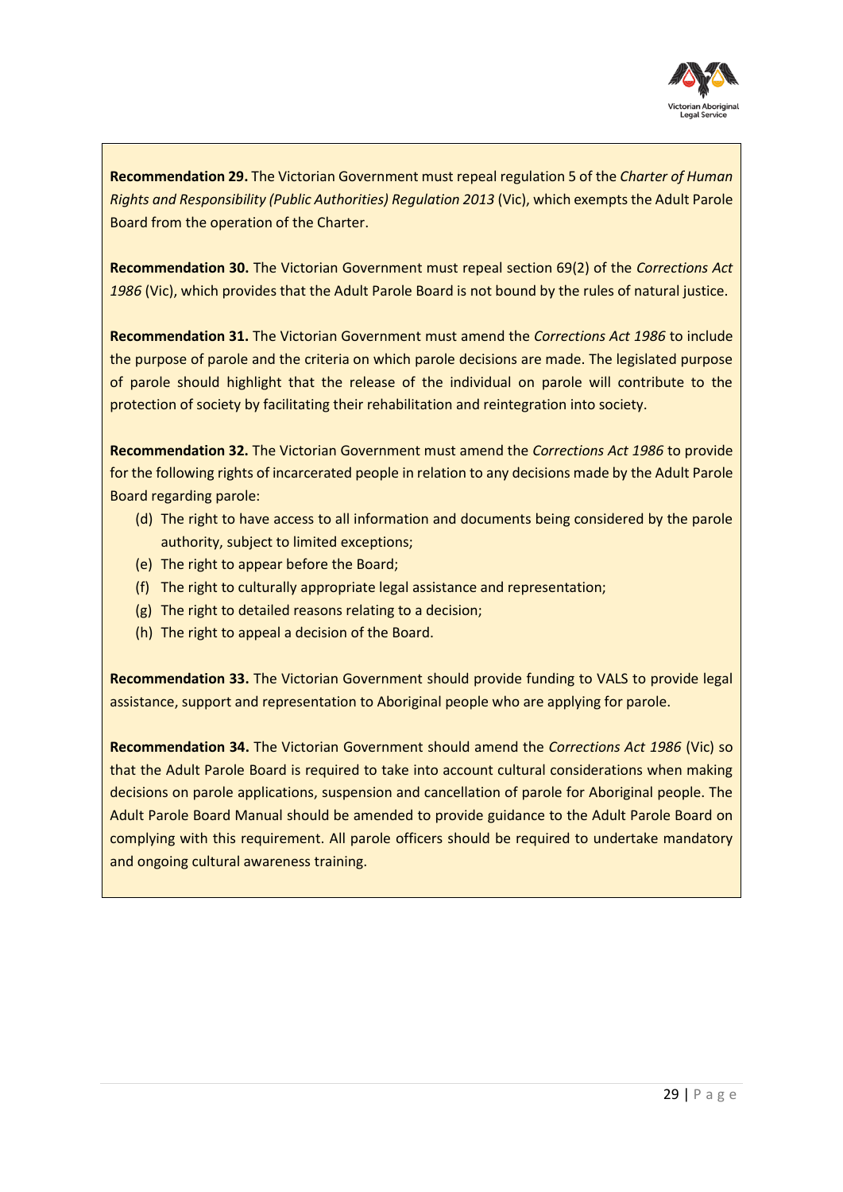**Recommendation 29.** The Victorian Government must repeal regulation 5 of the *Charter of Human Rights and Responsibility (Public Authorities) Regulation 2013* (Vic), which exempts the Adult Parole Board from the operation of the Charter.

**Recommendation 30.** The Victorian Government must repeal section 69(2) of the *Corrections Act 1986* (Vic), which provides that the Adult Parole Board is not bound by the rules of natural justice.

**Recommendation 31.** The Victorian Government must amend the *Corrections Act 1986* to include the purpose of parole and the criteria on which parole decisions are made. The legislated purpose of parole should highlight that the release of the individual on parole will contribute to the protection of society by facilitating their rehabilitation and reintegration into society.

**Recommendation 32.** The Victorian Government must amend the *Corrections Act 1986* to provide for the following rights of incarcerated people in relation to any decisions made by the Adult Parole Board regarding parole:

(d) The right to have access to all information and documents being considered by the parole authority, subject to limited exceptions;
(e) The right to appear before the Board;
(f) The right to culturally appropriate legal assistance and representation;
(g) The right to detailed reasons relating to a decision;
(h) The right to appeal a decision of the Board.

**Recommendation 33.** The Victorian Government should provide funding to VALS to provide legal assistance, support and representation to Aboriginal people who are applying for parole.

**Recommendation 34.** The Victorian Government should amend the *Corrections Act 1986* (Vic) so that the Adult Parole Board is required to take into account cultural considerations when making decisions on parole applications, suspension and cancellation of parole for Aboriginal people. The Adult Parole Board Manual should be amended to provide guidance to the Adult Parole Board on complying with this requirement. All parole officers should be required to undertake mandatory and ongoing cultural awareness training.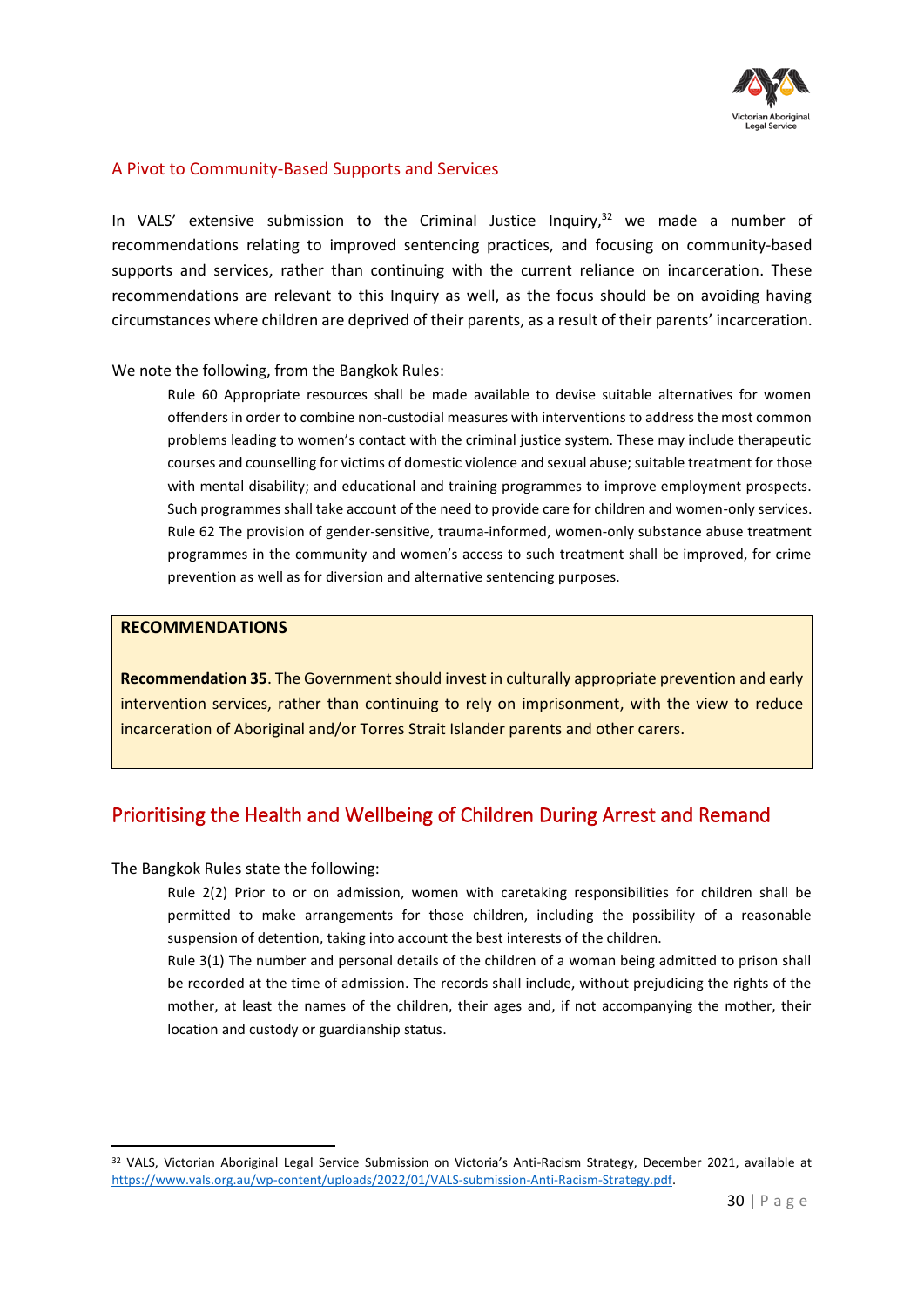### A Pivot to Community-Based Supports and Services

In VALS' extensive submission to the Criminal Justice Inquiry,[32] we made a number of recommendations relating to improved sentencing practices, and focusing on community-based supports and services, rather than continuing with the current reliance on incarceration. These recommendations are relevant to this Inquiry as well, as the focus should be on avoiding having circumstances where children are deprived of their parents, as a result of their parents' incarceration.

We note the following, from the Bangkok Rules:

> Rule 60 Appropriate resources shall be made available to devise suitable alternatives for women offenders in order to combine non-custodial measures with interventions to address the most common problems leading to women's contact with the criminal justice system. These may include therapeutic courses and counselling for victims of domestic violence and sexual abuse; suitable treatment for those with mental disability; and educational and training programmes to improve employment prospects. Such programmes shall take account of the need to provide care for children and women-only services.
> Rule 62 The provision of gender-sensitive, trauma-informed, women-only substance abuse treatment programmes in the community and women's access to such treatment shall be improved, for crime prevention as well as for diversion and alternative sentencing purposes.

**RECOMMENDATIONS**

**Recommendation 35**. The Government should invest in culturally appropriate prevention and early intervention services, rather than continuing to rely on imprisonment, with the view to reduce incarceration of Aboriginal and/or Torres Strait Islander parents and other carers.

## Prioritising the Health and Wellbeing of Children During Arrest and Remand

The Bangkok Rules state the following:

> Rule 2(2) Prior to or on admission, women with caretaking responsibilities for children shall be permitted to make arrangements for those children, including the possibility of a reasonable suspension of detention, taking into account the best interests of the children.
> Rule 3(1) The number and personal details of the children of a woman being admitted to prison shall be recorded at the time of admission. The records shall include, without prejudicing the rights of the mother, at least the names of the children, their ages and, if not accompanying the mother, their location and custody or guardianship status.

---

[32] VALS, Victorian Aboriginal Legal Service Submission on Victoria's Anti-Racism Strategy, December 2021, available at https://www.vals.org.au/wp-content/uploads/2022/01/VALS-submission-Anti-Racism-Strategy.pdf.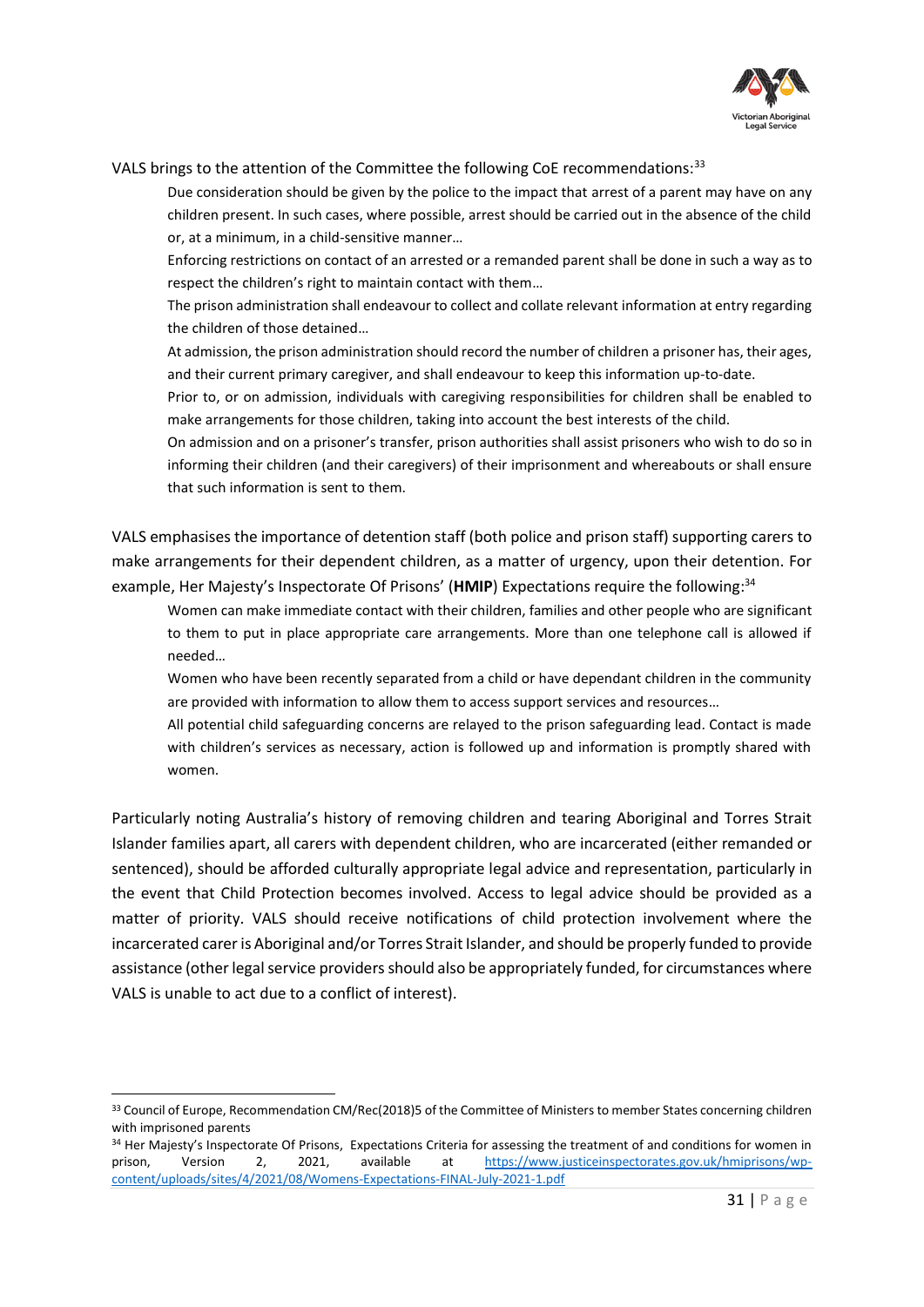VALS brings to the attention of the Committee the following CoE recommendations:[33]

> Due consideration should be given by the police to the impact that arrest of a parent may have on any children present. In such cases, where possible, arrest should be carried out in the absence of the child or, at a minimum, in a child-sensitive manner…
>
> Enforcing restrictions on contact of an arrested or a remanded parent shall be done in such a way as to respect the children's right to maintain contact with them…
>
> The prison administration shall endeavour to collect and collate relevant information at entry regarding the children of those detained…
>
> At admission, the prison administration should record the number of children a prisoner has, their ages, and their current primary caregiver, and shall endeavour to keep this information up-to-date.
>
> Prior to, or on admission, individuals with caregiving responsibilities for children shall be enabled to make arrangements for those children, taking into account the best interests of the child.
>
> On admission and on a prisoner's transfer, prison authorities shall assist prisoners who wish to do so in informing their children (and their caregivers) of their imprisonment and whereabouts or shall ensure that such information is sent to them.

VALS emphasises the importance of detention staff (both police and prison staff) supporting carers to make arrangements for their dependent children, as a matter of urgency, upon their detention. For example, Her Majesty's Inspectorate Of Prisons' (**HMIP**) Expectations require the following:[34]

> Women can make immediate contact with their children, families and other people who are significant to them to put in place appropriate care arrangements. More than one telephone call is allowed if needed…
>
> Women who have been recently separated from a child or have dependant children in the community are provided with information to allow them to access support services and resources…
>
> All potential child safeguarding concerns are relayed to the prison safeguarding lead. Contact is made with children's services as necessary, action is followed up and information is promptly shared with women.

Particularly noting Australia's history of removing children and tearing Aboriginal and Torres Strait Islander families apart, all carers with dependent children, who are incarcerated (either remanded or sentenced), should be afforded culturally appropriate legal advice and representation, particularly in the event that Child Protection becomes involved. Access to legal advice should be provided as a matter of priority. VALS should receive notifications of child protection involvement where the incarcerated carer is Aboriginal and/or Torres Strait Islander, and should be properly funded to provide assistance (other legal service providers should also be appropriately funded, for circumstances where VALS is unable to act due to a conflict of interest).

---

[33] Council of Europe, Recommendation CM/Rec(2018)5 of the Committee of Ministers to member States concerning children with imprisoned parents

[34] Her Majesty's Inspectorate Of Prisons, Expectations Criteria for assessing the treatment of and conditions for women in prison, Version 2, 2021, available at https://www.justiceinspectorates.gov.uk/hmiprisons/wp-content/uploads/sites/4/2021/08/Womens-Expectations-FINAL-July-2021-1.pdf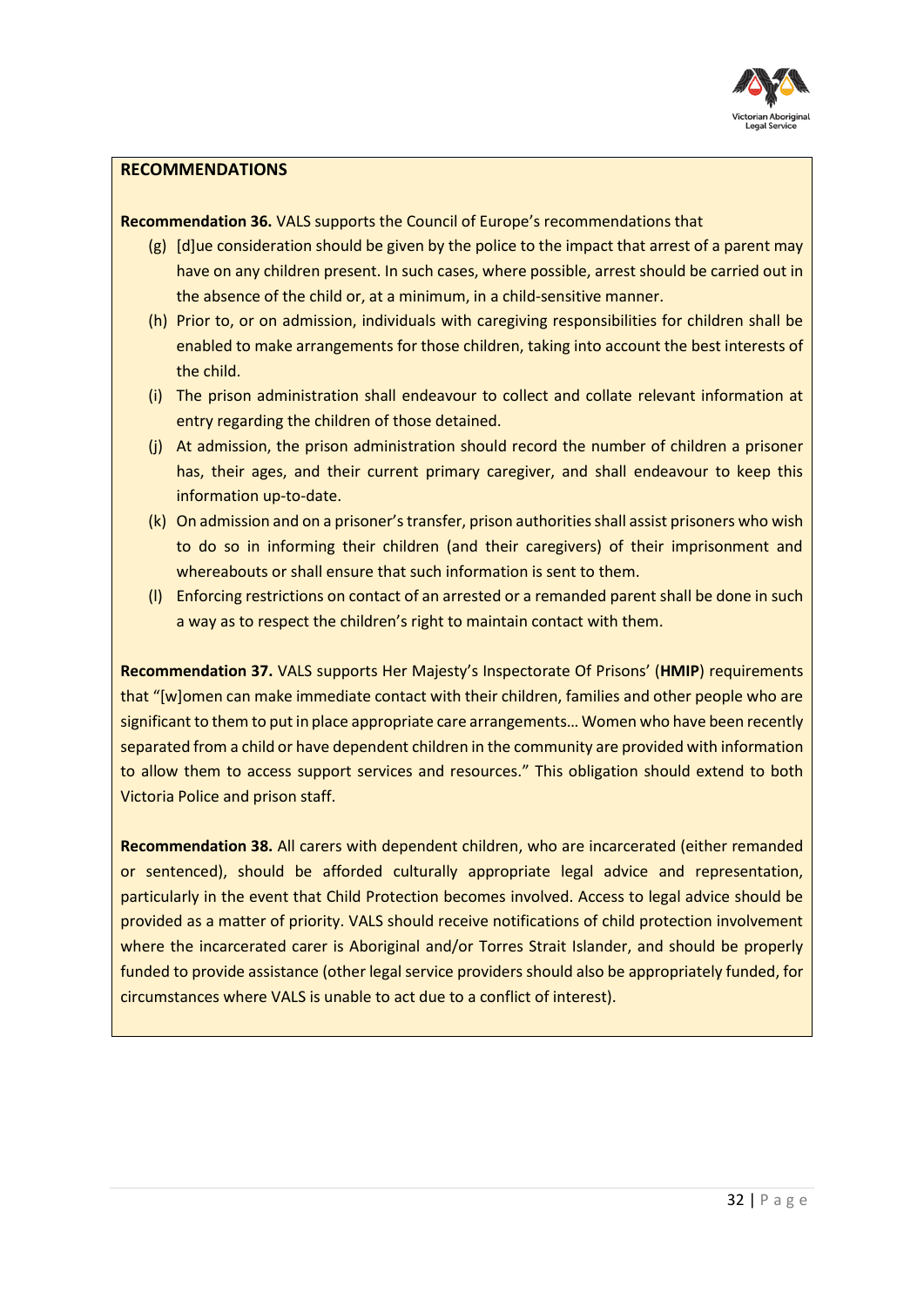**RECOMMENDATIONS**

**Recommendation 36.** VALS supports the Council of Europe's recommendations that

(g) [d]ue consideration should be given by the police to the impact that arrest of a parent may have on any children present. In such cases, where possible, arrest should be carried out in the absence of the child or, at a minimum, in a child-sensitive manner.

(h) Prior to, or on admission, individuals with caregiving responsibilities for children shall be enabled to make arrangements for those children, taking into account the best interests of the child.

(i) The prison administration shall endeavour to collect and collate relevant information at entry regarding the children of those detained.

(j) At admission, the prison administration should record the number of children a prisoner has, their ages, and their current primary caregiver, and shall endeavour to keep this information up-to-date.

(k) On admission and on a prisoner's transfer, prison authorities shall assist prisoners who wish to do so in informing their children (and their caregivers) of their imprisonment and whereabouts or shall ensure that such information is sent to them.

(l) Enforcing restrictions on contact of an arrested or a remanded parent shall be done in such a way as to respect the children's right to maintain contact with them.

**Recommendation 37.** VALS supports Her Majesty's Inspectorate Of Prisons' (**HMIP**) requirements that "[w]omen can make immediate contact with their children, families and other people who are significant to them to put in place appropriate care arrangements… Women who have been recently separated from a child or have dependent children in the community are provided with information to allow them to access support services and resources." This obligation should extend to both Victoria Police and prison staff.

**Recommendation 38.** All carers with dependent children, who are incarcerated (either remanded or sentenced), should be afforded culturally appropriate legal advice and representation, particularly in the event that Child Protection becomes involved. Access to legal advice should be provided as a matter of priority. VALS should receive notifications of child protection involvement where the incarcerated carer is Aboriginal and/or Torres Strait Islander, and should be properly funded to provide assistance (other legal service providers should also be appropriately funded, for circumstances where VALS is unable to act due to a conflict of interest).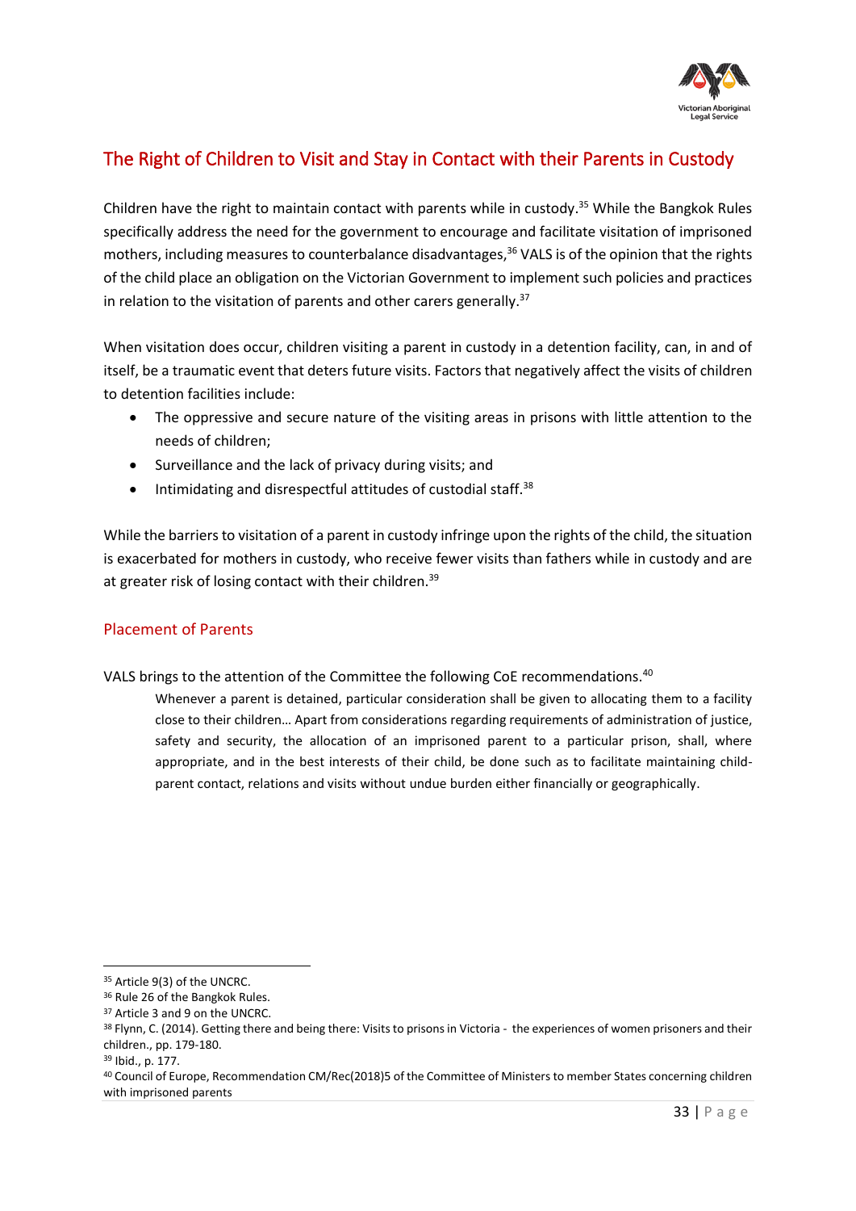## The Right of Children to Visit and Stay in Contact with their Parents in Custody

Children have the right to maintain contact with parents while in custody.[35] While the Bangkok Rules specifically address the need for the government to encourage and facilitate visitation of imprisoned mothers, including measures to counterbalance disadvantages,[36] VALS is of the opinion that the rights of the child place an obligation on the Victorian Government to implement such policies and practices in relation to the visitation of parents and other carers generally.[37]

When visitation does occur, children visiting a parent in custody in a detention facility, can, in and of itself, be a traumatic event that deters future visits. Factors that negatively affect the visits of children to detention facilities include:

- The oppressive and secure nature of the visiting areas in prisons with little attention to the needs of children;
- Surveillance and the lack of privacy during visits; and
- Intimidating and disrespectful attitudes of custodial staff.[38]

While the barriers to visitation of a parent in custody infringe upon the rights of the child, the situation is exacerbated for mothers in custody, who receive fewer visits than fathers while in custody and are at greater risk of losing contact with their children.[39]

### Placement of Parents

VALS brings to the attention of the Committee the following CoE recommendations.[40]

> Whenever a parent is detained, particular consideration shall be given to allocating them to a facility close to their children… Apart from considerations regarding requirements of administration of justice, safety and security, the allocation of an imprisoned parent to a particular prison, shall, where appropriate, and in the best interests of their child, be done such as to facilitate maintaining child-parent contact, relations and visits without undue burden either financially or geographically.

---

[35] Article 9(3) of the UNCRC.

[36] Rule 26 of the Bangkok Rules.

[37] Article 3 and 9 on the UNCRC.

[38] Flynn, C. (2014). Getting there and being there: Visits to prisons in Victoria - the experiences of women prisoners and their children., pp. 179-180.

[39] Ibid., p. 177.

[40] Council of Europe, Recommendation CM/Rec(2018)5 of the Committee of Ministers to member States concerning children with imprisoned parents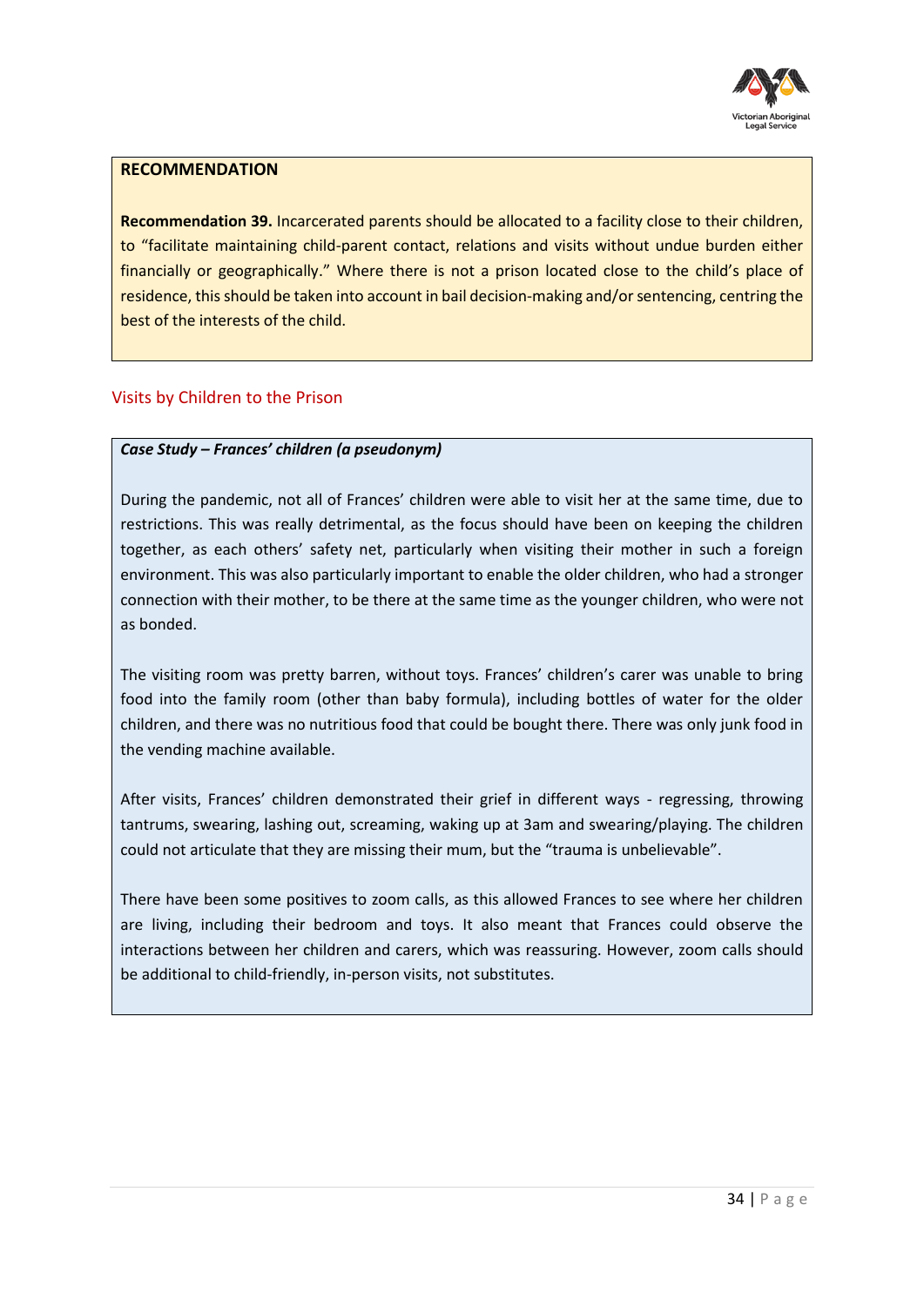**RECOMMENDATION**

**Recommendation 39.** Incarcerated parents should be allocated to a facility close to their children, to "facilitate maintaining child-parent contact, relations and visits without undue burden either financially or geographically." Where there is not a prison located close to the child's place of residence, this should be taken into account in bail decision-making and/or sentencing, centring the best of the interests of the child.

## Visits by Children to the Prison

***Case Study – Frances' children (a pseudonym)***

During the pandemic, not all of Frances' children were able to visit her at the same time, due to restrictions. This was really detrimental, as the focus should have been on keeping the children together, as each others' safety net, particularly when visiting their mother in such a foreign environment. This was also particularly important to enable the older children, who had a stronger connection with their mother, to be there at the same time as the younger children, who were not as bonded.

The visiting room was pretty barren, without toys. Frances' children's carer was unable to bring food into the family room (other than baby formula), including bottles of water for the older children, and there was no nutritious food that could be bought there. There was only junk food in the vending machine available.

After visits, Frances' children demonstrated their grief in different ways - regressing, throwing tantrums, swearing, lashing out, screaming, waking up at 3am and swearing/playing. The children could not articulate that they are missing their mum, but the "trauma is unbelievable".

There have been some positives to zoom calls, as this allowed Frances to see where her children are living, including their bedroom and toys. It also meant that Frances could observe the interactions between her children and carers, which was reassuring. However, zoom calls should be additional to child-friendly, in-person visits, not substitutes.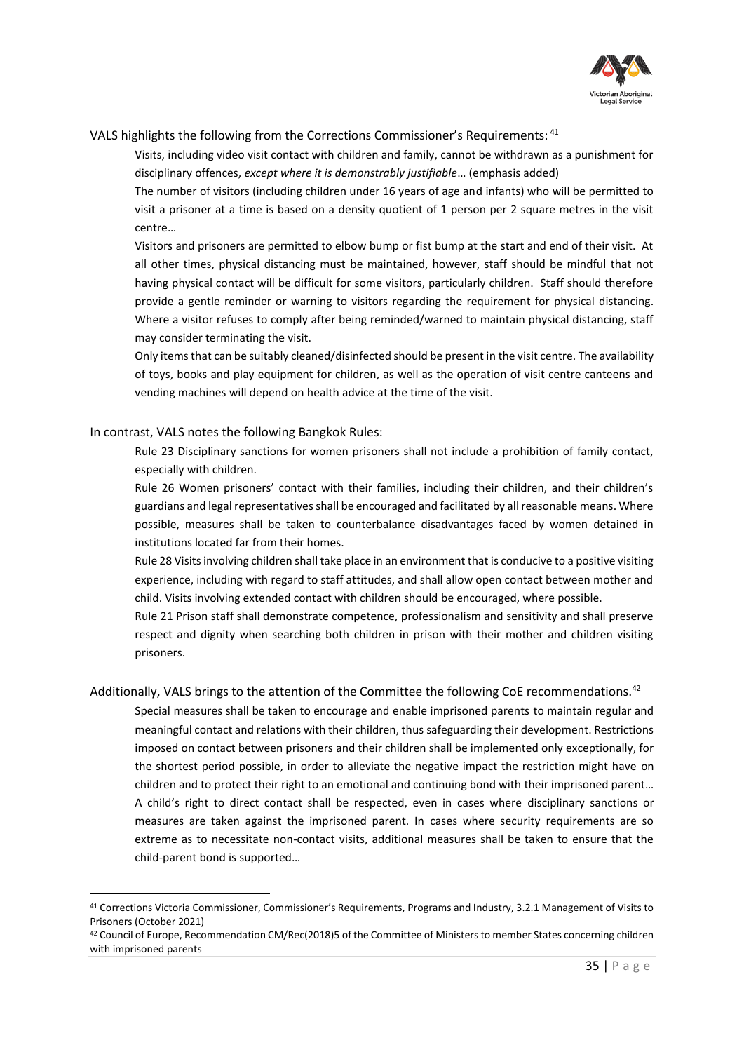VALS highlights the following from the Corrections Commissioner's Requirements:[41]

> Visits, including video visit contact with children and family, cannot be withdrawn as a punishment for disciplinary offences, *except where it is demonstrably justifiable*… (emphasis added)
>
> The number of visitors (including children under 16 years of age and infants) who will be permitted to visit a prisoner at a time is based on a density quotient of 1 person per 2 square metres in the visit centre…
>
> Visitors and prisoners are permitted to elbow bump or fist bump at the start and end of their visit. At all other times, physical distancing must be maintained, however, staff should be mindful that not having physical contact will be difficult for some visitors, particularly children. Staff should therefore provide a gentle reminder or warning to visitors regarding the requirement for physical distancing. Where a visitor refuses to comply after being reminded/warned to maintain physical distancing, staff may consider terminating the visit.
>
> Only items that can be suitably cleaned/disinfected should be present in the visit centre. The availability of toys, books and play equipment for children, as well as the operation of visit centre canteens and vending machines will depend on health advice at the time of the visit.

In contrast, VALS notes the following Bangkok Rules:

> Rule 23 Disciplinary sanctions for women prisoners shall not include a prohibition of family contact, especially with children.
>
> Rule 26 Women prisoners' contact with their families, including their children, and their children's guardians and legal representatives shall be encouraged and facilitated by all reasonable means. Where possible, measures shall be taken to counterbalance disadvantages faced by women detained in institutions located far from their homes.
>
> Rule 28 Visits involving children shall take place in an environment that is conducive to a positive visiting experience, including with regard to staff attitudes, and shall allow open contact between mother and child. Visits involving extended contact with children should be encouraged, where possible.
>
> Rule 21 Prison staff shall demonstrate competence, professionalism and sensitivity and shall preserve respect and dignity when searching both children in prison with their mother and children visiting prisoners.

Additionally, VALS brings to the attention of the Committee the following CoE recommendations.[42]

> Special measures shall be taken to encourage and enable imprisoned parents to maintain regular and meaningful contact and relations with their children, thus safeguarding their development. Restrictions imposed on contact between prisoners and their children shall be implemented only exceptionally, for the shortest period possible, in order to alleviate the negative impact the restriction might have on children and to protect their right to an emotional and continuing bond with their imprisoned parent…
>
> A child's right to direct contact shall be respected, even in cases where disciplinary sanctions or measures are taken against the imprisoned parent. In cases where security requirements are so extreme as to necessitate non-contact visits, additional measures shall be taken to ensure that the child-parent bond is supported…

---

[41] Corrections Victoria Commissioner, Commissioner's Requirements, Programs and Industry, 3.2.1 Management of Visits to Prisoners (October 2021)

[42] Council of Europe, Recommendation CM/Rec(2018)5 of the Committee of Ministers to member States concerning children with imprisoned parents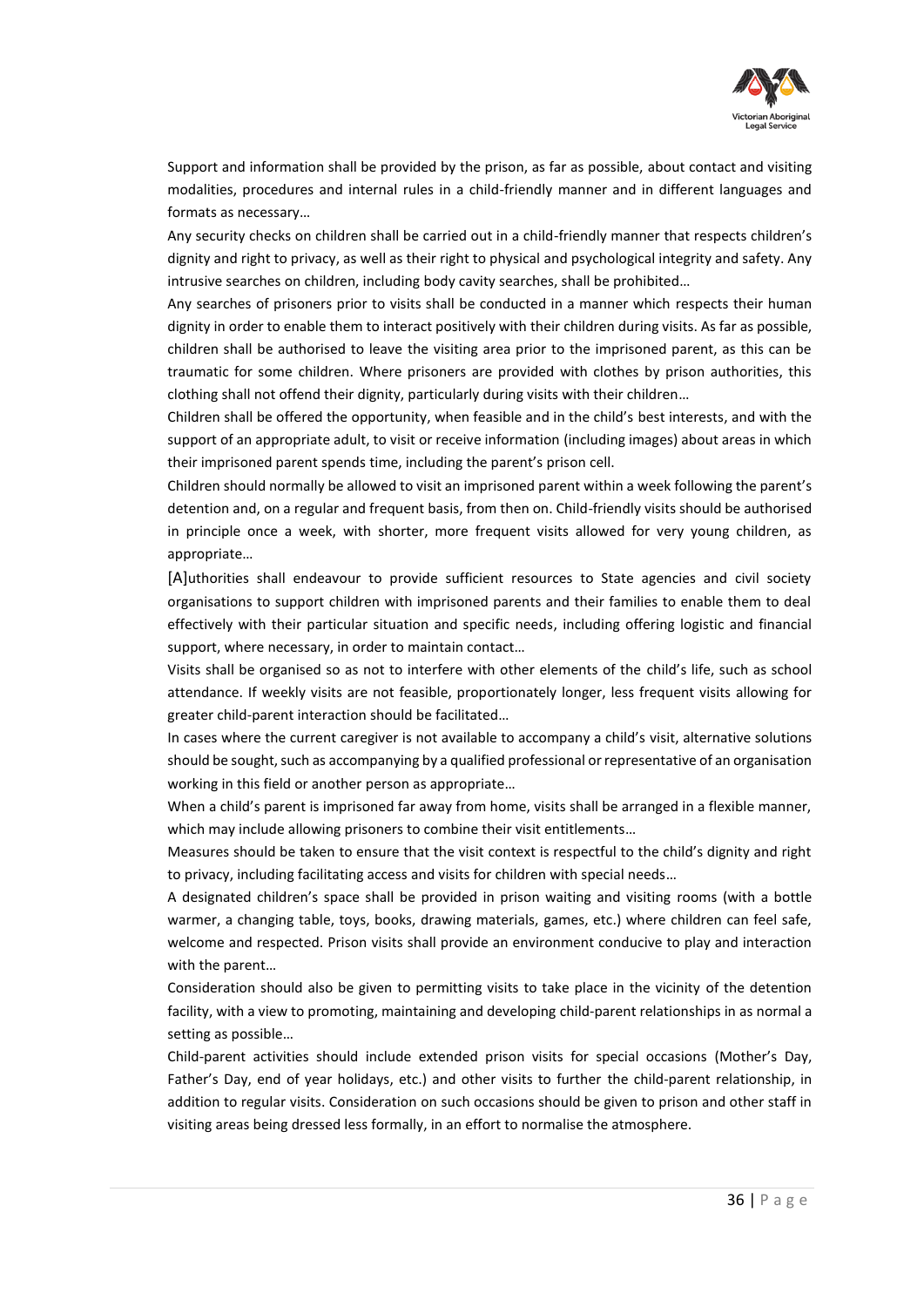Support and information shall be provided by the prison, as far as possible, about contact and visiting modalities, procedures and internal rules in a child-friendly manner and in different languages and formats as necessary…

Any security checks on children shall be carried out in a child-friendly manner that respects children's dignity and right to privacy, as well as their right to physical and psychological integrity and safety. Any intrusive searches on children, including body cavity searches, shall be prohibited…

Any searches of prisoners prior to visits shall be conducted in a manner which respects their human dignity in order to enable them to interact positively with their children during visits. As far as possible, children shall be authorised to leave the visiting area prior to the imprisoned parent, as this can be traumatic for some children. Where prisoners are provided with clothes by prison authorities, this clothing shall not offend their dignity, particularly during visits with their children…

Children shall be offered the opportunity, when feasible and in the child's best interests, and with the support of an appropriate adult, to visit or receive information (including images) about areas in which their imprisoned parent spends time, including the parent's prison cell.

Children should normally be allowed to visit an imprisoned parent within a week following the parent's detention and, on a regular and frequent basis, from then on. Child-friendly visits should be authorised in principle once a week, with shorter, more frequent visits allowed for very young children, as appropriate…

[A]uthorities shall endeavour to provide sufficient resources to State agencies and civil society organisations to support children with imprisoned parents and their families to enable them to deal effectively with their particular situation and specific needs, including offering logistic and financial support, where necessary, in order to maintain contact…

Visits shall be organised so as not to interfere with other elements of the child's life, such as school attendance. If weekly visits are not feasible, proportionately longer, less frequent visits allowing for greater child-parent interaction should be facilitated…

In cases where the current caregiver is not available to accompany a child's visit, alternative solutions should be sought, such as accompanying by a qualified professional or representative of an organisation working in this field or another person as appropriate…

When a child's parent is imprisoned far away from home, visits shall be arranged in a flexible manner, which may include allowing prisoners to combine their visit entitlements…

Measures should be taken to ensure that the visit context is respectful to the child's dignity and right to privacy, including facilitating access and visits for children with special needs…

A designated children's space shall be provided in prison waiting and visiting rooms (with a bottle warmer, a changing table, toys, books, drawing materials, games, etc.) where children can feel safe, welcome and respected. Prison visits shall provide an environment conducive to play and interaction with the parent…

Consideration should also be given to permitting visits to take place in the vicinity of the detention facility, with a view to promoting, maintaining and developing child-parent relationships in as normal a setting as possible…

Child-parent activities should include extended prison visits for special occasions (Mother's Day, Father's Day, end of year holidays, etc.) and other visits to further the child-parent relationship, in addition to regular visits. Consideration on such occasions should be given to prison and other staff in visiting areas being dressed less formally, in an effort to normalise the atmosphere.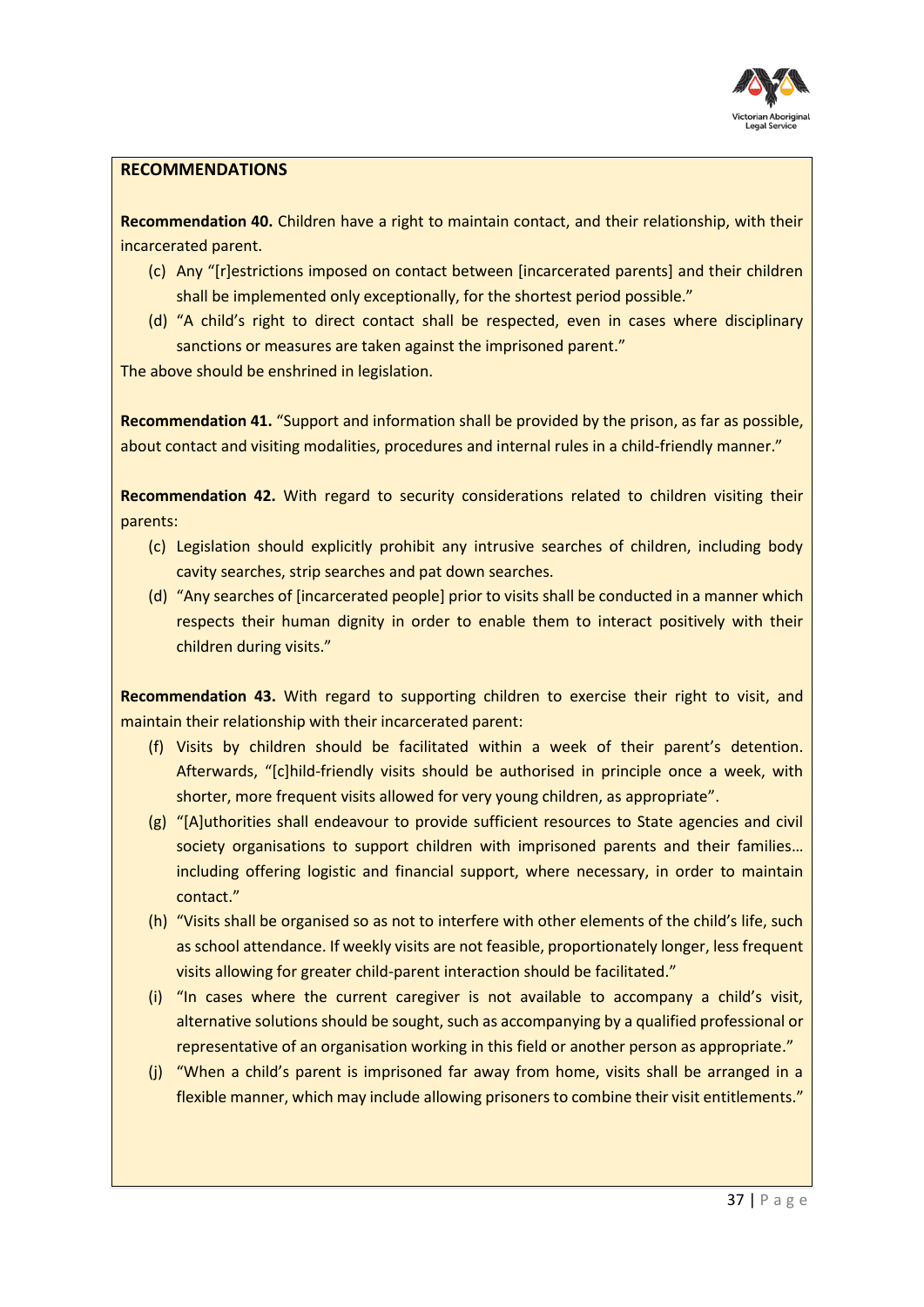**RECOMMENDATIONS**

**Recommendation 40.** Children have a right to maintain contact, and their relationship, with their incarcerated parent.

(c) Any "[r]estrictions imposed on contact between [incarcerated parents] and their children shall be implemented only exceptionally, for the shortest period possible."

(d) "A child's right to direct contact shall be respected, even in cases where disciplinary sanctions or measures are taken against the imprisoned parent."

The above should be enshrined in legislation.

**Recommendation 41.** "Support and information shall be provided by the prison, as far as possible, about contact and visiting modalities, procedures and internal rules in a child-friendly manner."

**Recommendation 42.** With regard to security considerations related to children visiting their parents:

(c) Legislation should explicitly prohibit any intrusive searches of children, including body cavity searches, strip searches and pat down searches.

(d) "Any searches of [incarcerated people] prior to visits shall be conducted in a manner which respects their human dignity in order to enable them to interact positively with their children during visits."

**Recommendation 43.** With regard to supporting children to exercise their right to visit, and maintain their relationship with their incarcerated parent:

(f) Visits by children should be facilitated within a week of their parent's detention. Afterwards, "[c]hild-friendly visits should be authorised in principle once a week, with shorter, more frequent visits allowed for very young children, as appropriate".

(g) "[A]uthorities shall endeavour to provide sufficient resources to State agencies and civil society organisations to support children with imprisoned parents and their families… including offering logistic and financial support, where necessary, in order to maintain contact."

(h) "Visits shall be organised so as not to interfere with other elements of the child's life, such as school attendance. If weekly visits are not feasible, proportionately longer, less frequent visits allowing for greater child-parent interaction should be facilitated."

(i) "In cases where the current caregiver is not available to accompany a child's visit, alternative solutions should be sought, such as accompanying by a qualified professional or representative of an organisation working in this field or another person as appropriate."

(j) "When a child's parent is imprisoned far away from home, visits shall be arranged in a flexible manner, which may include allowing prisoners to combine their visit entitlements."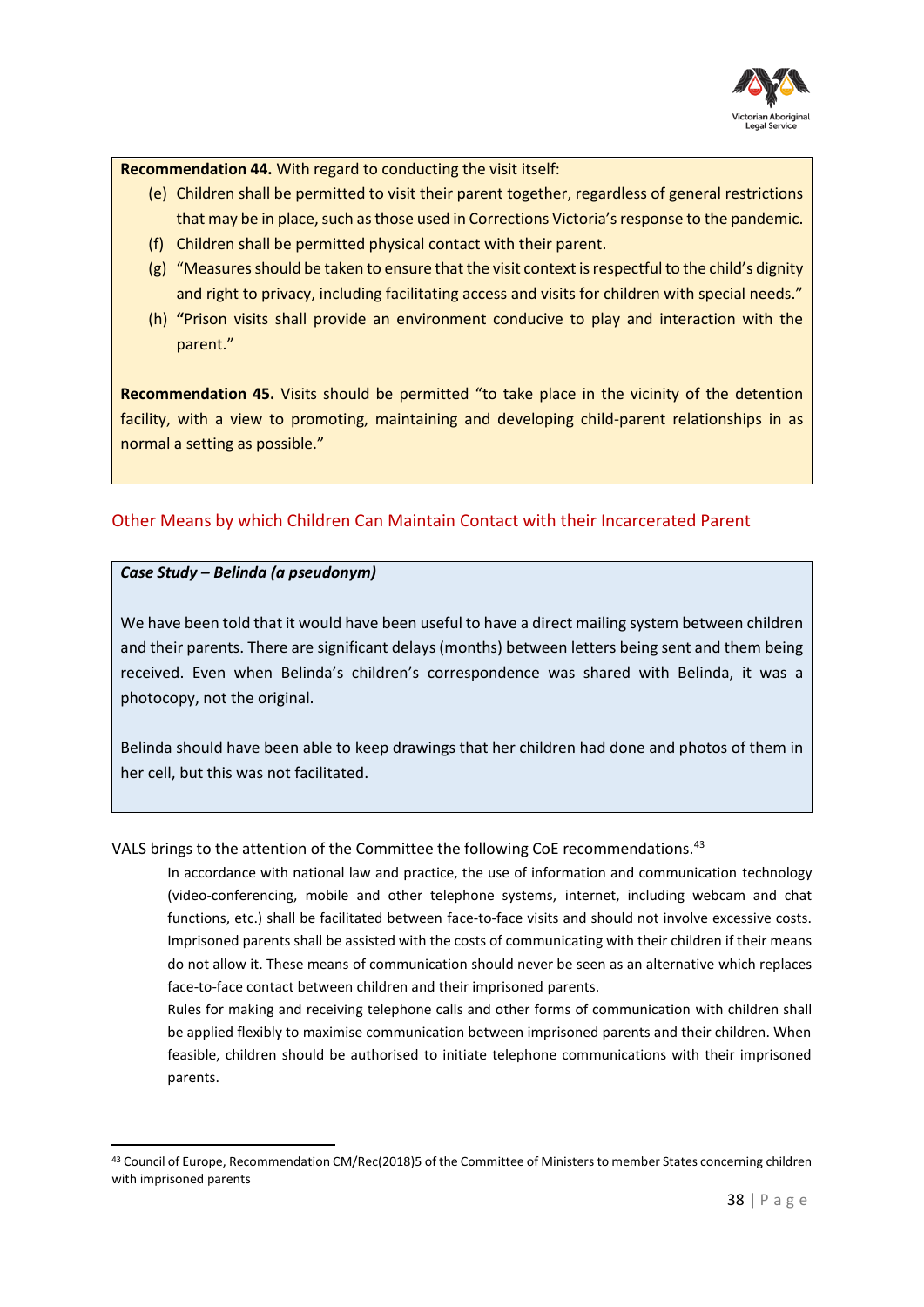**Recommendation 44.** With regard to conducting the visit itself:

(e) Children shall be permitted to visit their parent together, regardless of general restrictions that may be in place, such as those used in Corrections Victoria's response to the pandemic.

(f) Children shall be permitted physical contact with their parent.

(g) "Measures should be taken to ensure that the visit context is respectful to the child's dignity and right to privacy, including facilitating access and visits for children with special needs."

(h) **"**Prison visits shall provide an environment conducive to play and interaction with the parent."

**Recommendation 45.** Visits should be permitted "to take place in the vicinity of the detention facility, with a view to promoting, maintaining and developing child-parent relationships in as normal a setting as possible."

## Other Means by which Children Can Maintain Contact with their Incarcerated Parent

***Case Study – Belinda (a pseudonym)***

We have been told that it would have been useful to have a direct mailing system between children and their parents. There are significant delays (months) between letters being sent and them being received. Even when Belinda's children's correspondence was shared with Belinda, it was a photocopy, not the original.

Belinda should have been able to keep drawings that her children had done and photos of them in her cell, but this was not facilitated.

VALS brings to the attention of the Committee the following CoE recommendations.[43]

> In accordance with national law and practice, the use of information and communication technology (video-conferencing, mobile and other telephone systems, internet, including webcam and chat functions, etc.) shall be facilitated between face-to-face visits and should not involve excessive costs. Imprisoned parents shall be assisted with the costs of communicating with their children if their means do not allow it. These means of communication should never be seen as an alternative which replaces face-to-face contact between children and their imprisoned parents.
>
> Rules for making and receiving telephone calls and other forms of communication with children shall be applied flexibly to maximise communication between imprisoned parents and their children. When feasible, children should be authorised to initiate telephone communications with their imprisoned parents.

[43] Council of Europe, Recommendation CM/Rec(2018)5 of the Committee of Ministers to member States concerning children with imprisoned parents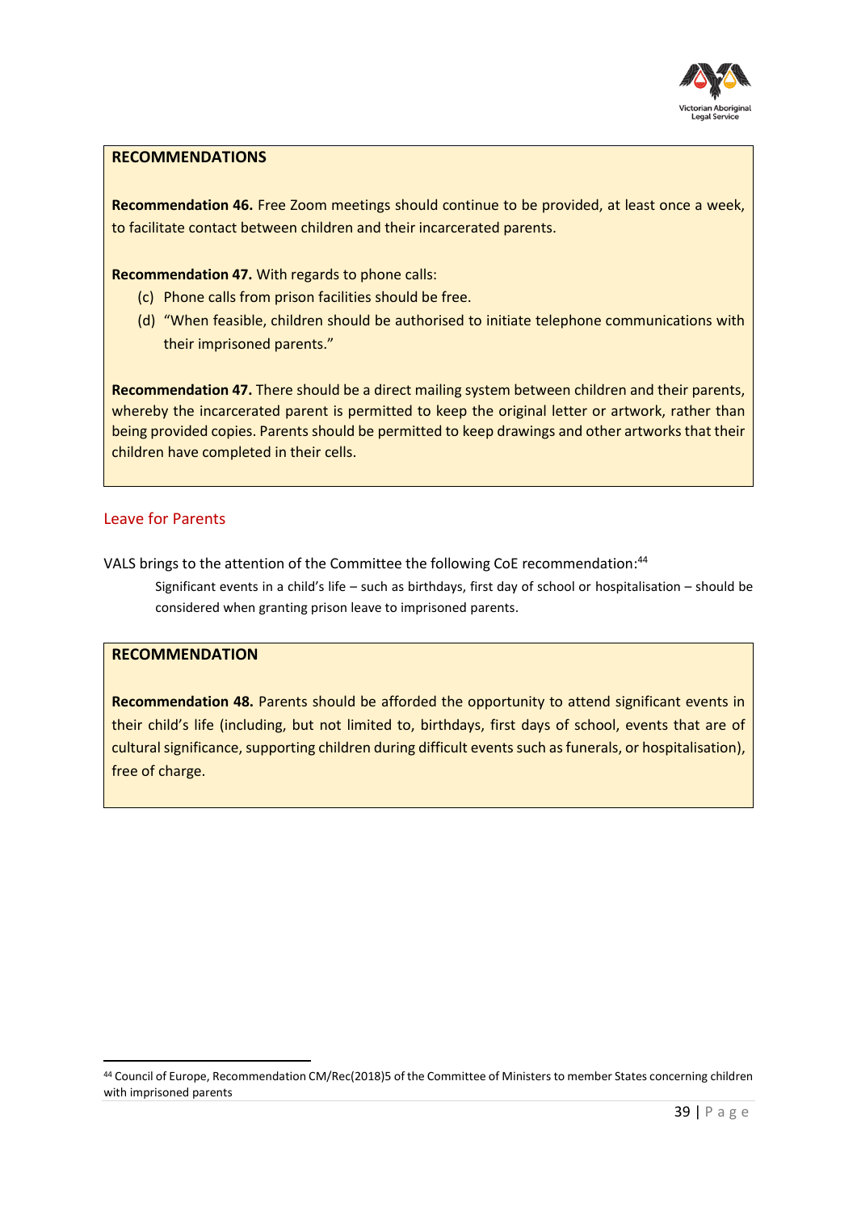**RECOMMENDATIONS**

**Recommendation 46.** Free Zoom meetings should continue to be provided, at least once a week, to facilitate contact between children and their incarcerated parents.

**Recommendation 47.** With regards to phone calls:

(c) Phone calls from prison facilities should be free.

(d) "When feasible, children should be authorised to initiate telephone communications with their imprisoned parents."

**Recommendation 47.** There should be a direct mailing system between children and their parents, whereby the incarcerated parent is permitted to keep the original letter or artwork, rather than being provided copies. Parents should be permitted to keep drawings and other artworks that their children have completed in their cells.

## Leave for Parents

VALS brings to the attention of the Committee the following CoE recommendation:[44]

> Significant events in a child's life – such as birthdays, first day of school or hospitalisation – should be considered when granting prison leave to imprisoned parents.

**RECOMMENDATION**

**Recommendation 48.** Parents should be afforded the opportunity to attend significant events in their child's life (including, but not limited to, birthdays, first days of school, events that are of cultural significance, supporting children during difficult events such as funerals, or hospitalisation), free of charge.

---

[44] Council of Europe, Recommendation CM/Rec(2018)5 of the Committee of Ministers to member States concerning children with imprisoned parents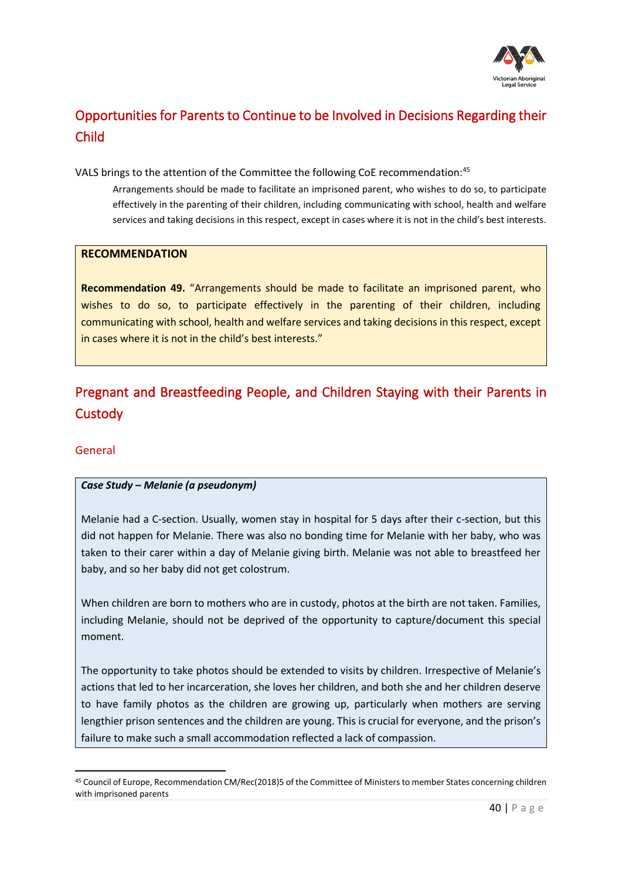## Opportunities for Parents to Continue to be Involved in Decisions Regarding their Child

VALS brings to the attention of the Committee the following CoE recommendation:[45]

> Arrangements should be made to facilitate an imprisoned parent, who wishes to do so, to participate effectively in the parenting of their children, including communicating with school, health and welfare services and taking decisions in this respect, except in cases where it is not in the child's best interests.

**RECOMMENDATION**

**Recommendation 49.** "Arrangements should be made to facilitate an imprisoned parent, who wishes to do so, to participate effectively in the parenting of their children, including communicating with school, health and welfare services and taking decisions in this respect, except in cases where it is not in the child's best interests."

## Pregnant and Breastfeeding People, and Children Staying with their Parents in Custody

### General

***Case Study – Melanie (a pseudonym)***

Melanie had a C-section. Usually, women stay in hospital for 5 days after their c-section, but this did not happen for Melanie. There was also no bonding time for Melanie with her baby, who was taken to their carer within a day of Melanie giving birth. Melanie was not able to breastfeed her baby, and so her baby did not get colostrum.

When children are born to mothers who are in custody, photos at the birth are not taken. Families, including Melanie, should not be deprived of the opportunity to capture/document this special moment.

The opportunity to take photos should be extended to visits by children. Irrespective of Melanie's actions that led to her incarceration, she loves her children, and both she and her children deserve to have family photos as the children are growing up, particularly when mothers are serving lengthier prison sentences and the children are young. This is crucial for everyone, and the prison's failure to make such a small accommodation reflected a lack of compassion.

[45] Council of Europe, Recommendation CM/Rec(2018)5 of the Committee of Ministers to member States concerning children with imprisoned parents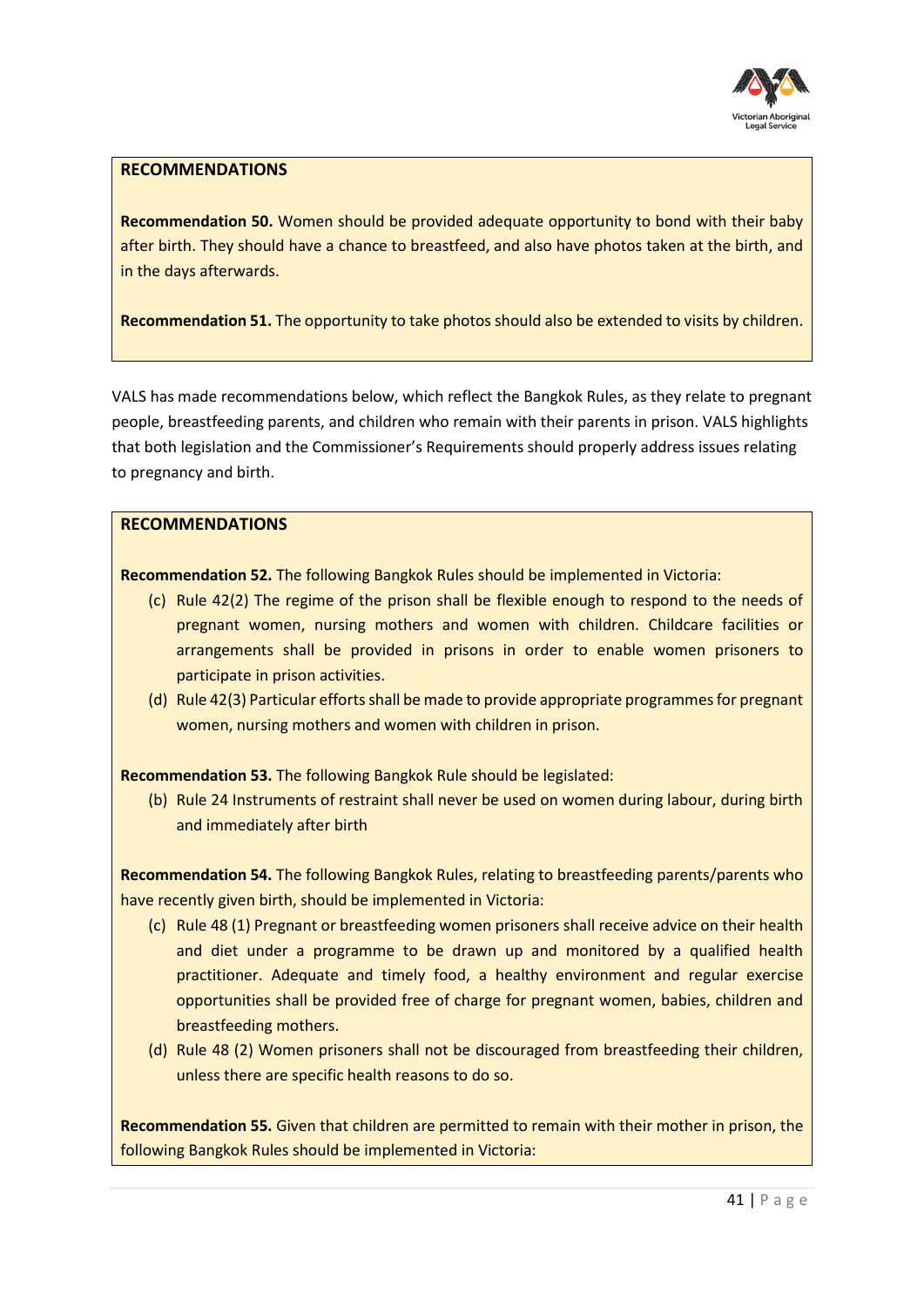**RECOMMENDATIONS**

**Recommendation 50.** Women should be provided adequate opportunity to bond with their baby after birth. They should have a chance to breastfeed, and also have photos taken at the birth, and in the days afterwards.

**Recommendation 51.** The opportunity to take photos should also be extended to visits by children.

VALS has made recommendations below, which reflect the Bangkok Rules, as they relate to pregnant people, breastfeeding parents, and children who remain with their parents in prison. VALS highlights that both legislation and the Commissioner's Requirements should properly address issues relating to pregnancy and birth.

**RECOMMENDATIONS**

**Recommendation 52.** The following Bangkok Rules should be implemented in Victoria:

(c) Rule 42(2) The regime of the prison shall be flexible enough to respond to the needs of pregnant women, nursing mothers and women with children. Childcare facilities or arrangements shall be provided in prisons in order to enable women prisoners to participate in prison activities.

(d) Rule 42(3) Particular efforts shall be made to provide appropriate programmes for pregnant women, nursing mothers and women with children in prison.

**Recommendation 53.** The following Bangkok Rule should be legislated:

(b) Rule 24 Instruments of restraint shall never be used on women during labour, during birth and immediately after birth

**Recommendation 54.** The following Bangkok Rules, relating to breastfeeding parents/parents who have recently given birth, should be implemented in Victoria:

(c) Rule 48 (1) Pregnant or breastfeeding women prisoners shall receive advice on their health and diet under a programme to be drawn up and monitored by a qualified health practitioner. Adequate and timely food, a healthy environment and regular exercise opportunities shall be provided free of charge for pregnant women, babies, children and breastfeeding mothers.

(d) Rule 48 (2) Women prisoners shall not be discouraged from breastfeeding their children, unless there are specific health reasons to do so.

**Recommendation 55.** Given that children are permitted to remain with their mother in prison, the following Bangkok Rules should be implemented in Victoria: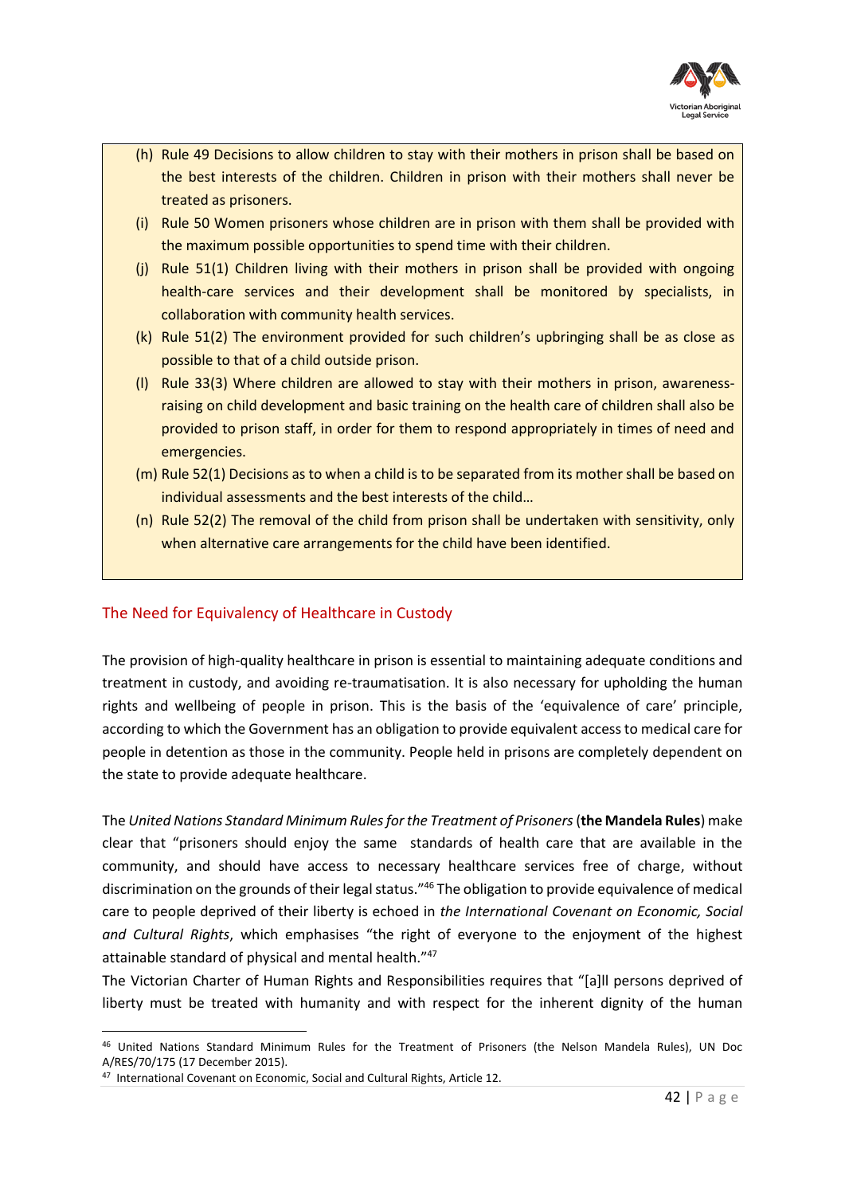(h) Rule 49 Decisions to allow children to stay with their mothers in prison shall be based on the best interests of the children. Children in prison with their mothers shall never be treated as prisoners.

(i) Rule 50 Women prisoners whose children are in prison with them shall be provided with the maximum possible opportunities to spend time with their children.

(j) Rule 51(1) Children living with their mothers in prison shall be provided with ongoing health-care services and their development shall be monitored by specialists, in collaboration with community health services.

(k) Rule 51(2) The environment provided for such children's upbringing shall be as close as possible to that of a child outside prison.

(l) Rule 33(3) Where children are allowed to stay with their mothers in prison, awareness-raising on child development and basic training on the health care of children shall also be provided to prison staff, in order for them to respond appropriately in times of need and emergencies.

(m) Rule 52(1) Decisions as to when a child is to be separated from its mother shall be based on individual assessments and the best interests of the child…

(n) Rule 52(2) The removal of the child from prison shall be undertaken with sensitivity, only when alternative care arrangements for the child have been identified.

## The Need for Equivalency of Healthcare in Custody

The provision of high-quality healthcare in prison is essential to maintaining adequate conditions and treatment in custody, and avoiding re-traumatisation. It is also necessary for upholding the human rights and wellbeing of people in prison. This is the basis of the 'equivalence of care' principle, according to which the Government has an obligation to provide equivalent access to medical care for people in detention as those in the community. People held in prisons are completely dependent on the state to provide adequate healthcare.

The *United Nations Standard Minimum Rules for the Treatment of Prisoners* (**the Mandela Rules**) make clear that "prisoners should enjoy the same standards of health care that are available in the community, and should have access to necessary healthcare services free of charge, without discrimination on the grounds of their legal status."[46] The obligation to provide equivalence of medical care to people deprived of their liberty is echoed in *the International Covenant on Economic, Social and Cultural Rights*, which emphasises "the right of everyone to the enjoyment of the highest attainable standard of physical and mental health."[47]

The Victorian Charter of Human Rights and Responsibilities requires that "[a]ll persons deprived of liberty must be treated with humanity and with respect for the inherent dignity of the human

[46] United Nations Standard Minimum Rules for the Treatment of Prisoners (the Nelson Mandela Rules), UN Doc A/RES/70/175 (17 December 2015).

[47] International Covenant on Economic, Social and Cultural Rights, Article 12.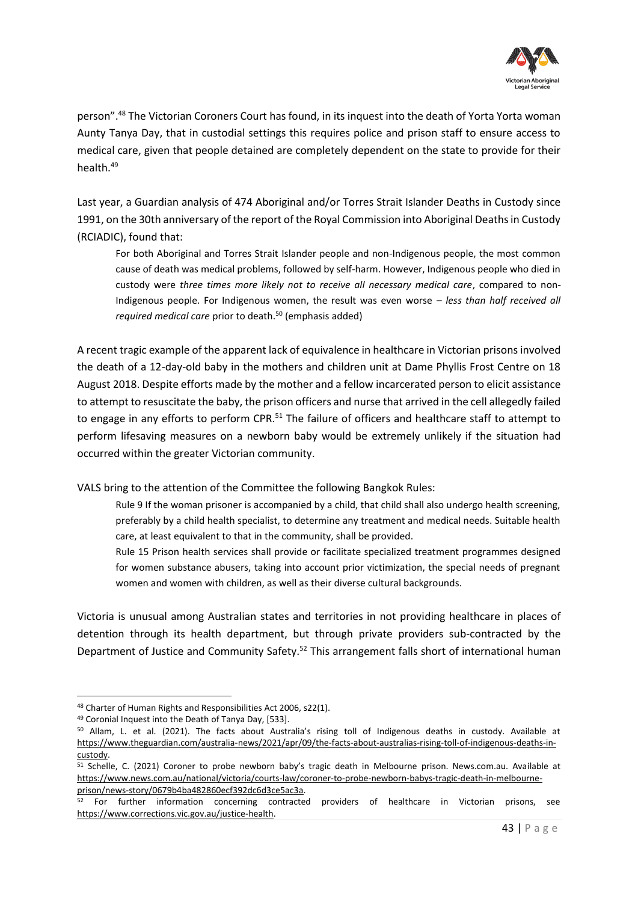person".[48] The Victorian Coroners Court has found, in its inquest into the death of Yorta Yorta woman Aunty Tanya Day, that in custodial settings this requires police and prison staff to ensure access to medical care, given that people detained are completely dependent on the state to provide for their health.[49]

Last year, a Guardian analysis of 474 Aboriginal and/or Torres Strait Islander Deaths in Custody since 1991, on the 30th anniversary of the report of the Royal Commission into Aboriginal Deaths in Custody (RCIADIC), found that:

> For both Aboriginal and Torres Strait Islander people and non-Indigenous people, the most common cause of death was medical problems, followed by self-harm. However, Indigenous people who died in custody were *three times more likely not to receive all necessary medical care*, compared to non-Indigenous people. For Indigenous women, the result was even worse – *less than half received all required medical care* prior to death.[50] (emphasis added)

A recent tragic example of the apparent lack of equivalence in healthcare in Victorian prisons involved the death of a 12-day-old baby in the mothers and children unit at Dame Phyllis Frost Centre on 18 August 2018. Despite efforts made by the mother and a fellow incarcerated person to elicit assistance to attempt to resuscitate the baby, the prison officers and nurse that arrived in the cell allegedly failed to engage in any efforts to perform CPR.[51] The failure of officers and healthcare staff to attempt to perform lifesaving measures on a newborn baby would be extremely unlikely if the situation had occurred within the greater Victorian community.

VALS bring to the attention of the Committee the following Bangkok Rules:

> Rule 9 If the woman prisoner is accompanied by a child, that child shall also undergo health screening, preferably by a child health specialist, to determine any treatment and medical needs. Suitable health care, at least equivalent to that in the community, shall be provided.
>
> Rule 15 Prison health services shall provide or facilitate specialized treatment programmes designed for women substance abusers, taking into account prior victimization, the special needs of pregnant women and women with children, as well as their diverse cultural backgrounds.

Victoria is unusual among Australian states and territories in not providing healthcare in places of detention through its health department, but through private providers sub-contracted by the Department of Justice and Community Safety.[52] This arrangement falls short of international human

---

[48] Charter of Human Rights and Responsibilities Act 2006, s22(1).

[49] Coronial Inquest into the Death of Tanya Day, [533].

[50] Allam, L. et al. (2021). The facts about Australia's rising toll of Indigenous deaths in custody. Available at https://www.theguardian.com/australia-news/2021/apr/09/the-facts-about-australias-rising-toll-of-indigenous-deaths-in-custody.

[51] Schelle, C. (2021) Coroner to probe newborn baby's tragic death in Melbourne prison. News.com.au. Available at https://www.news.com.au/national/victoria/courts-law/coroner-to-probe-newborn-babys-tragic-death-in-melbourne-prison/news-story/0679b4ba482860ecf392dc6d3ce5ac3a.

[52] For further information concerning contracted providers of healthcare in Victorian prisons, see https://www.corrections.vic.gov.au/justice-health.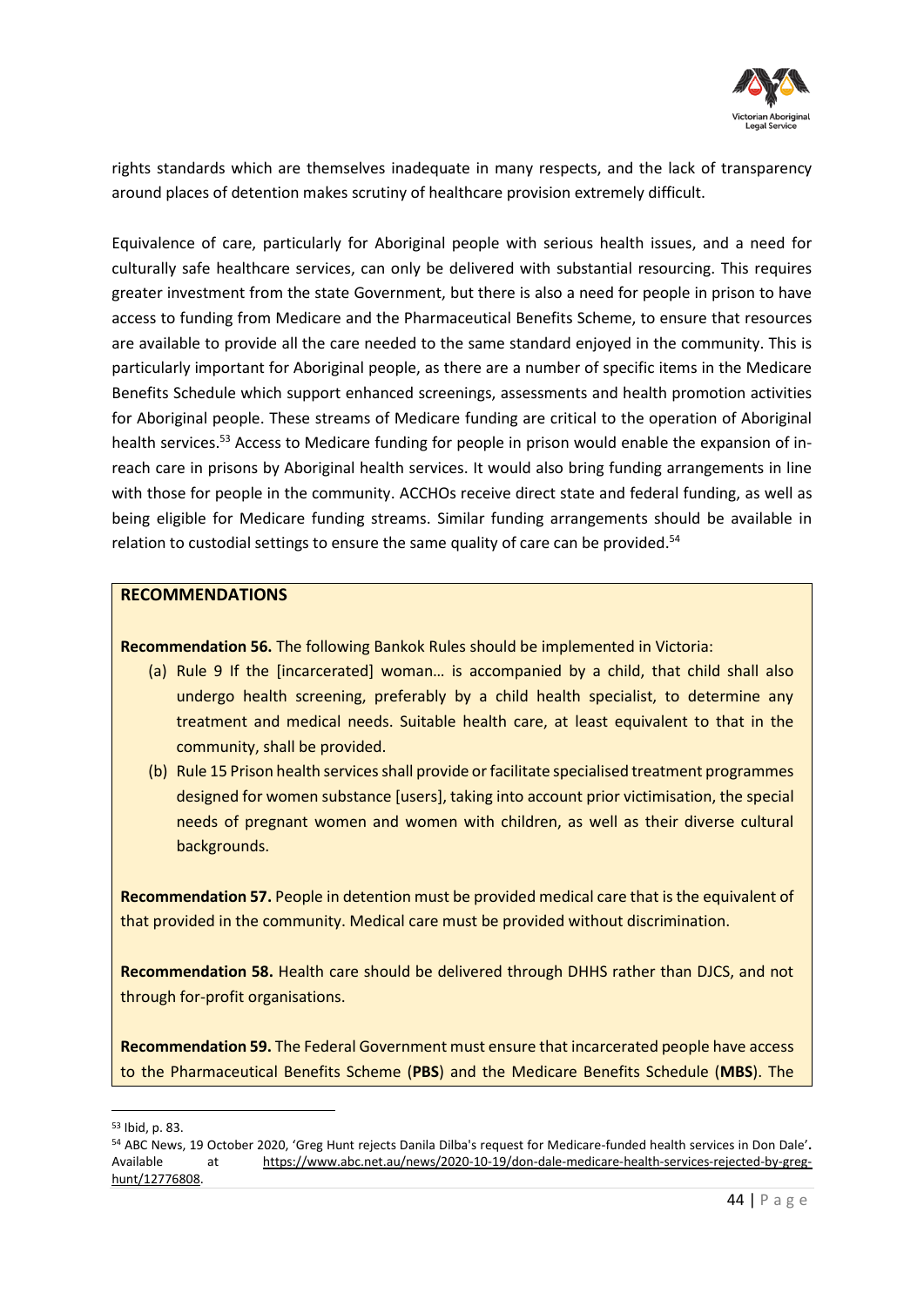rights standards which are themselves inadequate in many respects, and the lack of transparency around places of detention makes scrutiny of healthcare provision extremely difficult.

Equivalence of care, particularly for Aboriginal people with serious health issues, and a need for culturally safe healthcare services, can only be delivered with substantial resourcing. This requires greater investment from the state Government, but there is also a need for people in prison to have access to funding from Medicare and the Pharmaceutical Benefits Scheme, to ensure that resources are available to provide all the care needed to the same standard enjoyed in the community. This is particularly important for Aboriginal people, as there are a number of specific items in the Medicare Benefits Schedule which support enhanced screenings, assessments and health promotion activities for Aboriginal people. These streams of Medicare funding are critical to the operation of Aboriginal health services.[53] Access to Medicare funding for people in prison would enable the expansion of in-reach care in prisons by Aboriginal health services. It would also bring funding arrangements in line with those for people in the community. ACCHOs receive direct state and federal funding, as well as being eligible for Medicare funding streams. Similar funding arrangements should be available in relation to custodial settings to ensure the same quality of care can be provided.[54]

**RECOMMENDATIONS**

**Recommendation 56.** The following Bankok Rules should be implemented in Victoria:

(a) Rule 9 If the [incarcerated] woman… is accompanied by a child, that child shall also undergo health screening, preferably by a child health specialist, to determine any treatment and medical needs. Suitable health care, at least equivalent to that in the community, shall be provided.

(b) Rule 15 Prison health services shall provide or facilitate specialised treatment programmes designed for women substance [users], taking into account prior victimisation, the special needs of pregnant women and women with children, as well as their diverse cultural backgrounds.

**Recommendation 57.** People in detention must be provided medical care that is the equivalent of that provided in the community. Medical care must be provided without discrimination.

**Recommendation 58.** Health care should be delivered through DHHS rather than DJCS, and not through for-profit organisations.

**Recommendation 59.** The Federal Government must ensure that incarcerated people have access to the Pharmaceutical Benefits Scheme (**PBS**) and the Medicare Benefits Schedule (**MBS**). The

---

[53] Ibid, p. 83.

[54] ABC News, 19 October 2020, 'Greg Hunt rejects Danila Dilba's request for Medicare-funded health services in Don Dale'. Available at https://www.abc.net.au/news/2020-10-19/don-dale-medicare-health-services-rejected-by-greg-hunt/12776808.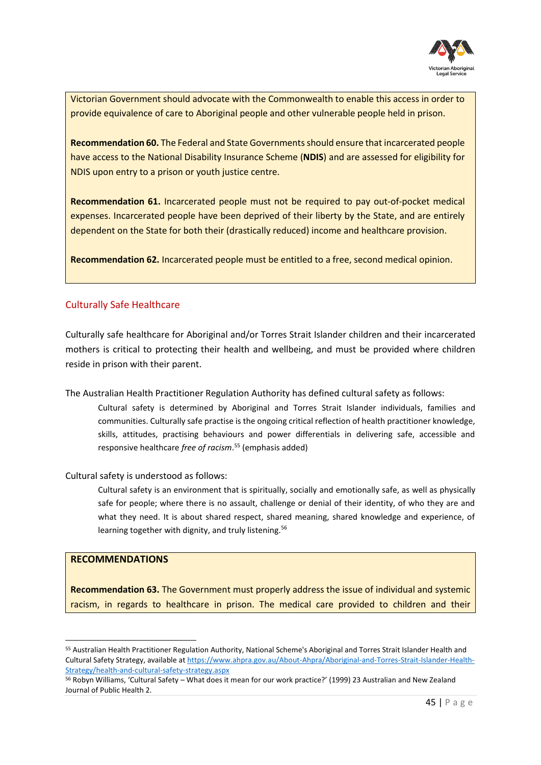Victorian Government should advocate with the Commonwealth to enable this access in order to provide equivalence of care to Aboriginal people and other vulnerable people held in prison.

**Recommendation 60.** The Federal and State Governments should ensure that incarcerated people have access to the National Disability Insurance Scheme (**NDIS**) and are assessed for eligibility for NDIS upon entry to a prison or youth justice centre.

**Recommendation 61.** Incarcerated people must not be required to pay out-of-pocket medical expenses. Incarcerated people have been deprived of their liberty by the State, and are entirely dependent on the State for both their (drastically reduced) income and healthcare provision.

**Recommendation 62.** Incarcerated people must be entitled to a free, second medical opinion.

## Culturally Safe Healthcare

Culturally safe healthcare for Aboriginal and/or Torres Strait Islander children and their incarcerated mothers is critical to protecting their health and wellbeing, and must be provided where children reside in prison with their parent.

The Australian Health Practitioner Regulation Authority has defined cultural safety as follows:

> Cultural safety is determined by Aboriginal and Torres Strait Islander individuals, families and communities. Culturally safe practise is the ongoing critical reflection of health practitioner knowledge, skills, attitudes, practising behaviours and power differentials in delivering safe, accessible and responsive healthcare *free of racism*.[55] (emphasis added)

Cultural safety is understood as follows:

> Cultural safety is an environment that is spiritually, socially and emotionally safe, as well as physically safe for people; where there is no assault, challenge or denial of their identity, of who they are and what they need. It is about shared respect, shared meaning, shared knowledge and experience, of learning together with dignity, and truly listening.[56]

**RECOMMENDATIONS**

**Recommendation 63.** The Government must properly address the issue of individual and systemic racism, in regards to healthcare in prison. The medical care provided to children and their

---

[55] Australian Health Practitioner Regulation Authority, National Scheme's Aboriginal and Torres Strait Islander Health and Cultural Safety Strategy, available at https://www.ahpra.gov.au/About-Ahpra/Aboriginal-and-Torres-Strait-Islander-Health-Strategy/health-and-cultural-safety-strategy.aspx

[56] Robyn Williams, 'Cultural Safety – What does it mean for our work practice?' (1999) 23 Australian and New Zealand Journal of Public Health 2.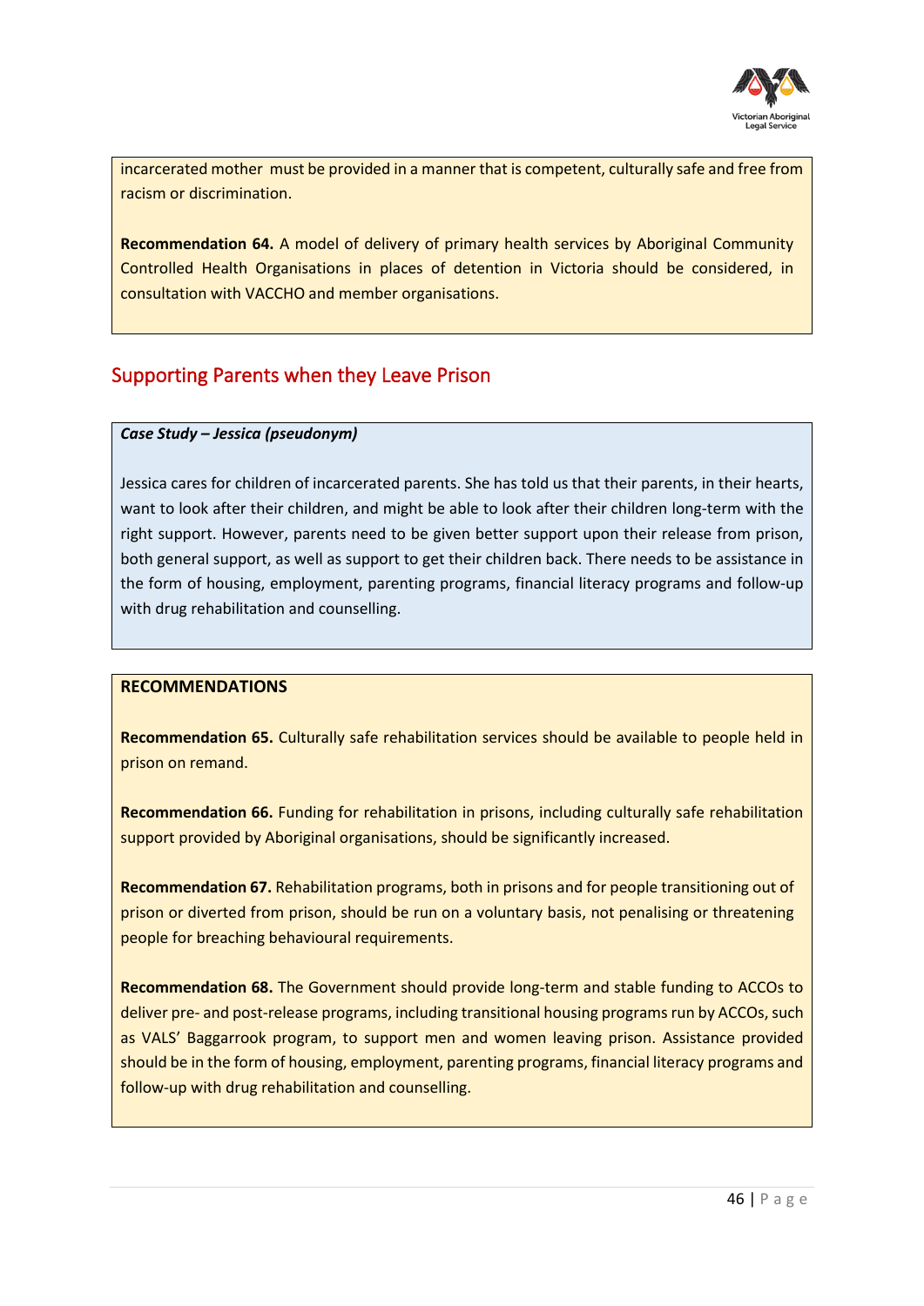incarcerated mother must be provided in a manner that is competent, culturally safe and free from racism or discrimination.

**Recommendation 64.** A model of delivery of primary health services by Aboriginal Community Controlled Health Organisations in places of detention in Victoria should be considered, in consultation with VACCHO and member organisations.

## Supporting Parents when they Leave Prison

***Case Study – Jessica (pseudonym)***

Jessica cares for children of incarcerated parents. She has told us that their parents, in their hearts, want to look after their children, and might be able to look after their children long-term with the right support. However, parents need to be given better support upon their release from prison, both general support, as well as support to get their children back. There needs to be assistance in the form of housing, employment, parenting programs, financial literacy programs and follow-up with drug rehabilitation and counselling.

**RECOMMENDATIONS**

**Recommendation 65.** Culturally safe rehabilitation services should be available to people held in prison on remand.

**Recommendation 66.** Funding for rehabilitation in prisons, including culturally safe rehabilitation support provided by Aboriginal organisations, should be significantly increased.

**Recommendation 67.** Rehabilitation programs, both in prisons and for people transitioning out of prison or diverted from prison, should be run on a voluntary basis, not penalising or threatening people for breaching behavioural requirements.

**Recommendation 68.** The Government should provide long-term and stable funding to ACCOs to deliver pre- and post-release programs, including transitional housing programs run by ACCOs, such as VALS' Baggarrook program, to support men and women leaving prison. Assistance provided should be in the form of housing, employment, parenting programs, financial literacy programs and follow-up with drug rehabilitation and counselling.